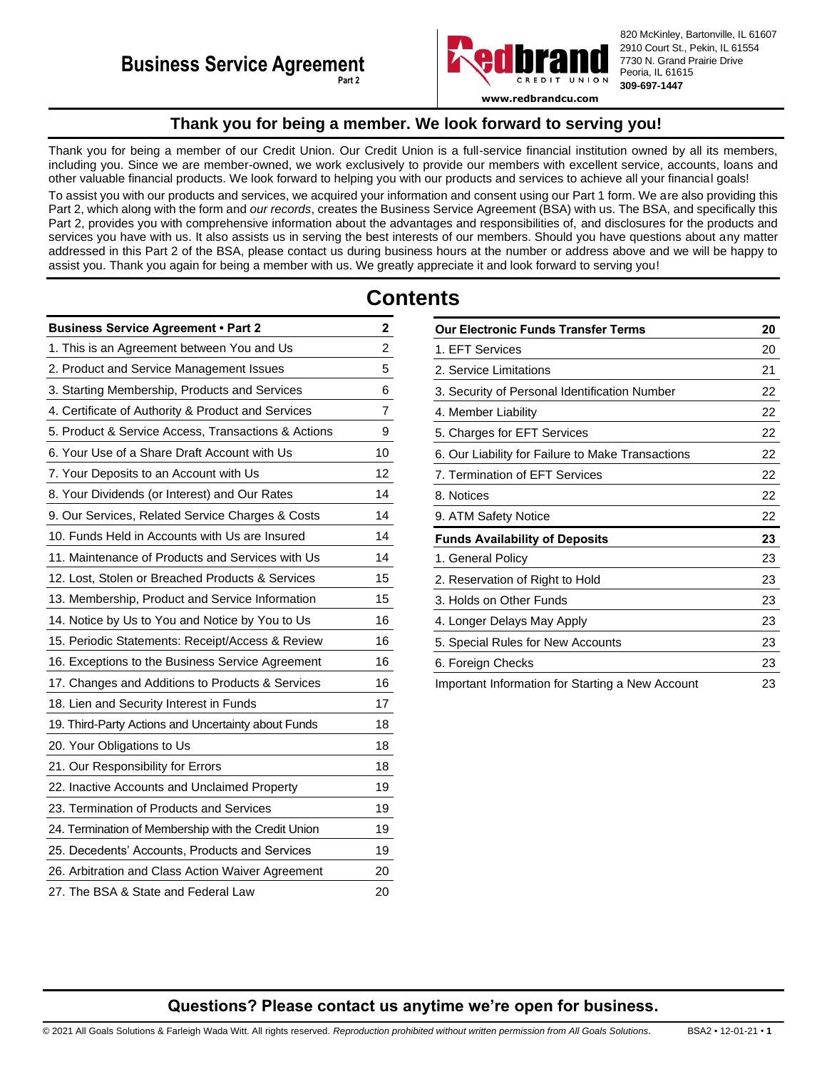# Business Service Agreement

Part 2

820 McKinley, Bartonville, IL 61607
2910 Court St., Pekin, IL 61554
7730 N. Grand Prairie Drive
Peoria, IL 61615
**309-697-1447**

**www.redbrandcu.com**

## Thank you for being a member. We look forward to serving you!

Thank you for being a member of our Credit Union. Our Credit Union is a full-service financial institution owned by all its members, including you. Since we are member-owned, we work exclusively to provide our members with excellent service, accounts, loans and other valuable financial products. We look forward to helping you with our products and services to achieve all your financial goals!

To assist you with our products and services, we acquired your information and consent using our Part 1 form. We are also providing this Part 2, which along with the form and *our records*, creates the Business Service Agreement (BSA) with us. The BSA, and specifically this Part 2, provides you with comprehensive information about the advantages and responsibilities of, and disclosures for the products and services you have with us. It also assists us in serving the best interests of our members. Should you have questions about any matter addressed in this Part 2 of the BSA, please contact us during business hours at the number or address above and we will be happy to assist you. Thank you again for being a member with us. We greatly appreciate it and look forward to serving you!

# Contents

| **Business Service Agreement • Part 2** | **2** |
|---|---|
| 1. This is an Agreement between You and Us | 2 |
| 2. Product and Service Management Issues | 5 |
| 3. Starting Membership, Products and Services | 6 |
| 4. Certificate of Authority & Product and Services | 7 |
| 5. Product & Service Access, Transactions & Actions | 9 |
| 6. Your Use of a Share Draft Account with Us | 10 |
| 7. Your Deposits to an Account with Us | 12 |
| 8. Your Dividends (or Interest) and Our Rates | 14 |
| 9. Our Services, Related Service Charges & Costs | 14 |
| 10. Funds Held in Accounts with Us are Insured | 14 |
| 11. Maintenance of Products and Services with Us | 14 |
| 12. Lost, Stolen or Breached Products & Services | 15 |
| 13. Membership, Product and Service Information | 15 |
| 14. Notice by Us to You and Notice by You to Us | 16 |
| 15. Periodic Statements: Receipt/Access & Review | 16 |
| 16. Exceptions to the Business Service Agreement | 16 |
| 17. Changes and Additions to Products & Services | 16 |
| 18. Lien and Security Interest in Funds | 17 |
| 19. Third-Party Actions and Uncertainty about Funds | 18 |
| 20. Your Obligations to Us | 18 |
| 21. Our Responsibility for Errors | 18 |
| 22. Inactive Accounts and Unclaimed Property | 19 |
| 23. Termination of Products and Services | 19 |
| 24. Termination of Membership with the Credit Union | 19 |
| 25. Decedents' Accounts, Products and Services | 19 |
| 26. Arbitration and Class Action Waiver Agreement | 20 |
| 27. The BSA & State and Federal Law | 20 |

| **Our Electronic Funds Transfer Terms** | **20** |
|---|---|
| 1. EFT Services | 20 |
| 2. Service Limitations | 21 |
| 3. Security of Personal Identification Number | 22 |
| 4. Member Liability | 22 |
| 5. Charges for EFT Services | 22 |
| 6. Our Liability for Failure to Make Transactions | 22 |
| 7. Termination of EFT Services | 22 |
| 8. Notices | 22 |
| 9. ATM Safety Notice | 22 |
| **Funds Availability of Deposits** | **23** |
| 1. General Policy | 23 |
| 2. Reservation of Right to Hold | 23 |
| 3. Holds on Other Funds | 23 |
| 4. Longer Delays May Apply | 23 |
| 5. Special Rules for New Accounts | 23 |
| 6. Foreign Checks | 23 |
| Important Information for Starting a New Account | 23 |

## Questions? Please contact us anytime we're open for business.

© 2021 All Goals Solutions & Farleigh Wada Witt. All rights reserved. *Reproduction prohibited without written permission from All Goals Solutions.* BSA2 • 12-01-21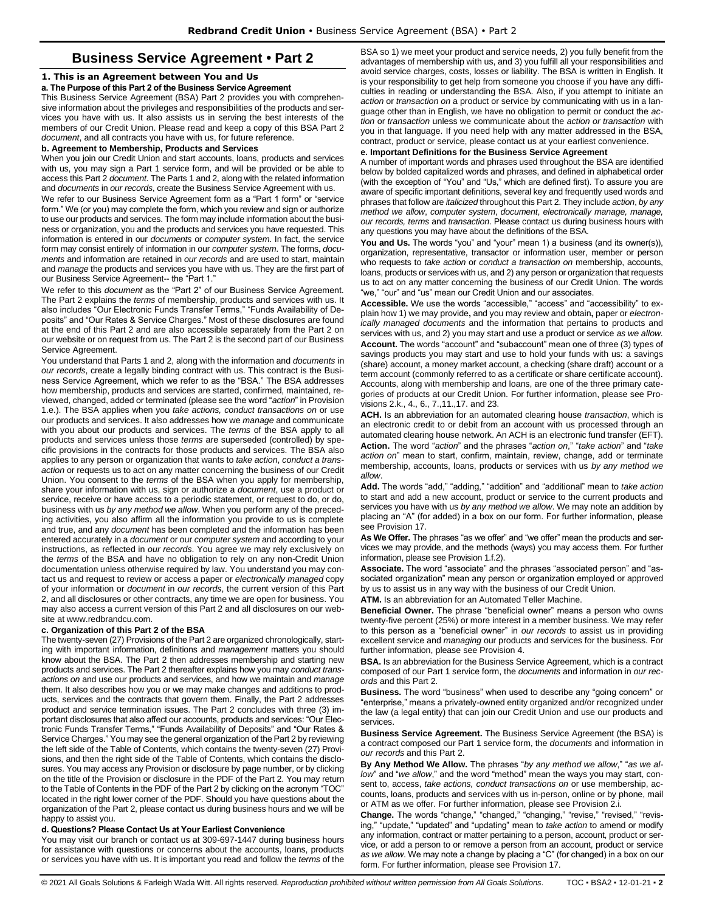# Business Service Agreement • Part 2

## 1. This is an Agreement between You and Us

**a. The Purpose of this Part 2 of the Business Service Agreement**

This Business Service Agreement (BSA) Part 2 provides you with comprehensive information about the privileges and responsibilities of the products and services you have with us. It also assists us in serving the best interests of the members of our Credit Union. Please read and keep a copy of this BSA Part 2 *document*, and all contracts you have with us, for future reference.

**b. Agreement to Membership, Products and Services**

When you join our Credit Union and start accounts, loans, products and services with us, you may sign a Part 1 service form, and will be provided or be able to access this Part 2 *document*. The Parts 1 and 2, along with the related information and *documents* in *our records*, create the Business Service Agreement with us.

We refer to our Business Service Agreement form as a "Part 1 form" or "service form." We (or you) may complete the form, which you review and sign or authorize to use our products and services. The form may include information about the business or organization, you and the products and services you have requested. This information is entered in our *documents* or *computer system*. In fact, the service form may consist entirely of information in our *computer system*. The forms, *documents* and information are retained in *our records* and are used to start, maintain and *manage* the products and services you have with us. They are the first part of our Business Service Agreement-- the "Part 1."

We refer to this *document* as the "Part 2" of our Business Service Agreement. The Part 2 explains the *terms* of membership, products and services with us. It also includes "Our Electronic Funds Transfer Terms," "Funds Availability of Deposits" and "Our Rates & Service Charges." Most of these disclosures are found at the end of this Part 2 and are also accessible separately from the Part 2 on our website or on request from us. The Part 2 is the second part of our Business Service Agreement.

You understand that Parts 1 and 2, along with the information and *documents* in *our records*, create a legally binding contract with us. This contract is the Business Service Agreement, which we refer to as the "BSA." The BSA addresses how membership, products and services are started, confirmed, maintained, reviewed, changed, added or terminated (please see the word "*action*" in Provision 1.e.). The BSA applies when you *take actions, conduct transactions on* or use our products and services. It also addresses how we *manage* and communicate with you about our products and services. The *terms* of the BSA apply to all products and services unless those *terms* are superseded (controlled) by specific provisions in the contracts for those products and services. The BSA also applies to any person or organization that wants to *take action*, *conduct a transaction* or requests us to act on any matter concerning the business of our Credit Union. You consent to the *terms* of the BSA when you apply for membership, share your information with us, sign or authorize a *document*, use a product or service, receive or have access to a periodic statement, or request to do, or do, business with us *by any method we allow*. When you perform any of the preceding activities, you also affirm all the information you provide to us is complete and true, and any *document* has been completed and the information has been entered accurately in a *document* or our *computer system* and according to your instructions, as reflected in *our records*. You agree we may rely exclusively on the *terms* of the BSA and have no obligation to rely on any non-Credit Union documentation unless otherwise required by law. You understand you may contact us and request to review or access a paper or *electronically managed* copy of your information or *document* in *our records*, the current version of this Part 2, and all disclosures or other contracts, any time we are open for business. You may also access a current version of this Part 2 and all disclosures on our website at www.redbrandcu.com.

**c. Organization of this Part 2 of the BSA**

The twenty-seven (27) Provisions of the Part 2 are organized chronologically, starting with important information, definitions and *management* matters you should know about the BSA. The Part 2 then addresses membership and starting new products and services. The Part 2 thereafter explains how you may *conduct transactions on* and use our products and services, and how we maintain and *manage* them. It also describes how you or we may make changes and additions to products, services and the contracts that govern them. Finally, the Part 2 addresses product and service termination issues. The Part 2 concludes with three (3) important disclosures that also affect our accounts, products and services: "Our Electronic Funds Transfer Terms," "Funds Availability of Deposits" and "Our Rates & Service Charges." You may see the general organization of the Part 2 by reviewing the left side of the Table of Contents, which contains the twenty-seven (27) Provisions, and then the right side of the Table of Contents, which contains the disclosures. You may access any Provision or disclosure by page number, or by clicking on the title of the Provision or disclosure in the PDF of the Part 2. You may return to the Table of Contents in the PDF of the Part 2 by clicking on the acronym "TOC" located in the right lower corner of the PDF. Should you have questions about the organization of the Part 2, please contact us during business hours and we will be happy to assist you.

**d. Questions? Please Contact Us at Your Earliest Convenience**

You may visit our branch or contact us at 309-697-1447 during business hours for assistance with questions or concerns about the accounts, loans, products or services you have with us. It is important you read and follow the *terms* of the BSA so 1) we meet your product and service needs, 2) you fully benefit from the advantages of membership with us, and 3) you fulfill all your responsibilities and avoid service charges, costs, losses or liability. The BSA is written in English. It is your responsibility to get help from someone you choose if you have any difficulties in reading or understanding the BSA. Also, if you attempt to initiate an *action* or *transaction on* a product or service by communicating with us in a language other than in English, we have no obligation to permit or conduct the *action* or *transaction* unless we communicate about the *action or transaction* with you in that language. If you need help with any matter addressed in the BSA, contract, product or service, please contact us at your earliest convenience.

**e. Important Definitions for the Business Service Agreement**

A number of important words and phrases used throughout the BSA are identified below by bolded capitalized words and phrases, and defined in alphabetical order (with the exception of "You" and "Us," which are defined first). To assure you are aware of specific important definitions, several key and frequently used words and phrases that follow are *italicized* throughout this Part 2. They include *action*, *by any method we allow*, *computer system*, *document*, *electronically manage, manage, our records, terms* and *transaction*. Please contact us during business hours with any questions you may have about the definitions of the BSA.

**You and Us.** The words "you" and "your" mean 1) a business (and its owner(s)), organization, representative, transactor or information user, member or person who requests to *take action* or *conduct a transaction on* membership, accounts, loans, products or services with us, and 2) any person or organization that requests us to act on any matter concerning the business of our Credit Union. The words "we," "our" and "us" mean our Credit Union and our associates.

**Accessible.** We use the words "accessible," "access" and "accessibility" to explain how 1) we may provide**,** and you may review and obtain**,** paper or *electronically managed documents* and the information that pertains to products and services with us, and 2) you may start and use a product or service *as we allow.*

**Account.** The words "account" and "subaccount" mean one of three (3) types of savings products you may start and use to hold your funds with us: a savings (share) account, a money market account, a checking (share draft) account or a term account (commonly referred to as a certificate or share certificate account). Accounts, along with membership and loans, are one of the three primary categories of products at our Credit Union. For further information, please see Provisions 2.k., 4., 6., 7.,11.,17. and 23.

**ACH.** Is an abbreviation for an automated clearing house *transaction*, which is an electronic credit to or debit from an account with us processed through an automated clearing house network. An ACH is an electronic fund transfer (EFT).

**Action.** The word "*action*" and the phrases "*action on*," "*take action*" and "*take action on*" mean to start, confirm, maintain, review, change, add or terminate membership, accounts, loans, products or services with us *by any method we allow*.

**Add.** The words "add," "adding," "addition" and "additional" mean to *take action* to start and add a new account, product or service to the current products and services you have with us *by any method we allow*. We may note an addition by placing an "A" (for added) in a box on our form. For further information, please see Provision 17.

**As We Offer.** The phrases "as we offer" and "we offer" mean the products and services we may provide, and the methods (ways) you may access them. For further information, please see Provision 1.f.2).

**Associate.** The word "associate" and the phrases "associated person" and "associated organization" mean any person or organization employed or approved by us to assist us in any way with the business of our Credit Union.

**ATM.** Is an abbreviation for an Automated Teller Machine.

**Beneficial Owner.** The phrase "beneficial owner" means a person who owns twenty-five percent (25%) or more interest in a member business. We may refer to this person as a "beneficial owner" in *our records* to assist us in providing excellent service and *managing* our products and services for the business. For further information, please see Provision 4.

**BSA.** Is an abbreviation for the Business Service Agreement, which is a contract composed of our Part 1 service form, the *documents* and information in *our records* and this Part 2.

**Business.** The word "business" when used to describe any "going concern" or "enterprise," means a privately-owned entity organized and/or recognized under the law (a legal entity) that can join our Credit Union and use our products and services.

**Business Service Agreement.** The Business Service Agreement (the BSA) is a contract composed our Part 1 service form, the *documents* and information in *our records* and this Part 2.

**By Any Method We Allow.** The phrases "*by any method we allow*," "*as we allow*" and "*we allow*," and the word "method" mean the ways you may start, consent to, access, *take actions, conduct transactions on* or use membership, accounts, loans, products and services with us in-person, online or by phone, mail or ATM as we offer. For further information, please see Provision 2.i.

**Change.** The words "change," "changed," "changing," "revise," "revised," "revising," "update," "updated" and "updating" mean to *take action* to amend or modify any information, contract or matter pertaining to a person, account, product or service, or add a person to or remove a person from an account, product or service *as we allow*. We may note a change by placing a "C" (for changed) in a box on our form. For further information, please see Provision 17.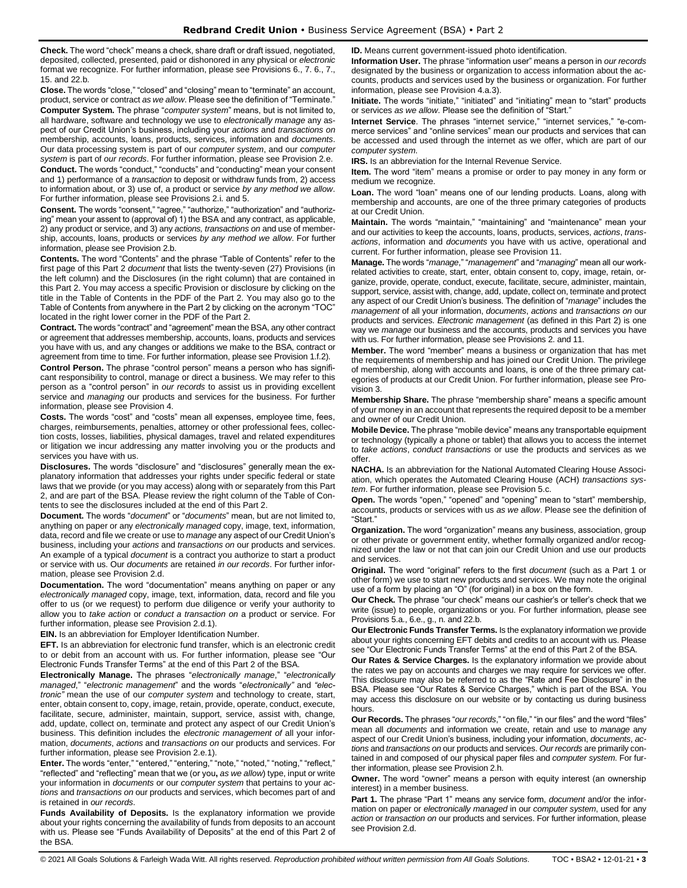**Check.** The word "check" means a check, share draft or draft issued, negotiated, deposited, collected, presented, paid or dishonored in any physical or *electronic* format we recognize. For further information, please see Provisions 6., 7. 6., 7., 15. and 22.b.

**Close.** The words "close," "closed" and "closing" mean to "terminate" an account, product, service or contract *as we allow*. Please see the definition of "Terminate."

**Computer System.** The phrase "*computer system*" means, but is not limited to, all hardware, software and technology we use to *electronically manage* any aspect of our Credit Union's business, including your *actions* and *transactions on* membership, accounts, loans, products, services, information and *documents*. Our data processing system is part of our *computer system*, and our *computer system* is part of *our records*. For further information, please see Provision 2.e.

**Conduct.** The words "conduct," "conducts" and "conducting" mean your consent and 1) performance of a *transaction* to deposit or withdraw funds from, 2) access to information about, or 3) use of, a product or service *by any method we allow*. For further information, please see Provisions 2.i. and 5.

**Consent.** The words "consent," "agree," "authorize," "authorization" and "authorizing" mean your assent to (approval of) 1) the BSA and any contract, as applicable, 2) any product or service, and 3) any *actions, transactions on* and use of membership, accounts, loans, products or services *by any method we allow*. For further information, please see Provision 2.b.

**Contents.** The word "Contents" and the phrase "Table of Contents" refer to the first page of this Part 2 *document* that lists the twenty-seven (27) Provisions (in the left column) and the Disclosures (in the right column) that are contained in this Part 2. You may access a specific Provision or disclosure by clicking on the title in the Table of Contents in the PDF of the Part 2. You may also go to the Table of Contents from anywhere in the Part 2 by clicking on the acronym "TOC" located in the right lower corner in the PDF of the Part 2.

**Contract.** The words "contract" and "agreement" mean the BSA, any other contract or agreement that addresses membership, accounts, loans, products and services you have with us, and any changes or additions we make to the BSA, contract or agreement from time to time. For further information, please see Provision 1.f.2).

**Control Person.** The phrase "control person" means a person who has significant responsibility to control, manage or direct a business. We may refer to this person as a "control person" in *our records* to assist us in providing excellent service and *managing* our products and services for the business. For further information, please see Provision 4.

**Costs.** The words "cost" and "costs" mean all expenses, employee time, fees, charges, reimbursements, penalties, attorney or other professional fees, collection costs, losses, liabilities, physical damages, travel and related expenditures or litigation we incur addressing any matter involving you or the products and services you have with us.

**Disclosures.** The words "disclosure" and "disclosures" generally mean the explanatory information that addresses your rights under specific federal or state laws that we provide (or you may access) along with or separately from this Part 2, and are part of the BSA. Please review the right column of the Table of Contents to see the disclosures included at the end of this Part 2.

**Document.** The words "*document*" or "*documents*" mean, but are not limited to, anything on paper or any *electronically managed* copy, image, text, information, data, record and file we create or use to *manage* any aspect of our Credit Union's business, including your *actions* and *transactions on* our products and services. An example of a typical *document* is a contract you authorize to start a product or service with us. Our *documents* are retained *in our records*. For further information, please see Provision 2.d.

**Documentation.** The word "documentation" means anything on paper or any *electronically managed* copy, image, text, information, data, record and file you offer to us (or we request) to perform due diligence or verify your authority to allow you to *take action* or *conduct a transaction on* a product or service. For further information, please see Provision 2.d.1).

**EIN.** Is an abbreviation for Employer Identification Number.

**EFT.** Is an abbreviation for electronic fund transfer, which is an electronic credit to or debit from an account with us. For further information, please see "Our Electronic Funds Transfer Terms" at the end of this Part 2 of the BSA.

**Electronically Manage.** The phrases "*electronically manage*," "*electronically managed*," "*electronic management*" and the words "*electronically"* and *"electronic"* mean the use of our *computer system* and technology to create, start, enter, obtain consent to, copy, image, retain, provide, operate, conduct, execute, facilitate, secure, administer, maintain, support, service, assist with, change, add, update, collect on, terminate and protect any aspect of our Credit Union's business. This definition includes the *electronic management of* all your information, *documents*, *actions* and *transactions on* our products and services. For further information, please see Provision 2.e.1).

**Enter.** The words "enter," "entered," "entering," "note," "noted," "noting," "reflect," "reflected" and "reflecting" mean that we (or you**,** *as we allow*) type, input or write your information in *documents* or our *computer system* that pertains to your *actions* and *transactions on* our products and services, which becomes part of and is retained in *our records*.

**Funds Availability of Deposits.** Is the explanatory information we provide about your rights concerning the availability of funds from deposits to an account with us. Please see "Funds Availability of Deposits" at the end of this Part 2 of the BSA.

**ID.** Means current government-issued photo identification.

**Information User.** The phrase "information user" means a person in *our records* designated by the business or organization to access information about the accounts, products and services used by the business or organization. For further information, please see Provision 4.a.3).

**Initiate.** The words "initiate," "initiated" and "initiating" mean to "start" products or services *as we allow*. Please see the definition of "Start."

**Internet Service**. The phrases "internet service," "internet services," "e-commerce services" and "online services" mean our products and services that can be accessed and used through the internet as we offer, which are part of our *computer system*.

**IRS.** Is an abbreviation for the Internal Revenue Service.

**Item.** The word "item" means a promise or order to pay money in any form or medium we recognize.

**Loan.** The word "loan" means one of our lending products. Loans, along with membership and accounts, are one of the three primary categories of products at our Credit Union.

**Maintain.** The words "maintain," "maintaining" and "maintenance" mean your and our activities to keep the accounts, loans, products, services, *actions*, *transactions*, information and *documents* you have with us active, operational and current. For further information, please see Provision 11.

**Manage.** The words "*manage*," "*management*" and "*managing*" mean all our work-related activities to create, start, enter, obtain consent to, copy, image, retain, organize, provide, operate, conduct, execute, facilitate, secure, administer, maintain, support, service, assist with, change, add, update, collect on, terminate and protect any aspect of our Credit Union's business. The definition of "*manage*" includes the *management* of all your information, *documents*, *actions* and *transactions on* our products and services. *Electronic management* (as defined in this Part 2) is one way we *manage* our business and the accounts, products and services you have with us. For further information, please see Provisions 2. and 11.

**Member.** The word "member" means a business or organization that has met the requirements of membership and has joined our Credit Union. The privilege of membership, along with accounts and loans, is one of the three primary categories of products at our Credit Union. For further information, please see Provision 3.

**Membership Share.** The phrase "membership share" means a specific amount of your money in an account that represents the required deposit to be a member and owner of our Credit Union.

**Mobile Device.** The phrase "mobile device" means any transportable equipment or technology (typically a phone or tablet) that allows you to access the internet to *take actions*, *conduct transactions* or use the products and services as we offer.

**NACHA.** Is an abbreviation for the National Automated Clearing House Association, which operates the Automated Clearing House (ACH) *transactions system*. For further information, please see Provision 5.c.

**Open.** The words "open," "opened" and "opening" mean to "start" membership, accounts, products or services with us *as we allow*. Please see the definition of "Start."

**Organization.** The word "organization" means any business, association, group or other private or government entity, whether formally organized and/or recognized under the law or not that can join our Credit Union and use our products and services.

**Original.** The word "original" refers to the first *document* (such as a Part 1 or other form) we use to start new products and services. We may note the original use of a form by placing an "O" (for original) in a box on the form.

**Our Check.** The phrase "our check" means our cashier's or teller's check that we write (issue) to people, organizations or you. For further information, please see Provisions 5.a., 6.e., g., n. and 22.b.

**Our Electronic Funds Transfer Terms.** Is the explanatory information we provide about your rights concerning EFT debits and credits to an account with us. Please see "Our Electronic Funds Transfer Terms" at the end of this Part 2 of the BSA.

**Our Rates & Service Charges.** Is the explanatory information we provide about the rates we pay on accounts and charges we may require for services we offer. This disclosure may also be referred to as the "Rate and Fee Disclosure" in the BSA. Please see "Our Rates & Service Charges," which is part of the BSA. You may access this disclosure on our website or by contacting us during business hours.

**Our Records.** The phrases "*our records*," "on file," "in our files" and the word "files" mean all *documents* and information we create, retain and use to *manage* any aspect of our Credit Union's business, including your information, *documents*, *actions* and *transactions on* our products and services. *Our records* are primarily contained in and composed of our physical paper files and *computer system*. For further information, please see Provision 2.h.

**Owner.** The word "owner" means a person with equity interest (an ownership interest) in a member business.

**Part 1.** The phrase "Part 1" means any service form, *document* and/or the information on paper or *electronically managed* in our *computer system*, used for any *action* or *transaction on* our products and services. For further information, please see Provision 2.d.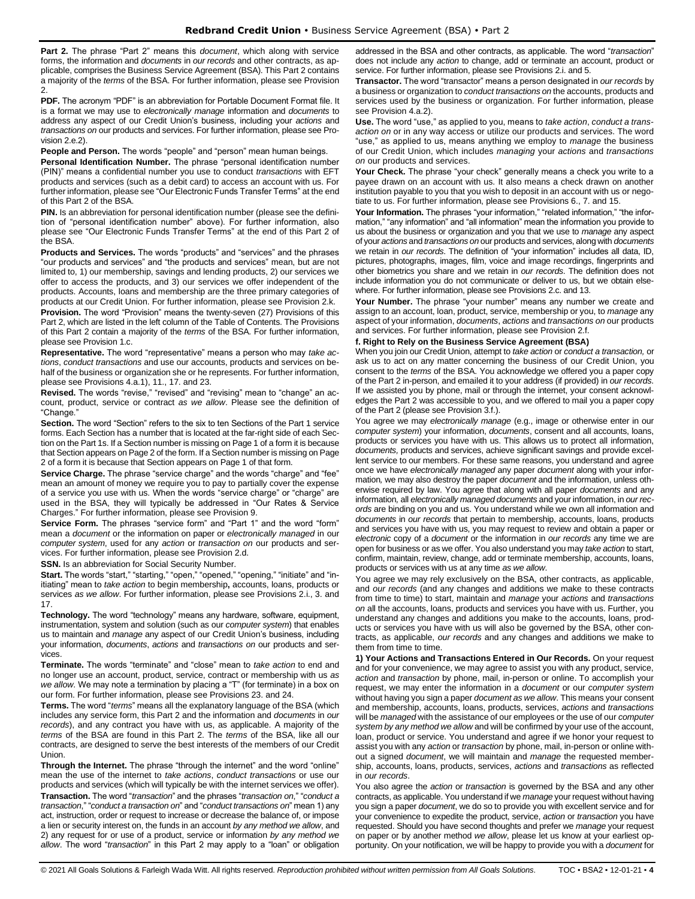**Part 2.** The phrase "Part 2" means this *document*, which along with service forms, the information and *documents* in *our records* and other contracts, as applicable, comprises the Business Service Agreement (BSA). This Part 2 contains a majority of the *terms* of the BSA. For further information, please see Provision 2.

**PDF.** The acronym "PDF" is an abbreviation for Portable Document Format file. It is a format we may use to *electronically manage* information and *documents* to address any aspect of our Credit Union's business, including your *actions* and *transactions on* our products and services. For further information, please see Provision 2.e.2).

**People and Person.** The words "people" and "person" mean human beings.

**Personal Identification Number.** The phrase "personal identification number (PIN)" means a confidential number you use to conduct *transactions* with EFT products and services (such as a debit card) to access an account with us. For further information, please see "Our Electronic Funds Transfer Terms" at the end of this Part 2 of the BSA.

**PIN.** Is an abbreviation for personal identification number (please see the definition of "personal identification number" above). For further information, also please see "Our Electronic Funds Transfer Terms" at the end of this Part 2 of the BSA.

**Products and Services.** The words "products" and "services" and the phrases "our products and services" and "the products and services" mean, but are not limited to, 1) our membership, savings and lending products, 2) our services we offer to access the products, and 3) our services we offer independent of the products. Accounts, loans and membership are the three primary categories of products at our Credit Union. For further information, please see Provision 2.k.

**Provision.** The word "Provision" means the twenty-seven (27) Provisions of this Part 2, which are listed in the left column of the Table of Contents. The Provisions of this Part 2 contain a majority of the *terms* of the BSA. For further information, please see Provision 1.c.

**Representative.** The word "representative" means a person who may *take actions*, *conduct transactions* and use our accounts, products and services on behalf of the business or organization she or he represents. For further information, please see Provisions 4.a.1), 11., 17. and 23.

**Revised.** The words "revise," "revised" and "revising" mean to "change" an account, product, service or contract *as we allow*. Please see the definition of "Change."

**Section.** The word "Section" refers to the six to ten Sections of the Part 1 service forms. Each Section has a number that is located at the far-right side of each Section on the Part 1s. If a Section number is missing on Page 1 of a form it is because that Section appears on Page 2 of the form. If a Section number is missing on Page 2 of a form it is because that Section appears on Page 1 of that form.

**Service Charge.** The phrase "service charge" and the words "charge" and "fee" mean an amount of money we require you to pay to partially cover the expense of a service you use with us. When the words "service charge" or "charge" are used in the BSA, they will typically be addressed in "Our Rates & Service Charges." For further information, please see Provision 9.

**Service Form.** The phrases "service form" and "Part 1" and the word "form" mean a *document* or the information on paper or *electronically managed* in our *computer system*, used for any *action* or *transaction on* our products and services. For further information, please see Provision 2.d.

**SSN.** Is an abbreviation for Social Security Number.

**Start.** The words "start," "starting," "open," "opened," "opening," "initiate" and "initiating" mean to *take action* to begin membership**,** accounts, loans, products or services *as we allow*. For further information, please see Provisions 2.i., 3. and 17.

**Technology.** The word "technology" means any hardware, software, equipment, instrumentation, system and solution (such as our *computer system*) that enables us to maintain and *manage* any aspect of our Credit Union's business, including your information, *documents*, *actions* and *transactions on* our products and services.

**Terminate.** The words "terminate" and "close" mean to *take action* to end and no longer use an account, product, service, contract or membership with us *as we allow.* We may note a termination by placing a "T" (for terminate) in a box on our form. For further information, please see Provisions 23. and 24.

**Terms.** The word "*terms*" means all the explanatory language of the BSA (which includes any service form, this Part 2 and the information and *documents* in *our records*), and any contract you have with us, as applicable. A majority of the *terms* of the BSA are found in this Part 2. The *terms* of the BSA, like all our contracts, are designed to serve the best interests of the members of our Credit Union.

**Through the Internet.** The phrase "through the internet" and the word "online" mean the use of the internet to *take actions*, *conduct transactions* or use our products and services (which will typically be with the internet services we offer).

**Transaction.** The word "*transaction*" and the phrases "*transaction on*," "*conduct a transaction*," "*conduct a transaction on*" and "*conduct transactions on*" mean 1) any act, instruction, order or request to increase or decrease the balance of, or impose a lien or security interest on, the funds in an account *by any method we allow*, and 2) any request for or use of a product, service or information *by any method we allow*. The word "*transaction*" in this Part 2 may apply to a "loan" or obligation addressed in the BSA and other contracts, as applicable. The word "*transaction*" does not include any *action* to change, add or terminate an account, product or service. For further information, please see Provisions 2.i. and 5.

**Transactor.** The word "transactor" means a person designated in *our records* by a business or organization to *conduct transactions on* the accounts, products and services used by the business or organization. For further information, please see Provision 4.a.2).

**Use.** The word "use," as applied to you, means to *take action*, *conduct a transaction on* or in any way access or utilize our products and services. The word "use," as applied to us, means anything we employ to *manage* the business of our Credit Union, which includes *managing* your *actions* and *transactions on* our products and services.

**Your Check.** The phrase "your check" generally means a check you write to a payee drawn on an account with us. It also means a check drawn on another institution payable to you that you wish to deposit in an account with us or negotiate to us. For further information, please see Provisions 6., 7. and 15.

**Your Information.** The phrases "your information," "related information," "the information," "any information" and "all information" mean the information you provide to us about the business or organization and you that we use to *manage* any aspect of your *actions* and *transactions on* our products and services, along with *documents* we retain in *our records*. The definition of "your information" includes all data, ID, pictures, photographs, images, film, voice and image recordings, fingerprints and other biometrics you share and we retain in *our records*. The definition does not include information you do not communicate or deliver to us, but we obtain elsewhere. For further information, please see Provisions 2.c. and 13.

**Your Number.** The phrase "your number" means any number we create and assign to an account, loan, product, service, membership or you, to *manage* any aspect of your information, *documents*, *actions* and *transactions on* our products and services. For further information, please see Provision 2.f.

**f. Right to Rely on the Business Service Agreement (BSA)**

When you join our Credit Union, attempt to *take action* or *conduct a transaction,* or ask us to act on any matter concerning the business of our Credit Union, you consent to the *terms* of the BSA. You acknowledge we offered you a paper copy of the Part 2 in-person, and emailed it to your address (if provided) in *our records*. If we assisted you by phone, mail or through the internet, your consent acknowledges the Part 2 was accessible to you, and we offered to mail you a paper copy of the Part 2 (please see Provision 3.f.).

You agree we may *electronically manage* (e.g., image or otherwise enter in our *computer system*) your information, *documents*, consent and all accounts, loans, products or services you have with us. This allows us to protect all information, *documents,* products and services, achieve significant savings and provide excellent service to our members. For these same reasons, you understand and agree once we have *electronically managed* any paper *document* along with your information*,* we may also destroy the paper *document* and the information, unless otherwise required by law. You agree that along with all paper *documents* and any information*,* all *electronically managed documents* and your information, in *our records* are binding on you and us. You understand while we own all information and *documents* in *our records* that pertain to membership, accounts, loans, products and services you have with us, you may request to review and obtain a paper or *electronic* copy of a *document* or the information in *our records* any time we are open for business or as we offer. You also understand you may *take action* to start, confirm, maintain, review, change, add or terminate membership, accounts, loans, products or services with us at any time *as we allow*.

You agree we may rely exclusively on the BSA, other contracts, as applicable, and *our records* (and any changes and additions we make to these contracts from time to time) to start, maintain and *manage* your *actions* and *transactions on* all the accounts, loans, products and services you have with us. Further, you understand any changes and additions you make to the accounts, loans, products or services you have with us will also be governed by the BSA, other contracts, as applicable, *our records* and any changes and additions we make to them from time to time.

**1) Your Actions and Transactions Entered in Our Records.** On your request and for your convenience, we may agree to assist you with any product, service, *action* and *transaction* by phone, mail, in-person or online. To accomplish your request, we may enter the information in a *document* or our *computer system* without having you sign a paper *document as we allow*. This means your consent and membership, accounts, loans, products, services, *actions* and *transactions* will be *managed* with the assistance of our employees or the use of our *computer system by any method we allow* and will be confirmed by your use of the account, loan, product or service. You understand and agree if we honor your request to assist you with any *action* or *transaction* by phone, mail, in-person or online without a signed *document*, we will maintain and *manage* the requested membership, accounts, loans, products, services, *actions* and *transactions* as reflected in *our records*.

You also agree the *action* or *transaction* is governed by the BSA and any other contracts, as applicable. You understand if we *manage* your request without having you sign a paper *document*, we do so to provide you with excellent service and for your convenience to expedite the product, service, *action* or *transaction* you have requested. Should you have second thoughts and prefer we *manage* your request on paper or by another method *we allow*, please let us know at your earliest opportunity. On your notification, we will be happy to provide you with a *document* for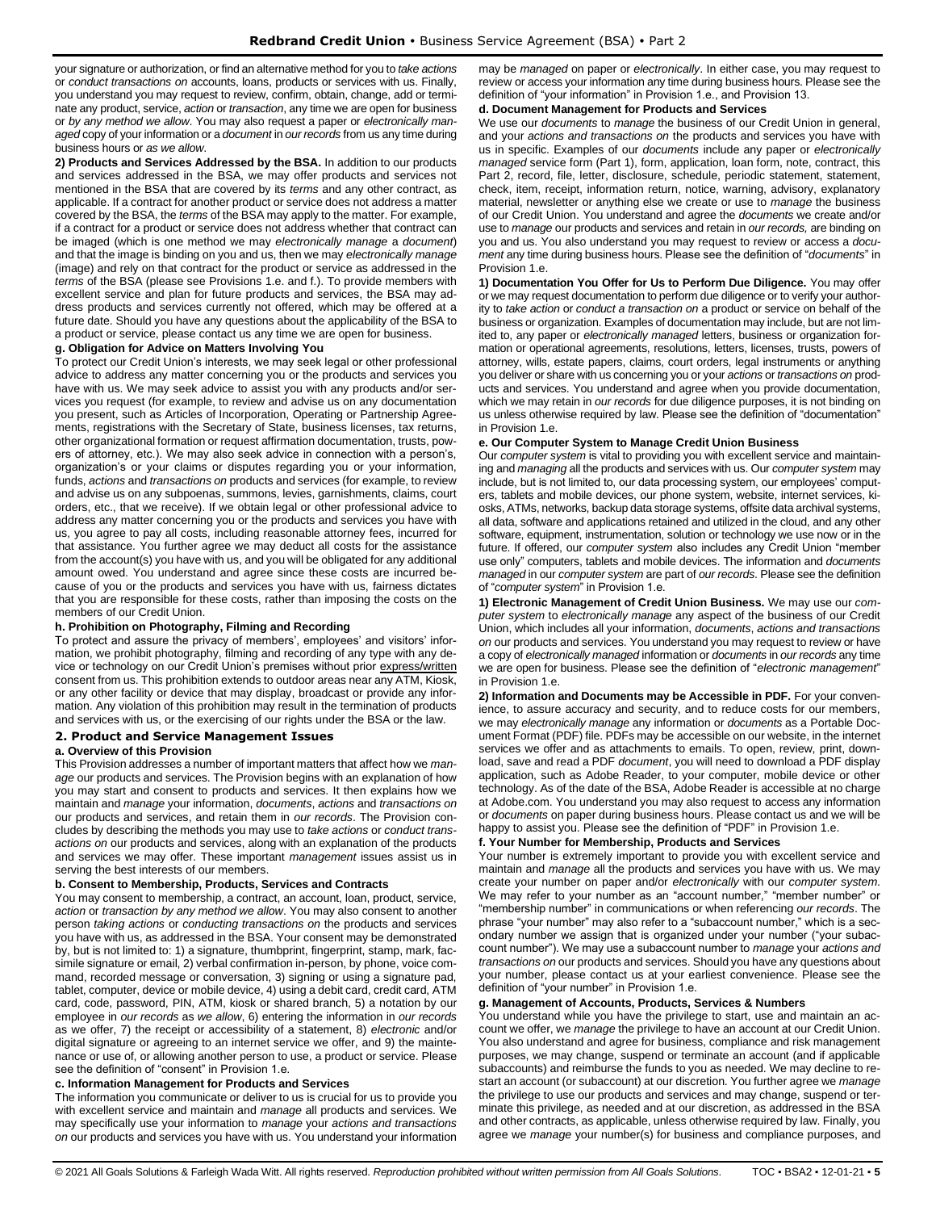your signature or authorization, or find an alternative method for you to *take actions* or *conduct transactions on* accounts, loans, products or services with us. Finally, you understand you may request to review, confirm, obtain, change, add or terminate any product, service, *action* or *transaction*, any time we are open for business or *by any method we allow*. You may also request a paper or *electronically managed* copy of your information or a *document* in *our records* from us any time during business hours or *as we allow*.

**2) Products and Services Addressed by the BSA.** In addition to our products and services addressed in the BSA, we may offer products and services not mentioned in the BSA that are covered by its *terms* and any other contract, as applicable. If a contract for another product or service does not address a matter covered by the BSA, the *terms* of the BSA may apply to the matter. For example, if a contract for a product or service does not address whether that contract can be imaged (which is one method we may *electronically manage* a *document*) and that the image is binding on you and us, then we may *electronically manage* (image) and rely on that contract for the product or service as addressed in the *terms* of the BSA (please see Provisions 1.e. and f.). To provide members with excellent service and plan for future products and services, the BSA may address products and services currently not offered, which may be offered at a future date. Should you have any questions about the applicability of the BSA to a product or service, please contact us any time we are open for business.

**g. Obligation for Advice on Matters Involving You**

To protect our Credit Union's interests, we may seek legal or other professional advice to address any matter concerning you or the products and services you have with us. We may seek advice to assist you with any products and/or services you request (for example, to review and advise us on any documentation you present, such as Articles of Incorporation, Operating or Partnership Agreements, registrations with the Secretary of State, business licenses, tax returns, other organizational formation or request affirmation documentation, trusts, powers of attorney, etc.). We may also seek advice in connection with a person's, organization's or your claims or disputes regarding you or your information, funds, *actions* and *transactions on* products and services (for example, to review and advise us on any subpoenas, summons, levies, garnishments, claims, court orders, etc., that we receive). If we obtain legal or other professional advice to address any matter concerning you or the products and services you have with us, you agree to pay all costs, including reasonable attorney fees, incurred for that assistance. You further agree we may deduct all costs for the assistance from the account(s) you have with us, and you will be obligated for any additional amount owed. You understand and agree since these costs are incurred because of you or the products and services you have with us, fairness dictates that you are responsible for these costs, rather than imposing the costs on the members of our Credit Union.

**h. Prohibition on Photography, Filming and Recording**

To protect and assure the privacy of members', employees' and visitors' information, we prohibit photography, filming and recording of any type with any device or technology on our Credit Union's premises without prior express/written consent from us. This prohibition extends to outdoor areas near any ATM, Kiosk, or any other facility or device that may display, broadcast or provide any information. Any violation of this prohibition may result in the termination of products and services with us, or the exercising of our rights under the BSA or the law.

## 2. Product and Service Management Issues

**a. Overview of this Provision**

This Provision addresses a number of important matters that affect how we *manage* our products and services. The Provision begins with an explanation of how you may start and consent to products and services. It then explains how we maintain and *manage* your information, *documents*, *actions* and *transactions on* our products and services, and retain them in *our records*. The Provision concludes by describing the methods you may use to *take actions* or *conduct transactions on* our products and services, along with an explanation of the products and services we may offer. These important *management* issues assist us in serving the best interests of our members.

**b. Consent to Membership, Products, Services and Contracts**

You may consent to membership, a contract, an account, loan, product, service, *action* or *transaction by any method we allow*. You may also consent to another person *taking actions* or *conducting transactions on* the products and services you have with us, as addressed in the BSA. Your consent may be demonstrated by, but is not limited to: 1) a signature, thumbprint, fingerprint, stamp, mark, facsimile signature or email, 2) verbal confirmation in-person, by phone, voice command, recorded message or conversation, 3) signing or using a signature pad, tablet, computer, device or mobile device, 4) using a debit card, credit card, ATM card, code, password, PIN, ATM, kiosk or shared branch, 5) a notation by our employee in *our records* as *we allow*, 6) entering the information in *our records* as we offer, 7) the receipt or accessibility of a statement, 8) *electronic* and/or digital signature or agreeing to an internet service we offer, and 9) the maintenance or use of, or allowing another person to use, a product or service. Please see the definition of "consent" in Provision 1.e.

**c. Information Management for Products and Services**

The information you communicate or deliver to us is crucial for us to provide you with excellent service and maintain and *manage* all products and services. We may specifically use your information to *manage* your *actions and transactions on* our products and services you have with us. You understand your information may be *managed* on paper or *electronically*. In either case, you may request to review or access your information any time during business hours. Please see the definition of "your information" in Provision 1.e., and Provision 13.

**d. Document Management for Products and Services**

We use our *documents* to *manage* the business of our Credit Union in general, and your *actions and transactions on* the products and services you have with us in specific. Examples of our *documents* include any paper or *electronically managed* service form (Part 1), form, application, loan form, note, contract, this Part 2, record, file, letter, disclosure, schedule, periodic statement, statement, check, item, receipt, information return, notice, warning, advisory, explanatory material, newsletter or anything else we create or use to *manage* the business of our Credit Union. You understand and agree the *documents* we create and/or use to *manage* our products and services and retain in *our records,* are binding on you and us. You also understand you may request to review or access a *document* any time during business hours. Please see the definition of "*documents*" in Provision 1.e.

**1) Documentation You Offer for Us to Perform Due Diligence.** You may offer or we may request documentation to perform due diligence or to verify your authority to *take action* or *conduct a transaction on* a product or service on behalf of the business or organization. Examples of documentation may include, but are not limited to, any paper or *electronically managed* letters, business or organization formation or operational agreements, resolutions, letters, licenses, trusts, powers of attorney, wills, estate papers, claims, court orders, legal instruments or anything you deliver or share with us concerning you or your *actions* or *transactions on* products and services. You understand and agree when you provide documentation, which we may retain in *our records* for due diligence purposes, it is not binding on us unless otherwise required by law. Please see the definition of "documentation" in Provision 1.e.

**e. Our Computer System to Manage Credit Union Business**

Our *computer system* is vital to providing you with excellent service and maintaining and *managing* all the products and services with us. Our *computer system* may include, but is not limited to, our data processing system, our employees' computers, tablets and mobile devices, our phone system, website, internet services, kiosks, ATMs, networks, backup data storage systems, offsite data archival systems, all data, software and applications retained and utilized in the cloud, and any other software, equipment, instrumentation, solution or technology we use now or in the future. If offered, our *computer system* also includes any Credit Union "member use only" computers, tablets and mobile devices. The information and *documents managed* in our *computer system* are part of *our records*. Please see the definition of "*computer system*" in Provision 1.e.

**1) Electronic Management of Credit Union Business.** We may use our *computer system* to *electronically manage* any aspect of the business of our Credit Union, which includes all your information, *documents*, *actions and transactions on* our products and services. You understand you may request to review or have a copy of *electronically managed* information or *documents* in *our records* any time we are open for business. Please see the definition of "*electronic management*" in Provision 1.e.

**2) Information and Documents may be Accessible in PDF.** For your convenience, to assure accuracy and security, and to reduce costs for our members, we may *electronically manage* any information or *documents* as a Portable Document Format (PDF) file. PDFs may be accessible on our website, in the internet services we offer and as attachments to emails. To open, review, print, download, save and read a PDF *document*, you will need to download a PDF display application, such as Adobe Reader, to your computer, mobile device or other technology. As of the date of the BSA, Adobe Reader is accessible at no charge at Adobe.com. You understand you may also request to access any information or *documents* on paper during business hours. Please contact us and we will be happy to assist you. Please see the definition of "PDF" in Provision 1.e.

**f. Your Number for Membership, Products and Services**

Your number is extremely important to provide you with excellent service and maintain and *manage* all the products and services you have with us. We may create your number on paper and/or *electronically* with our *computer system*. We may refer to your number as an "account number," "member number" or "membership number" in communications or when referencing *our records*. The phrase "your number" may also refer to a "subaccount number," which is a secondary number we assign that is organized under your number ("your subaccount number"). We may use a subaccount number to *manage* your *actions and transactions on* our products and services. Should you have any questions about your number, please contact us at your earliest convenience. Please see the definition of "your number" in Provision 1.e.

**g. Management of Accounts, Products, Services & Numbers**

You understand while you have the privilege to start, use and maintain an account we offer, we *manage* the privilege to have an account at our Credit Union. You also understand and agree for business, compliance and risk management purposes, we may change, suspend or terminate an account (and if applicable subaccounts) and reimburse the funds to you as needed. We may decline to restart an account (or subaccount) at our discretion. You further agree we *manage* the privilege to use our products and services and may change, suspend or terminate this privilege, as needed and at our discretion, as addressed in the BSA and other contracts, as applicable, unless otherwise required by law. Finally, you agree we *manage* your number(s) for business and compliance purposes, and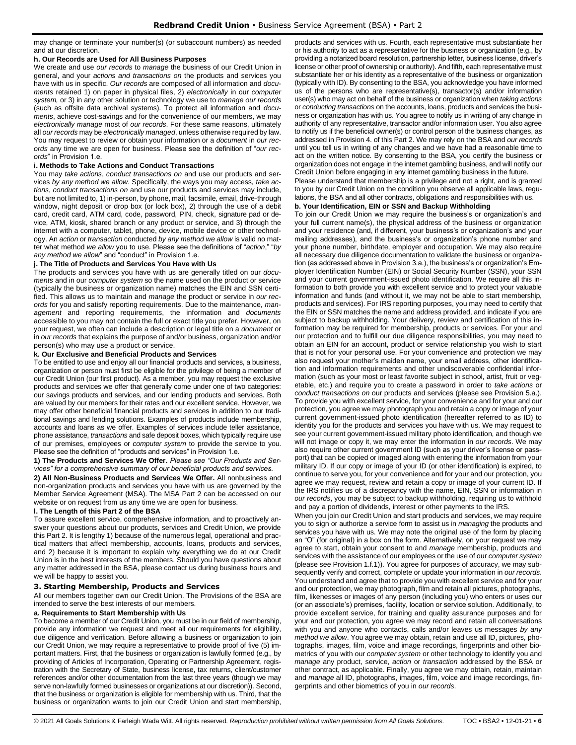may change or terminate your number(s) (or subaccount numbers) as needed and at our discretion.

#### h. Our Records are Used for All Business Purposes

We create and use *our records* to *manage* the business of our Credit Union in general, and your *actions and transactions on* the products and services you have with us in specific. *Our records* are composed of all information and *documents* retained 1) on paper in physical files, 2) *electronically* in our *computer system,* or 3) in any other solution or technology we use to *manage our records* (such as offsite data archival systems). To protect all information and *documents*, achieve cost-savings and for the convenience of our members, we may *electronically manage* most of *our records*. For these same reasons, ultimately all *our records* may be *electronically managed*, unless otherwise required by law. You may request to review or obtain your information or a *document* in *our records* any time we are open for business. Please see the definition of "*our records*" in Provision 1.e.

#### i. Methods to Take Actions and Conduct Transactions

You may *take actions*, *conduct transactions on* and use our products and services *by any method we allow*. Specifically, the ways you may access, *take actions*, *conduct transactions on* and use our products and services may include, but are not limited to, 1) in-person, by phone, mail, facsimile, email, drive-through window, night deposit or drop box (or lock box), 2) through the use of a debit card, credit card, ATM card, code, password, PIN, check, signature pad or device, ATM, kiosk, shared branch or any product or service, and 3) through the internet with a computer, tablet, phone, device, mobile device or other technology. An *action* or *transaction* conducted *by any method we allow* is valid no matter what method *we allow* you to use. Please see the definitions of "*action*," "*by any method we allow*" and "conduct" in Provision 1.e.

#### j. The Title of Products and Services You Have with Us

The products and services you have with us are generally titled on our *documents* and in our *computer system* so the name used on the product or service (typically the business or organization name) matches the EIN and SSN certified. This allows us to maintain and *manage* the product or service in *our records* for you and satisfy reporting requirements. Due to the maintenance, *management* and reporting requirements, the information and *documents* accessible to you may not contain the full or exact title you prefer. However, on your request, we often can include a description or legal title on a *document* or in *our records* that explains the purpose of and/or business, organization and/or person(s) who may use a product or service.

#### k. Our Exclusive and Beneficial Products and Services

To be entitled to use and enjoy all our financial products and services, a business, organization or person must first be eligible for the privilege of being a member of our Credit Union (our first product). As a member, you may request the exclusive products and services we offer that generally come under one of two categories: our savings products and services, and our lending products and services. Both are valued by our members for their rates and our excellent service. However, we may offer other beneficial financial products and services in addition to our traditional savings and lending solutions. Examples of products include membership, accounts and loans as we offer. Examples of services include teller assistance, phone assistance, *transactions* and safe deposit boxes, which typically require use of our premises, employees or *computer system* to provide the service to you. Please see the definition of "products and services" in Provision 1.e.

**1) The Products and Services We Offer.** *Please see "Our Products and Services" for a comprehensive summary of our beneficial products and services.*

**2) All Non-Business Products and Services We Offer.** All nonbusiness and non-organization products and services you have with us are governed by the Member Service Agreement (MSA). The MSA Part 2 can be accessed on our website or on request from us any time we are open for business.

#### l. The Length of this Part 2 of the BSA

To assure excellent service, comprehensive information, and to proactively answer your questions about our products, services and Credit Union, we provide this Part 2. It is lengthy 1) because of the numerous legal, operational and practical matters that affect membership, accounts, loans, products and services, and 2) because it is important to explain why everything we do at our Credit Union is in the best interests of the members. Should you have questions about any matter addressed in the BSA, please contact us during business hours and we will be happy to assist you.

### 3. Starting Membership, Products and Services

All our members together own our Credit Union. The Provisions of the BSA are intended to serve the best interests of our members.

#### a. Requirements to Start Membership with Us

To become a member of our Credit Union, you must be in our field of membership, provide any information we request and meet all our requirements for eligibility, due diligence and verification. Before allowing a business or organization to join our Credit Union, we may require a representative to provide proof of five (5) important matters. First, that the business or organization is lawfully formed (e.g., by providing of Articles of Incorporation, Operating or Partnership Agreement, registration with the Secretary of State, business license, tax returns, client/customer references and/or other documentation from the last three years (though we may serve non-lawfully formed businesses or organizations at our discretion)). Second, that the business or organization is eligible for membership with us. Third, that the business or organization wants to join our Credit Union and start membership, products and services with us. Fourth, each representative must substantiate her or his authority to act as a representative for the business or organization (e.g., by providing a notarized board resolution, partnership letter, business license, driver's license or other proof of ownership or authority). And fifth, each representative must substantiate her or his identity as a representative of the business or organization (typically with ID). By consenting to the BSA, you acknowledge you have informed us of the persons who are representative(s), transactor(s) and/or information user(s) who may act on behalf of the business or organization when *taking actions* or *conducting transactions on* the accounts, loans, products and services the business or organization has with us. You agree to notify us in writing of any change in authority of any representative, transactor and/or information user. You also agree to notify us if the beneficial owner(s) or control person of the business changes, as addressed in Provision 4. of this Part 2. We may rely on the BSA and *our records* until you tell us in writing of any changes and we have had a reasonable time to act on the written notice. By consenting to the BSA, you certify the business or organization does not engage in the internet gambling business, and will notify our Credit Union before engaging in any internet gambling business in the future.

Please understand that membership is a privilege and not a right, and is granted to you by our Credit Union on the condition you observe all applicable laws, regulations, the BSA and all other contracts, obligations and responsibilities with us.

#### b. Your Identification, EIN or SSN and Backup Withholding

To join our Credit Union we may require the business's or organization's and your full current name(s), the physical address of the business or organization and your residence (and, if different, your business's or organization's and your mailing addresses), and the business's or organization's phone number and your phone number, birthdate, employer and occupation. We may also require all necessary due diligence documentation to validate the business or organization (as addressed above in Provision 3.a.), the business's or organization's Employer Identification Number (EIN) or Social Security Number (SSN), your SSN and your current government-issued photo identification. We require all this information to both provide you with excellent service and to protect your valuable information and funds (and without it, we may not be able to start membership, products and services). For IRS reporting purposes, you may need to certify that the EIN or SSN matches the name and address provided, and indicate if you are subject to backup withholding. Your delivery, review and certification of this information may be required for membership, products or services. For your and our protection and to fulfill our due diligence responsibilities, you may need to obtain an EIN for an account, product or service relationship you wish to start that is not for your personal use. For your convenience and protection we may also request your mother's maiden name, your email address, other identification and information requirements and other undiscoverable confidential information (such as your most or least favorite subject in school, artist, fruit or vegetable, etc.) and require you to create a password in order to *take actions* or *conduct transactions on* our products and services (please see Provision 5.a.). To provide you with excellent service, for your convenience and for your and our protection, you agree we may photograph you and retain a copy or image of your current government-issued photo identification (hereafter referred to as ID) to identity you for the products and services you have with us. We may request to see your current government-issued military photo identification, and though we will not image or copy it, we may enter the information in *our records*. We may also require other current government ID (such as your driver's license or passport) that can be copied or imaged along with entering the information from your military ID. If our copy or image of your ID (or other identification) is expired, to continue to serve you, for your convenience and for your and our protection, you agree we may request, review and retain a copy or image of your current ID. If the IRS notifies us of a discrepancy with the name, EIN, SSN or information in *our records*, you may be subject to backup withholding, requiring us to withhold and pay a portion of dividends, interest or other payments to the IRS.

When you join our Credit Union and start products and services, we may require you to sign or authorize a service form to assist us in *managing* the products and services you have with us. We may note the original use of the form by placing an "O" (for original) in a box on the form. Alternatively, on your request we may agree to start, obtain your consent to and *manage* membership, products and services with the assistance of our employees or the use of our *computer system* (please see Provision 1.f.1)). You agree for purposes of accuracy, we may subsequently verify and correct, complete or update your information in *our records*. You understand and agree that to provide you with excellent service and for your and our protection, we may photograph, film and retain all pictures, photographs, film, likenesses or images of any person (including you) who enters or uses our (or an associate's) premises, facility, location or service solution. Additionally, to provide excellent service, for training and quality assurance purposes and for your and our protection, you agree we may record and retain all conversations with you and anyone who contacts, calls and/or leaves us messages *by any method we allow*. You agree we may obtain, retain and use all ID, pictures, photographs, images, film, voice and image recordings, fingerprints and other biometrics of you with our *computer system* or other technology to identify you and *manage* any product, service, *action* or *transaction* addressed by the BSA or other contract, as applicable. Finally, you agree we may obtain, retain, maintain and *manage* all ID, photographs, images, film, voice and image recordings, fingerprints and other biometrics of you in *our records*.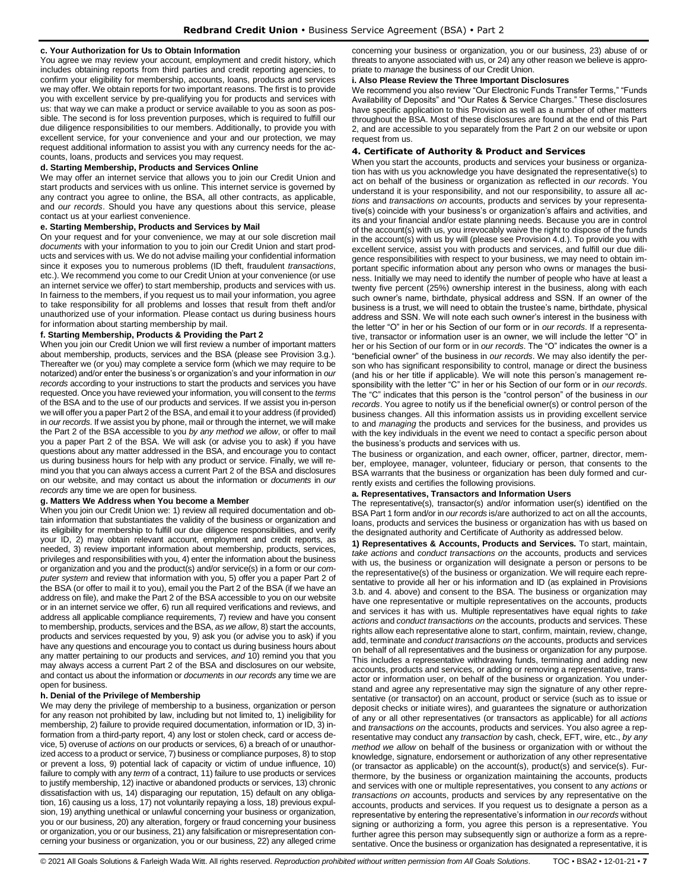**c. Your Authorization for Us to Obtain Information**

You agree we may review your account, employment and credit history, which includes obtaining reports from third parties and credit reporting agencies, to confirm your eligibility for membership, accounts, loans, products and services we may offer. We obtain reports for two important reasons. The first is to provide you with excellent service by pre-qualifying you for products and services with us: that way we can make a product or service available to you as soon as possible. The second is for loss prevention purposes, which is required to fulfill our due diligence responsibilities to our members. Additionally, to provide you with excellent service, for your convenience and your and our protection, we may request additional information to assist you with any currency needs for the accounts, loans, products and services you may request.

**d. Starting Membership, Products and Services Online**

We may offer an internet service that allows you to join our Credit Union and start products and services with us online. This internet service is governed by any contract you agree to online, the BSA, all other contracts, as applicable, and *our records*. Should you have any questions about this service, please contact us at your earliest convenience.

**e. Starting Membership, Products and Services by Mail**

On your request and for your convenience, we may at our sole discretion mail *documents* with your information to you to join our Credit Union and start products and services with us. We do not advise mailing your confidential information since it exposes you to numerous problems (ID theft, fraudulent *transactions*, etc.). We recommend you come to our Credit Union at your convenience (or use an internet service we offer) to start membership, products and services with us. In fairness to the members, if you request us to mail your information, you agree to take responsibility for all problems and losses that result from theft and/or unauthorized use of your information. Please contact us during business hours for information about starting membership by mail.

**f. Starting Membership, Products & Providing the Part 2**

When you join our Credit Union we will first review a number of important matters about membership, products, services and the BSA (please see Provision 3.g.). Thereafter we (or you) may complete a service form (which we may require to be notarized) and/or enter the business's or organization's and your information in *our records* according to your instructions to start the products and services you have requested. Once you have reviewed your information, you will consent to the *terms* of the BSA and to the use of our products and services. If we assist you in-person we will offer you a paper Part 2 of the BSA, and email it to your address (if provided) in *our records*. If we assist you by phone, mail or through the internet, we will make the Part 2 of the BSA accessible to you *by any method we allow*, or offer to mail you a paper Part 2 of the BSA. We will ask (or advise you to ask) if you have questions about any matter addressed in the BSA, and encourage you to contact us during business hours for help with any product or service. Finally, we will remind you that you can always access a current Part 2 of the BSA and disclosures on our website, and may contact us about the information or *documents* in *our records* any time we are open for business.

**g. Matters We Address when You become a Member**

When you join our Credit Union we: 1) review all required documentation and obtain information that substantiates the validity of the business or organization and its eligibility for membership to fulfill our due diligence responsibilities, and verify your ID, 2) may obtain relevant account, employment and credit reports, as needed, 3) review important information about membership, products, services, privileges and responsibilities with you, 4) enter the information about the business or organization and you and the product(s) and/or service(s) in a form or our *computer system* and review that information with you, 5) offer you a paper Part 2 of the BSA (or offer to mail it to you), email you the Part 2 of the BSA (if we have an address on file), and make the Part 2 of the BSA accessible to you on our website or in an internet service we offer, 6) run all required verifications and reviews, and address all applicable compliance requirements, 7) review and have you consent to membership, products, services and the BSA, *as we allow*, 8) start the accounts, products and services requested by you, 9) ask you (or advise you to ask) if you have any questions and encourage you to contact us during business hours about any matter pertaining to our products and services, *and* 10) remind you that you may always access a current Part 2 of the BSA and disclosures on our website, and contact us about the information or *documents* in *our records* any time we are open for business.

**h. Denial of the Privilege of Membership**

We may deny the privilege of membership to a business, organization or person for any reason not prohibited by law, including but not limited to, 1) ineligibility for membership, 2) failure to provide required documentation, information or ID, 3) information from a third-party report, 4) any lost or stolen check, card or access device, 5) overuse of *actions* on our products or services, 6) a breach of or unauthorized access to a product or service, 7) business or compliance purposes, 8) to stop or prevent a loss, 9) potential lack of capacity or victim of undue influence, 10) failure to comply with any *term* of a contract, 11) failure to use products or services to justify membership, 12) inactive or abandoned products or services, 13) chronic dissatisfaction with us, 14) disparaging our reputation, 15) default on any obligation, 16) causing us a loss, 17) not voluntarily repaying a loss, 18) previous expulsion, 19) anything unethical or unlawful concerning your business or organization, you or our business, 20) any alteration, forgery or fraud concerning your business or organization, you or our business, 21) any falsification or misrepresentation concerning your business or organization, you or our business, 22) any alleged crime concerning your business or organization, you or our business, 23) abuse of or threats to anyone associated with us, or 24) any other reason we believe is appropriate to *manage* the business of our Credit Union.

**i. Also Please Review the Three Important Disclosures**

We recommend you also review "Our Electronic Funds Transfer Terms," "Funds Availability of Deposits" and "Our Rates & Service Charges." These disclosures have specific application to this Provision as well as a number of other matters throughout the BSA. Most of these disclosures are found at the end of this Part 2, and are accessible to you separately from the Part 2 on our website or upon request from us.

## 4. Certificate of Authority & Product and Services

When you start the accounts, products and services your business or organization has with us you acknowledge you have designated the representative(s) to act on behalf of the business or organization as reflected in *our records*. You understand it is your responsibility, and not our responsibility, to assure all *actions* and *transactions on* accounts, products and services by your representative(s) coincide with your business's or organization's affairs and activities, and its and your financial and/or estate planning needs. Because you are in control of the account(s) with us, you irrevocably waive the right to dispose of the funds in the account(s) with us by will (please see Provision 4.d.). To provide you with excellent service, assist you with products and services, and fulfill our due diligence responsibilities with respect to your business, we may need to obtain important specific information about any person who owns or manages the business. Initially we may need to identify the number of people who have at least a twenty five percent (25%) ownership interest in the business, along with each such owner's name, birthdate, physical address and SSN. If an owner of the business is a trust, we will need to obtain the trustee's name, birthdate, physical address and SSN. We will note each such owner's interest in the business with the letter "O" in her or his Section of our form or in *our records*. If a representative, transactor or information user is an owner, we will include the letter "O" in her or his Section of our form or in *our records*. The "O" indicates the owner is a "beneficial owner" of the business in *our records*. We may also identify the person who has significant responsibility to control, manage or direct the business (and his or her title if applicable). We will note this person's management responsibility with the letter "C" in her or his Section of our form or in *our records*. The "C" indicates that this person is the "control person" of the business in *our records*. You agree to notify us if the beneficial owner(s) or control person of the business changes. All this information assists us in providing excellent service to and *managing* the products and services for the business, and provides us with the key individuals in the event we need to contact a specific person about the business's products and services with us.

The business or organization, and each owner, officer, partner, director, member, employee, manager, volunteer, fiduciary or person, that consents to the BSA warrants that the business or organization has been duly formed and currently exists and certifies the following provisions.

**a. Representatives, Transactors and Information Users**

The representative(s), transactor(s) and/or information user(s) identified on the BSA Part 1 form and/or in *our records* is/are authorized to act on all the accounts, loans, products and services the business or organization has with us based on the designated authority and Certificate of Authority as addressed below.

**1) Representatives & Accounts, Products and Services.** To start, maintain, *take actions* and *conduct transactions on* the accounts, products and services with us, the business or organization will designate a person or persons to be the representative(s) of the business or organization. We will require each representative to provide all her or his information and ID (as explained in Provisions 3.b. and 4. above) and consent to the BSA. The business or organization may have one representative or multiple representatives on the accounts, products and services it has with us. Multiple representatives have equal rights to *take actions* and *conduct transactions on* the accounts, products and services. These rights allow each representative alone to start, confirm, maintain, review, change, add, terminate and *conduct transactions on* the accounts, products and services on behalf of all representatives and the business or organization for any purpose. This includes a representative withdrawing funds, terminating and adding new accounts, products and services, or adding or removing a representative, transactor or information user, on behalf of the business or organization. You understand and agree any representative may sign the signature of any other representative (or transactor) on an account, product or service (such as to issue or deposit checks or initiate wires), and guarantees the signature or authorization of any or all other representatives (or transactors as applicable) for all *actions* and *transactions on* the accounts, products and services. You also agree a representative may conduct any *transaction* by cash, check, EFT, wire, etc., *by any method we allow* on behalf of the business or organization with or without the knowledge, signature, endorsement or authorization of any other representative (or transactor as applicable) on the account(s), product(s) and service(s). Furthermore, by the business or organization maintaining the accounts, products and services with one or multiple representatives, you consent to any *actions* or *transactions on* accounts, products and services by any representative on the accounts, products and services. If you request us to designate a person as a representative by entering the representative's information in *our records* without signing or authorizing a form, you agree this person is a representative. You further agree this person may subsequently sign or authorize a form as a representative. Once the business or organization has designated a representative, it is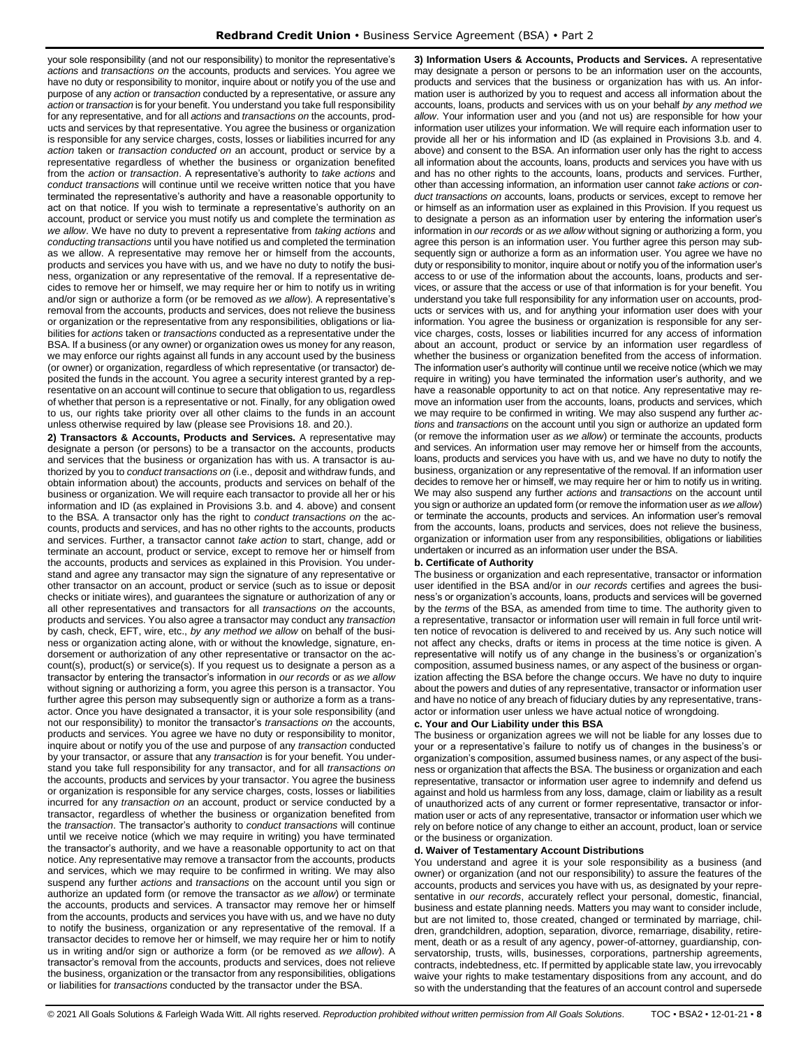your sole responsibility (and not our responsibility) to monitor the representative's *actions* and *transactions on* the accounts, products and services. You agree we have no duty or responsibility to monitor, inquire about or notify you of the use and purpose of any *action* or *transaction* conducted by a representative, or assure any *action* or *transaction* is for your benefit. You understand you take full responsibility for any representative, and for all *actions* and *transactions on* the accounts, products and services by that representative. You agree the business or organization is responsible for any service charges, costs, losses or liabilities incurred for any *action* taken or *transaction conducted on* an account, product or service by a representative regardless of whether the business or organization benefited from the *action* or *transaction*. A representative's authority to *take actions* and *conduct transactions* will continue until we receive written notice that you have terminated the representative's authority and have a reasonable opportunity to act on that notice. If you wish to terminate a representative's authority on an account, product or service you must notify us and complete the termination *as we allow*. We have no duty to prevent a representative from *taking actions* and *conducting transactions* until you have notified us and completed the termination as we allow. A representative may remove her or himself from the accounts, products and services you have with us, and we have no duty to notify the business, organization or any representative of the removal. If a representative decides to remove her or himself, we may require her or him to notify us in writing and/or sign or authorize a form (or be removed *as we allow*). A representative's removal from the accounts, products and services, does not relieve the business or organization or the representative from any responsibilities, obligations or liabilities for *actions* taken or *transactions* conducted as a representative under the BSA. If a business (or any owner) or organization owes us money for any reason, we may enforce our rights against all funds in any account used by the business (or owner) or organization, regardless of which representative (or transactor) deposited the funds in the account. You agree a security interest granted by a representative on an account will continue to secure that obligation to us, regardless of whether that person is a representative or not. Finally, for any obligation owed to us, our rights take priority over all other claims to the funds in an account unless otherwise required by law (please see Provisions 18. and 20.).

**2) Transactors & Accounts, Products and Services.** A representative may designate a person (or persons) to be a transactor on the accounts, products and services that the business or organization has with us. A transactor is authorized by you to *conduct transactions on* (i.e., deposit and withdraw funds, and obtain information about) the accounts, products and services on behalf of the business or organization. We will require each transactor to provide all her or his information and ID (as explained in Provisions 3.b. and 4. above) and consent to the BSA. A transactor only has the right to *conduct transactions on* the accounts, products and services, and has no other rights to the accounts, products and services. Further, a transactor cannot *take action* to start, change, add or terminate an account, product or service, except to remove her or himself from the accounts, products and services as explained in this Provision. You understand and agree any transactor may sign the signature of any representative or other transactor on an account, product or service (such as to issue or deposit checks or initiate wires), and guarantees the signature or authorization of any or all other representatives and transactors for all *transactions on* the accounts, products and services. You also agree a transactor may conduct any *transaction* by cash, check, EFT, wire, etc., *by any method we allow* on behalf of the business or organization acting alone, with or without the knowledge, signature, endorsement or authorization of any other representative or transactor on the account(s), product(s) or service(s). If you request us to designate a person as a transactor by entering the transactor's information in *our records* or *as we allow* without signing or authorizing a form, you agree this person is a transactor. You further agree this person may subsequently sign or authorize a form as a transactor. Once you have designated a transactor, it is your sole responsibility (and not our responsibility) to monitor the transactor's *transactions on* the accounts, products and services. You agree we have no duty or responsibility to monitor, inquire about or notify you of the use and purpose of any *transaction* conducted by your transactor, or assure that any *transaction* is for your benefit. You understand you take full responsibility for any transactor, and for all *transactions on* the accounts, products and services by your transactor. You agree the business or organization is responsible for any service charges, costs, losses or liabilities incurred for any *transaction on* an account, product or service conducted by a transactor, regardless of whether the business or organization benefited from the *transaction*. The transactor's authority to *conduct transactions* will continue until we receive notice (which we may require in writing) you have terminated the transactor's authority, and we have a reasonable opportunity to act on that notice. Any representative may remove a transactor from the accounts, products and services, which we may require to be confirmed in writing. We may also suspend any further *actions* and *transactions* on the account until you sign or authorize an updated form (or remove the transactor *as we allow*) or terminate the accounts, products and services. A transactor may remove her or himself from the accounts, products and services you have with us, and we have no duty to notify the business, organization or any representative of the removal. If a transactor decides to remove her or himself, we may require her or him to notify us in writing and/or sign or authorize a form (or be removed *as we allow*). A transactor's removal from the accounts, products and services, does not relieve the business, organization or the transactor from any responsibilities, obligations or liabilities for *transactions* conducted by the transactor under the BSA.

**3) Information Users & Accounts, Products and Services.** A representative may designate a person or persons to be an information user on the accounts, products and services that the business or organization has with us. An information user is authorized by you to request and access all information about the accounts, loans, products and services with us on your behalf *by any method we allow*. Your information user and you (and not us) are responsible for how your information user utilizes your information. We will require each information user to provide all her or his information and ID (as explained in Provisions 3.b. and 4. above) and consent to the BSA. An information user only has the right to access all information about the accounts, loans, products and services you have with us and has no other rights to the accounts, loans, products and services. Further, other than accessing information, an information user cannot *take actions* or *conduct transactions on* accounts, loans, products or services, except to remove her or himself as an information user as explained in this Provision. If you request us to designate a person as an information user by entering the information user's information in *our records* or *as we allow* without signing or authorizing a form, you agree this person is an information user. You further agree this person may subsequently sign or authorize a form as an information user. You agree we have no duty or responsibility to monitor, inquire about or notify you of the information user's access to or use of the information about the accounts, loans, products and services, or assure that the access or use of that information is for your benefit. You understand you take full responsibility for any information user on accounts, products or services with us, and for anything your information user does with your information. You agree the business or organization is responsible for any service charges, costs, losses or liabilities incurred for any access of information about an account, product or service by an information user regardless of whether the business or organization benefited from the access of information. The information user's authority will continue until we receive notice (which we may require in writing) you have terminated the information user's authority, and we have a reasonable opportunity to act on that notice. Any representative may remove an information user from the accounts, loans, products and services, which we may require to be confirmed in writing. We may also suspend any further *actions* and *transactions* on the account until you sign or authorize an updated form (or remove the information user *as we allow*) or terminate the accounts, products and services. An information user may remove her or himself from the accounts, loans, products and services you have with us, and we have no duty to notify the business, organization or any representative of the removal. If an information user decides to remove her or himself, we may require her or him to notify us in writing. We may also suspend any further *actions* and *transactions* on the account until you sign or authorize an updated form (or remove the information user *as we allow*) or terminate the accounts, products and services. An information user's removal from the accounts, loans, products and services, does not relieve the business, organization or information user from any responsibilities, obligations or liabilities undertaken or incurred as an information user under the BSA.

**b. Certificate of Authority**

The business or organization and each representative, transactor or information user identified in the BSA and/or in *our records* certifies and agrees the business's or organization's accounts, loans, products and services will be governed by the *terms* of the BSA, as amended from time to time. The authority given to a representative, transactor or information user will remain in full force until written notice of revocation is delivered to and received by us. Any such notice will not affect any checks, drafts or items in process at the time notice is given. A representative will notify us of any change in the business's or organization's composition, assumed business names, or any aspect of the business or organization affecting the BSA before the change occurs. We have no duty to inquire about the powers and duties of any representative, transactor or information user and have no notice of any breach of fiduciary duties by any representative, transactor or information user unless we have actual notice of wrongdoing.

**c. Your and Our Liability under this BSA**

The business or organization agrees we will not be liable for any losses due to your or a representative's failure to notify us of changes in the business's or organization's composition, assumed business names, or any aspect of the business or organization that affects the BSA. The business or organization and each representative, transactor or information user agree to indemnify and defend us against and hold us harmless from any loss, damage, claim or liability as a result of unauthorized acts of any current or former representative, transactor or information user or acts of any representative, transactor or information user which we rely on before notice of any change to either an account, product, loan or service or the business or organization.

**d. Waiver of Testamentary Account Distributions**

You understand and agree it is your sole responsibility as a business (and owner) or organization (and not our responsibility) to assure the features of the accounts, products and services you have with us, as designated by your representative in *our records*, accurately reflect your personal, domestic, financial, business and estate planning needs. Matters you may want to consider include, but are not limited to, those created, changed or terminated by marriage, children, grandchildren, adoption, separation, divorce, remarriage, disability, retirement, death or as a result of any agency, power-of-attorney, guardianship, conservatorship, trusts, wills, businesses, corporations, partnership agreements, contracts, indebtedness, etc. If permitted by applicable state law, you irrevocably waive your rights to make testamentary dispositions from any account, and do so with the understanding that the features of an account control and supersede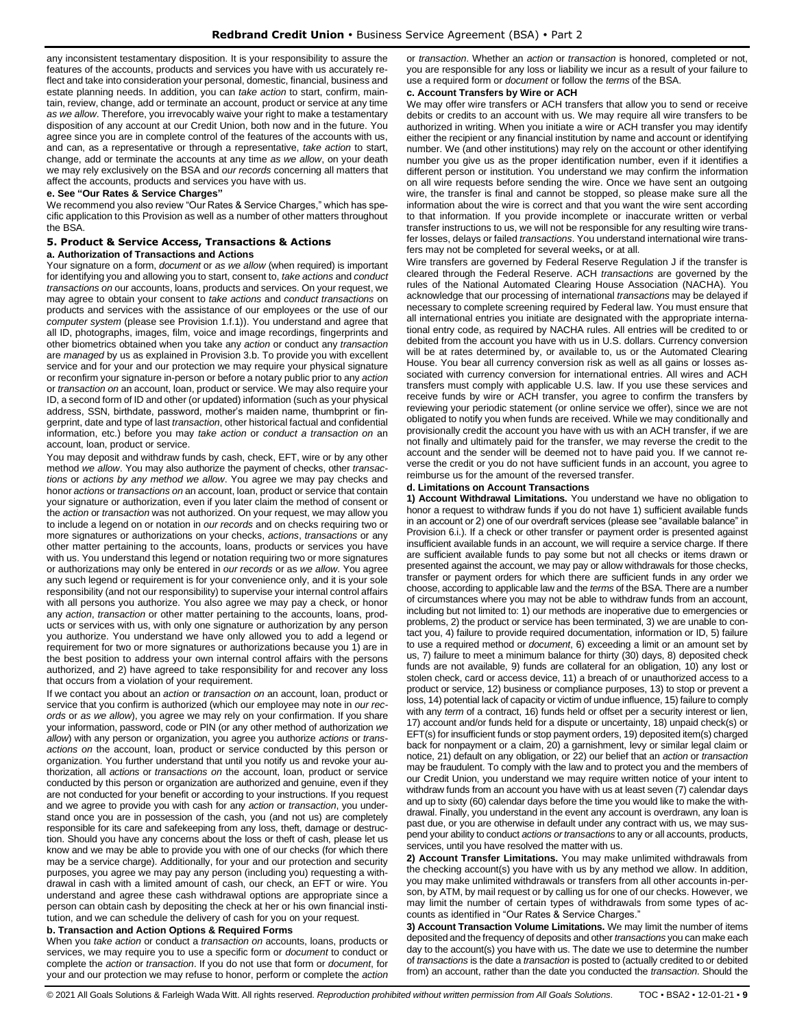any inconsistent testamentary disposition. It is your responsibility to assure the features of the accounts, products and services you have with us accurately reflect and take into consideration your personal, domestic, financial, business and estate planning needs. In addition, you can *take action* to start, confirm, maintain, review, change, add or terminate an account, product or service at any time *as we allow*. Therefore, you irrevocably waive your right to make a testamentary disposition of any account at our Credit Union, both now and in the future. You agree since you are in complete control of the features of the accounts with us, and can, as a representative or through a representative, *take action* to start, change, add or terminate the accounts at any time *as we allow*, on your death we may rely exclusively on the BSA and *our records* concerning all matters that affect the accounts, products and services you have with us.

**e. See "Our Rates & Service Charges"**

We recommend you also review "Our Rates & Service Charges," which has specific application to this Provision as well as a number of other matters throughout the BSA.

## 5. Product & Service Access, Transactions & Actions

**a. Authorization of Transactions and Actions**

Your signature on a form, *document* or *as we allow* (when required) is important for identifying you and allowing you to start, consent to, *take actions* and *conduct transactions on* our accounts, loans, products and services. On your request, we may agree to obtain your consent to *take actions* and *conduct transactions* on products and services with the assistance of our employees or the use of our *computer system* (please see Provision 1.f.1)). You understand and agree that all ID, photographs, images, film, voice and image recordings, fingerprints and other biometrics obtained when you take any *action* or conduct any *transaction* are *managed* by us as explained in Provision 3.b. To provide you with excellent service and for your and our protection we may require your physical signature or reconfirm your signature in-person or before a notary public prior to any *action* or *transaction on* an account, loan, product or service. We may also require your ID, a second form of ID and other (or updated) information (such as your physical address, SSN, birthdate, password, mother's maiden name, thumbprint or fingerprint, date and type of last *transaction*, other historical factual and confidential information, etc.) before you may *take action* or *conduct a transaction on* an account, loan, product or service.

You may deposit and withdraw funds by cash, check, EFT, wire or by any other method *we allow*. You may also authorize the payment of checks, other *transactions* or *actions by any method we allow*. You agree we may pay checks and honor *actions* or *transactions on* an account, loan, product or service that contain your signature or authorization, even if you later claim the method of consent or the *action* or *transaction* was not authorized. On your request, we may allow you to include a legend on or notation in *our records* and on checks requiring two or more signatures or authorizations on your checks, *actions*, *transactions* or any other matter pertaining to the accounts, loans, products or services you have with us. You understand this legend or notation requiring two or more signatures or authorizations may only be entered in *our records* or as *we allow*. You agree any such legend or requirement is for your convenience only, and it is your sole responsibility (and not our responsibility) to supervise your internal control affairs with all persons you authorize. You also agree we may pay a check, or honor any *action*, *transaction* or other matter pertaining to the accounts, loans, products or services with us, with only one signature or authorization by any person you authorize. You understand we have only allowed you to add a legend or requirement for two or more signatures or authorizations because you 1) are in the best position to address your own internal control affairs with the persons authorized, and 2) have agreed to take responsibility for and recover any loss that occurs from a violation of your requirement.

If we contact you about an *action* or *transaction on* an account, loan, product or service that you confirm is authorized (which our employee may note in *our records* or *as we allow*), you agree we may rely on your confirmation. If you share your information, password, code or PIN (or any other method of authorization *we allow*) with any person or organization, you agree you authorize *actions* or *transactions on* the account, loan, product or service conducted by this person or organization. You further understand that until you notify us and revoke your authorization, all *actions* or *transactions on* the account, loan, product or service conducted by this person or organization are authorized and genuine, even if they are not conducted for your benefit or according to your instructions. If you request and we agree to provide you with cash for any *action* or *transaction*, you understand once you are in possession of the cash, you (and not us) are completely responsible for its care and safekeeping from any loss, theft, damage or destruction. Should you have any concerns about the loss or theft of cash, please let us know and we may be able to provide you with one of our checks (for which there may be a service charge). Additionally, for your and our protection and security purposes, you agree we may pay any person (including you) requesting a withdrawal in cash with a limited amount of cash, our check, an EFT or wire. You understand and agree these cash withdrawal options are appropriate since a person can obtain cash by depositing the check at her or his own financial institution, and we can schedule the delivery of cash for you on your request.

**b. Transaction and Action Options & Required Forms**

When you *take action* or conduct a *transaction on* accounts, loans, products or services, we may require you to use a specific form or *document* to conduct or complete the *action* or *transaction*. If you do not use that form or *document*, for your and our protection we may refuse to honor, perform or complete the *action* or *transaction*. Whether an *action* or *transaction* is honored, completed or not, you are responsible for any loss or liability we incur as a result of your failure to use a required form or *document* or follow the *terms* of the BSA.

**c. Account Transfers by Wire or ACH**

We may offer wire transfers or ACH transfers that allow you to send or receive debits or credits to an account with us. We may require all wire transfers to be authorized in writing. When you initiate a wire or ACH transfer you may identify either the recipient or any financial institution by name and account or identifying number. We (and other institutions) may rely on the account or other identifying number you give us as the proper identification number, even if it identifies a different person or institution. You understand we may confirm the information on all wire requests before sending the wire. Once we have sent an outgoing wire, the transfer is final and cannot be stopped, so please make sure all the information about the wire is correct and that you want the wire sent according to that information. If you provide incomplete or inaccurate written or verbal transfer instructions to us, we will not be responsible for any resulting wire transfer losses, delays or failed *transactions*. You understand international wire transfers may not be completed for several weeks**,** or at all.

Wire transfers are governed by Federal Reserve Regulation J if the transfer is cleared through the Federal Reserve. ACH *transactions* are governed by the rules of the National Automated Clearing House Association (NACHA). You acknowledge that our processing of international *transactions* may be delayed if necessary to complete screening required by Federal law. You must ensure that all international entries you initiate are designated with the appropriate international entry code, as required by NACHA rules. All entries will be credited to or debited from the account you have with us in U.S. dollars. Currency conversion will be at rates determined by, or available to, us or the Automated Clearing House. You bear all currency conversion risk as well as all gains or losses associated with currency conversion for international entries. All wires and ACH transfers must comply with applicable U.S. law. If you use these services and receive funds by wire or ACH transfer, you agree to confirm the transfers by reviewing your periodic statement (or online service we offer), since we are not obligated to notify you when funds are received. While we may conditionally and provisionally credit the account you have with us with an ACH transfer, if we are not finally and ultimately paid for the transfer, we may reverse the credit to the account and the sender will be deemed not to have paid you. If we cannot reverse the credit or you do not have sufficient funds in an account, you agree to reimburse us for the amount of the reversed transfer.

**d. Limitations on Account Transactions**

**1) Account Withdrawal Limitations.** You understand we have no obligation to honor a request to withdraw funds if you do not have 1) sufficient available funds in an account or 2) one of our overdraft services (please see "available balance" in Provision 6.i.). If a check or other transfer or payment order is presented against insufficient available funds in an account, we will require a service charge. If there are sufficient available funds to pay some but not all checks or items drawn or presented against the account, we may pay or allow withdrawals for those checks, transfer or payment orders for which there are sufficient funds in any order we choose, according to applicable law and the *terms* of the BSA. There are a number of circumstances where you may not be able to withdraw funds from an account, including but not limited to: 1) our methods are inoperative due to emergencies or problems, 2) the product or service has been terminated, 3) we are unable to contact you, 4) failure to provide required documentation, information or ID, 5) failure to use a required method or *document*, 6) exceeding a limit or an amount set by us, 7) failure to meet a minimum balance for thirty (30) days, 8) deposited check funds are not available, 9) funds are collateral for an obligation, 10) any lost or stolen check, card or access device, 11) a breach of or unauthorized access to a product or service, 12) business or compliance purposes, 13) to stop or prevent a loss, 14) potential lack of capacity or victim of undue influence, 15) failure to comply with any *term* of a contract, 16) funds held or offset per a security interest or lien, 17) account and/or funds held for a dispute or uncertainty, 18) unpaid check(s) or EFT(s) for insufficient funds or stop payment orders, 19) deposited item(s) charged back for nonpayment or a claim, 20) a garnishment, levy or similar legal claim or notice, 21) default on any obligation, or 22) our belief that an *action* or *transaction* may be fraudulent. To comply with the law and to protect you and the members of our Credit Union, you understand we may require written notice of your intent to withdraw funds from an account you have with us at least seven (7) calendar days and up to sixty (60) calendar days before the time you would like to make the withdrawal. Finally, you understand in the event any account is overdrawn, any loan is past due, or you are otherwise in default under any contract with us, we may suspend your ability to conduct *actions or transactions* to any or all accounts, products, services, until you have resolved the matter with us.

**2) Account Transfer Limitations.** You may make unlimited withdrawals from the checking account(s) you have with us by any method we allow. In addition, you may make unlimited withdrawals or transfers from all other accounts in-person, by ATM, by mail request or by calling us for one of our checks. However, we may limit the number of certain types of withdrawals from some types of accounts as identified in "Our Rates & Service Charges."

**3) Account Transaction Volume Limitations.** We may limit the number of items deposited and the frequency of deposits and other *transactions* you can make each day to the account(s) you have with us. The date we use to determine the number of *transactions* is the date a *transaction* is posted to (actually credited to or debited from) an account, rather than the date you conducted the *transaction*. Should the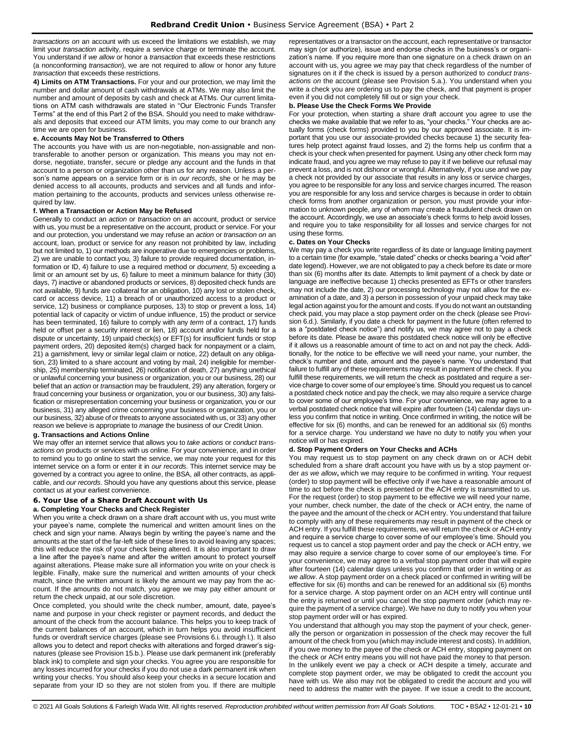*transactions on* an account with us exceed the limitations we establish, we may limit your *transaction* activity, require a service charge or terminate the account. You understand if *we allow* or honor a *transaction* that exceeds these restrictions (a nonconforming *transaction*), we are not required to allow or honor any future *transaction* that exceeds these restrictions.

**4) Limits on ATM Transactions.** For your and our protection, we may limit the number and dollar amount of cash withdrawals at ATMs. We may also limit the number and amount of deposits by cash and check at ATMs. Our current limitations on ATM cash withdrawals are stated in "Our Electronic Funds Transfer Terms" at the end of this Part 2 of the BSA. Should you need to make withdrawals and deposits that exceed our ATM limits, you may come to our branch any time we are open for business.

#### e. Accounts May Not be Transferred to Others

The accounts you have with us are non-negotiable, non-assignable and non-transferable to another person or organization. This means you may not endorse, negotiate, transfer, secure or pledge any account and the funds in that account to a person or organization other than us for any reason. Unless a person's name appears on a service form or is in *our records*, she or he may be denied access to all accounts, products and services and all funds and information pertaining to the accounts, products and services unless otherwise required by law.

#### f. When a Transaction or Action May be Refused

Generally to conduct an *action* or *transaction* on an account, product or service with us, you must be a representative on the account, product or service. For your and our protection, you understand we may refuse an *action* or *transaction on* an account, loan, product or service for any reason not prohibited by law, including but not limited to, 1) our methods are inoperative due to emergencies or problems, 2) we are unable to contact you, 3) failure to provide required documentation, information or ID, 4) failure to use a required method or *document*, 5) exceeding a limit or an amount set by us, 6) failure to meet a minimum balance for thirty (30) days, 7) inactive or abandoned products or services, 8) deposited check funds are not available, 9) funds are collateral for an obligation, 10) any lost or stolen check, card or access device, 11) a breach of or unauthorized access to a product or service, 12) business or compliance purposes, 13) to stop or prevent a loss, 14) potential lack of capacity or victim of undue influence, 15) the product or service has been terminated, 16) failure to comply with any *term* of a contract, 17) funds held or offset per a security interest or lien, 18) account and/or funds held for a dispute or uncertainty, 19) unpaid check(s) or EFT(s) for insufficient funds or stop payment orders, 20) deposited item(s) charged back for nonpayment or a claim, 21) a garnishment, levy or similar legal claim or notice, 22) default on any obligation, 23) limited to a share account and voting by mail, 24) ineligible for membership, 25) membership terminated, 26) notification of death, 27) anything unethical or unlawful concerning your business or organization, you or our business, 28) our belief that an *action* or *transaction* may be fraudulent, 29) any alteration, forgery or fraud concerning your business or organization, you or our business, 30) any falsification or misrepresentation concerning your business or organization, you or our business, 31) any alleged crime concerning your business or organization, you or our business, 32) abuse of or threats to anyone associated with us, or 33) any other reason we believe is appropriate to *manage* the business of our Credit Union.

#### g. Transactions and Actions Online

We may offer an internet service that allows you to *take actions* or *conduct transactions on* products or services with us online. For your convenience, and in order to remind you to go online to start the service, we may note your request for this internet service on a form or enter it in *our records*. This internet service may be governed by a contract you agree to online, the BSA, all other contracts, as applicable, and *our records*. Should you have any questions about this service, please contact us at your earliest convenience.

### 6. Your Use of a Share Draft Account with Us

#### a. Completing Your Checks and Check Register

When you write a check drawn on a share draft account with us, you must write your payee's name, complete the numerical and written amount lines on the check and sign your name. Always begin by writing the payee's name and the amounts at the start of the far-left side of these lines to avoid leaving any spaces; this will reduce the risk of your check being altered. It is also important to draw a line after the payee's name and after the written amount to protect yourself against alterations. Please make sure all information you write on your check is legible. Finally, make sure the numerical and written amounts of your check match, since the written amount is likely the amount we may pay from the account. If the amounts do not match, you agree we may pay either amount or return the check unpaid, at our sole discretion.

Once completed, you should write the check number, amount, date, payee's name and purpose in your check register or payment records, and deduct the amount of the check from the account balance. This helps you to keep track of the current balances of an account, which in turn helps you avoid insufficient funds or overdraft service charges (please see Provisions 6.i. through l.). It also allows you to detect and report checks with alterations and forged drawer's signatures (please see Provision 15.b.). Please use dark permanent ink (preferably black ink) to complete and sign your checks. You agree you are responsible for any losses incurred for your checks if you do not use a dark permanent ink when writing your checks. You should also keep your checks in a secure location and separate from your ID so they are not stolen from you. If there are multiple representatives or a transactor on the account, each representative or transactor may sign (or authorize), issue and endorse checks in the business's or organization's name. If you require more than one signature on a check drawn on an account with us, you agree we may pay that check regardless of the number of signatures on it if the check is issued by a person authorized to *conduct transactions on* the account (please see Provision 5.a.). You understand when you write a check you are ordering us to pay the check, and that payment is proper even if you did not completely fill out or sign your check.

#### b. Please Use the Check Forms We Provide

For your protection, when starting a share draft account you agree to use the checks we make available that we refer to as, "your checks." Your checks are actually forms (check forms) provided to you by our approved associate. It is important that you use our associate-provided checks because 1) the security features help protect against fraud losses, and 2) the forms help us confirm that a check is your check when presented for payment. Using any other check form may indicate fraud, and you agree we may refuse to pay it if we believe our refusal may prevent a loss, and is not dishonor or wrongful. Alternatively, if you use and we pay a check not provided by our associate that results in any loss or service charges, you agree to be responsible for any loss and service charges incurred. The reason you are responsible for any loss and service charges is because in order to obtain check forms from another organization or person, you must provide your information to unknown people, any of whom may create a fraudulent check drawn on the account. Accordingly, we use an associate's check forms to help avoid losses, and require you to take responsibility for all losses and service charges for not using these forms.

#### c. Dates on Your Checks

We may pay a check you write regardless of its date or language limiting payment to a certain time (for example, "stale dated" checks or checks bearing a "void after" date legend). However, we are not obligated to pay a check before its date or more than six (6) months after its date. Attempts to limit payment of a check by date or language are ineffective because 1) checks presented as EFTs or other transfers may not include the date, 2) our processing technology may not allow for the examination of a date, and 3) a person in possession of your unpaid check may take legal action against you for the amount and costs. If you do not want an outstanding check paid, you may place a stop payment order on the check (please see Provision 6.d.). Similarly, if you date a check for payment in the future (often referred to as a "postdated check notice") and notify us, we may agree not to pay a check before its date. Please be aware this postdated check notice will only be effective if it allows us a reasonable amount of time to act on and not pay the check. Additionally, for the notice to be effective we will need your name, your number, the check's number and date, amount and the payee's name. You understand that failure to fulfill any of these requirements may result in payment of the check. If you fulfill these requirements, we will return the check as postdated and require a service charge to cover some of our employee's time. Should you request us to cancel a postdated check notice and pay the check, we may also require a service charge to cover some of our employee's time. For your convenience, we may agree to a verbal postdated check notice that will expire after fourteen (14) calendar days unless you confirm that notice in writing. Once confirmed in writing, the notice will be effective for six (6) months, and can be renewed for an additional six (6) months for a service charge. You understand we have no duty to notify you when your notice will or has expired.

#### d. Stop Payment Orders on Your Checks and ACHs

You may request us to stop payment on any check drawn on or ACH debit scheduled from a share draft account you have with us by a stop payment order *as we allow***,** which we may require to be confirmed in writing. Your request (order) to stop payment will be effective only if we have a reasonable amount of time to act before the check is presented or the ACH entry is transmitted to us. For the request (order) to stop payment to be effective we will need your name, your number, check number, the date of the check or ACH entry, the name of the payee and the amount of the check or ACH entry. You understand that failure to comply with any of these requirements may result in payment of the check or ACH entry. If you fulfill these requirements, we will return the check or ACH entry and require a service charge to cover some of our employee's time. Should you request us to cancel a stop payment order and pay the check or ACH entry, we may also require a service charge to cover some of our employee's time. For your convenience, we may agree to a verbal stop payment order that will expire after fourteen (14) calendar days unless you confirm that order in writing or *as we allow*. A stop payment order on a check placed or confirmed in writing will be effective for six (6) months and can be renewed for an additional six (6) months for a service charge. A stop payment order on an ACH entry will continue until the entry is returned or until you cancel the stop payment order (which may require the payment of a service charge). We have no duty to notify you when your stop payment order will or has expired.

You understand that although you may stop the payment of your check, generally the person or organization in possession of the check may recover the full amount of the check from you (which may include interest and costs). In addition, if you owe money to the payee of the check or ACH entry, stopping payment on the check or ACH entry means you will not have paid the money to that person. In the unlikely event we pay a check or ACH despite a timely, accurate and complete stop payment order, we may be obligated to credit the account you have with us. We also may not be obligated to credit the account and you will need to address the matter with the payee. If we issue a credit to the account,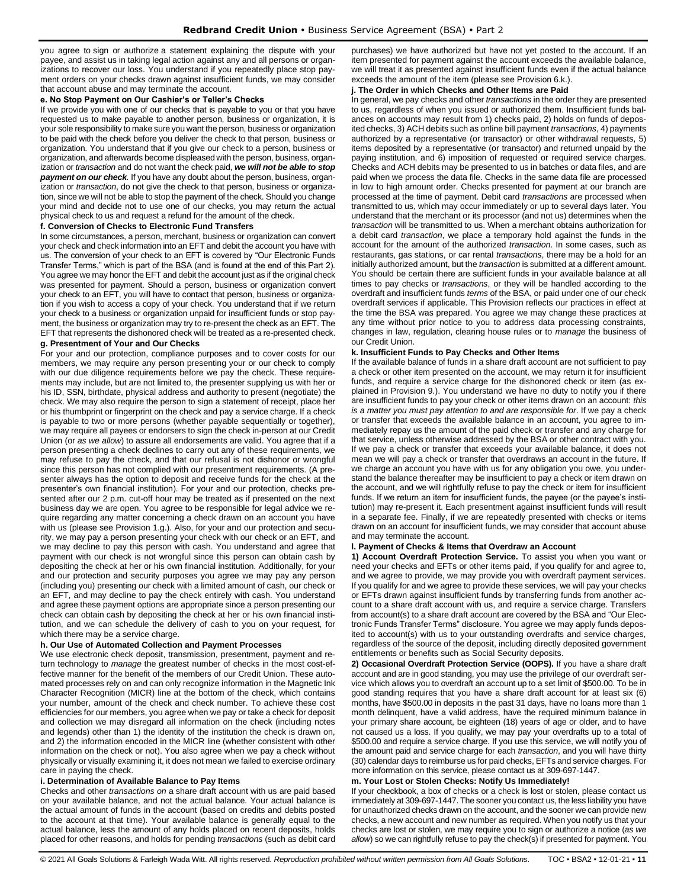you agree to sign or authorize a statement explaining the dispute with your payee, and assist us in taking legal action against any and all persons or organizations to recover our loss. You understand if you repeatedly place stop payment orders on your checks drawn against insufficient funds, we may consider that account abuse and may terminate the account.

**e. No Stop Payment on Our Cashier's or Teller's Checks**

If we provide you with one of our checks that is payable to you or that you have requested us to make payable to another person, business or organization, it is your sole responsibility to make sure you want the person, business or organization to be paid with the check before you deliver the check to that person, business or organization. You understand that if you give our check to a person, business or organization, and afterwards become displeased with the person, business, organization or *transaction* and do not want the check paid, ***we will not be able to stop payment on our check***. If you have any doubt about the person, business, organization or *transaction*, do not give the check to that person, business or organization, since we will not be able to stop the payment of the check. Should you change your mind and decide not to use one of our checks, you may return the actual physical check to us and request a refund for the amount of the check.

**f. Conversion of Checks to Electronic Fund Transfers**

In some circumstances, a person, merchant, business or organization can convert your check and check information into an EFT and debit the account you have with us. The conversion of your check to an EFT is covered by "Our Electronic Funds Transfer Terms," which is part of the BSA (and is found at the end of this Part 2). You agree we may honor the EFT and debit the account just as if the original check was presented for payment. Should a person, business or organization convert your check to an EFT, you will have to contact that person, business or organization if you wish to access a copy of your check. You understand that if we return your check to a business or organization unpaid for insufficient funds or stop payment, the business or organization may try to re-present the check as an EFT. The EFT that represents the dishonored check will be treated as a re-presented check.

**g. Presentment of Your and Our Checks**

For your and our protection, compliance purposes and to cover costs for our members, we may require any person presenting your or our check to comply with our due diligence requirements before we pay the check. These requirements may include, but are not limited to, the presenter supplying us with her or his ID, SSN, birthdate, physical address and authority to present (negotiate) the check. We may also require the person to sign a statement of receipt, place her or his thumbprint or fingerprint on the check and pay a service charge. If a check is payable to two or more persons (whether payable sequentially or together), we may require all payees or endorsers to sign the check in-person at our Credit Union (or *as we allow*) to assure all endorsements are valid. You agree that if a person presenting a check declines to carry out any of these requirements, we may refuse to pay the check, and that our refusal is not dishonor or wrongful since this person has not complied with our presentment requirements. (A presenter always has the option to deposit and receive funds for the check at the presenter's own financial institution). For your and our protection, checks presented after our 2 p.m. cut-off hour may be treated as if presented on the next business day we are open. You agree to be responsible for legal advice we require regarding any matter concerning a check drawn on an account you have with us (please see Provision 1.g.). Also, for your and our protection and security, we may pay a person presenting your check with our check or an EFT, and we may decline to pay this person with cash. You understand and agree that payment with our check is not wrongful since this person can obtain cash by depositing the check at her or his own financial institution. Additionally, for your and our protection and security purposes you agree we may pay any person (including you) presenting our check with a limited amount of cash, our check or an EFT, and may decline to pay the check entirely with cash. You understand and agree these payment options are appropriate since a person presenting our check can obtain cash by depositing the check at her or his own financial institution, and we can schedule the delivery of cash to you on your request, for which there may be a service charge.

**h. Our Use of Automated Collection and Payment Processes**

We use electronic check deposit, transmission, presentment, payment and return technology to *manage* the greatest number of checks in the most cost-effective manner for the benefit of the members of our Credit Union. These automated processes rely on and can only recognize information in the Magnetic Ink Character Recognition (MICR) line at the bottom of the check, which contains your number, amount of the check and check number. To achieve these cost efficiencies for our members, you agree when we pay or take a check for deposit and collection we may disregard all information on the check (including notes and legends) other than 1) the identity of the institution the check is drawn on, and 2) the information encoded in the MICR line (whether consistent with other information on the check or not). You also agree when we pay a check without physically or visually examining it, it does not mean we failed to exercise ordinary care in paying the check.

**i. Determination of Available Balance to Pay Items**

Checks and other *transactions on* a share draft account with us are paid based on your available balance, and not the actual balance. Your actual balance is the actual amount of funds in the account (based on credits and debits posted to the account at that time). Your available balance is generally equal to the actual balance, less the amount of any holds placed on recent deposits, holds placed for other reasons, and holds for pending *transactions* (such as debit card purchases) we have authorized but have not yet posted to the account. If an item presented for payment against the account exceeds the available balance, we will treat it as presented against insufficient funds even if the actual balance exceeds the amount of the item (please see Provision 6.k.).

**j. The Order in which Checks and Other Items are Paid**

In general, we pay checks and other *transactions* in the order they are presented to us, regardless of when you issued or authorized them. Insufficient funds balances on accounts may result from 1) checks paid, 2) holds on funds of deposited checks, 3) ACH debits such as online bill payment *transactions*, 4) payments authorized by a representative (or transactor) or other withdrawal requests, 5) items deposited by a representative (or transactor) and returned unpaid by the paying institution, and 6) imposition of requested or required service charges. Checks and ACH debits may be presented to us in batches or data files, and are paid when we process the data file. Checks in the same data file are processed in low to high amount order. Checks presented for payment at our branch are processed at the time of payment. Debit card *transactions* are processed when transmitted to us, which may occur immediately or up to several days later. You understand that the merchant or its processor (and not us) determines when the *transaction* will be transmitted to us. When a merchant obtains authorization for a debit card *transaction*, we place a temporary hold against the funds in the account for the amount of the authorized *transaction*. In some cases, such as restaurants, gas stations, or car rental *transactions*, there may be a hold for an initially authorized amount, but the *transaction* is submitted at a different amount. You should be certain there are sufficient funds in your available balance at all times to pay checks or *transactions*, or they will be handled according to the overdraft and insufficient funds *terms* of the BSA, or paid under one of our check overdraft services if applicable. This Provision reflects our practices in effect at the time the BSA was prepared. You agree we may change these practices at any time without prior notice to you to address data processing constraints, changes in law, regulation, clearing house rules or to *manage* the business of our Credit Union.

**k. Insufficient Funds to Pay Checks and Other Items**

If the available balance of funds in a share draft account are not sufficient to pay a check or other item presented on the account, we may return it for insufficient funds, and require a service charge for the dishonored check or item (as explained in Provision 9.). You understand we have no duty to notify you if there are insufficient funds to pay your check or other items drawn on an account: *this is a matter you must pay attention to and are responsible for*. If we pay a check or transfer that exceeds the available balance in an account, you agree to immediately repay us the amount of the paid check or transfer and any charge for that service, unless otherwise addressed by the BSA or other contract with you. If we pay a check or transfer that exceeds your available balance, it does not mean we will pay a check or transfer that overdraws an account in the future. If we charge an account you have with us for any obligation you owe, you understand the balance thereafter may be insufficient to pay a check or item drawn on the account, and we will rightfully refuse to pay the check or item for insufficient funds. If we return an item for insufficient funds, the payee (or the payee's institution) may re-present it. Each presentment against insufficient funds will result in a separate fee. Finally, if we are repeatedly presented with checks or items drawn on an account for insufficient funds, we may consider that account abuse and may terminate the account.

**l. Payment of Checks & Items that Overdraw an Account**

**1) Account Overdraft Protection Service.** To assist you when you want or need your checks and EFTs or other items paid, if you qualify for and agree to, and we agree to provide, we may provide you with overdraft payment services. If you qualify for and we agree to provide these services, we will pay your checks or EFTs drawn against insufficient funds by transferring funds from another account to a share draft account with us, and require a service charge. Transfers from account(s) to a share draft account are covered by the BSA and "Our Electronic Funds Transfer Terms" disclosure. You agree we may apply funds deposited to account(s) with us to your outstanding overdrafts and service charges, regardless of the source of the deposit, including directly deposited government entitlements or benefits such as Social Security deposits.

**2) Occasional Overdraft Protection Service (OOPS).** If you have a share draft account and are in good standing, you may use the privilege of our overdraft service which allows you to overdraft an account up to a set limit of $500.00. To be in good standing requires that you have a share draft account for at least six (6) months, have $500.00 in deposits in the past 31 days, have no loans more than 1 month delinquent, have a valid address, have the required minimum balance in your primary share account, be eighteen (18) years of age or older, and to have not caused us a loss. If you qualify, we may pay your overdrafts up to a total of $500.00 and require a service charge. If you use this service, we will notify you of the amount paid and service charge for each *transaction*, and you will have thirty (30) calendar days to reimburse us for paid checks, EFTs and service charges. For more information on this service, please contact us at 309-697-1447.

**m. Your Lost or Stolen Checks: Notify Us Immediately!**

If your checkbook, a box of checks or a check is lost or stolen, please contact us immediately at 309-697-1447. The sooner you contact us, the less liability you have for unauthorized checks drawn on the account, and the sooner we can provide new checks, a new account and new number as required. When you notify us that your checks are lost or stolen, we may require you to sign or authorize a notice (*as we allow*) so we can rightfully refuse to pay the check(s) if presented for payment. You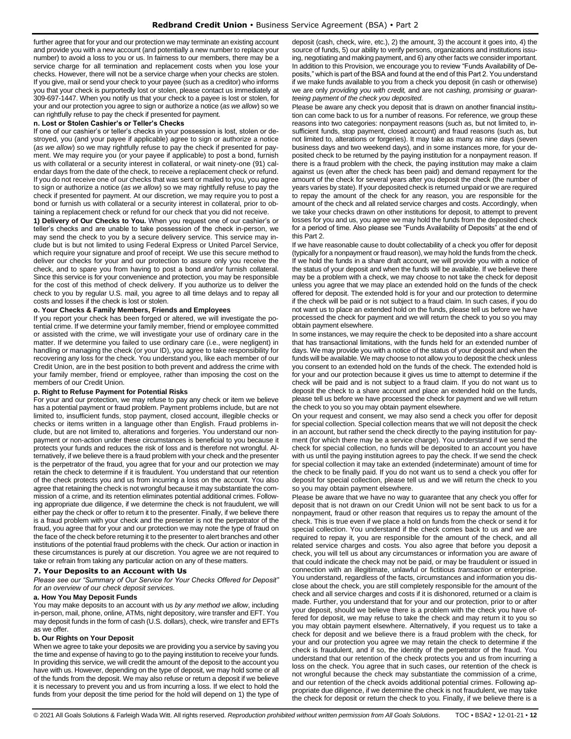further agree that for your and our protection we may terminate an existing account and provide you with a new account (and potentially a new number to replace your number) to avoid a loss to you or us. In fairness to our members, there may be a service charge for all termination and replacement costs when you lose your checks. However, there will not be a service charge when your checks are stolen. If you give, mail or send your check to your payee (such as a creditor) who informs you that your check is purportedly lost or stolen, please contact us immediately at 309-697-1447. When you notify us that your check to a payee is lost or stolen, for your and our protection you agree to sign or authorize a notice (*as we allow*) so we can rightfully refuse to pay the check if presented for payment.

**n. Lost or Stolen Cashier's or Teller's Checks**

If one of our cashier's or teller's checks in your possession is lost, stolen or destroyed, you (and your payee if applicable) agree to sign or authorize a notice (*as we allow*) so we may rightfully refuse to pay the check if presented for payment. We may require you (or your payee if applicable) to post a bond, furnish us with collateral or a security interest in collateral, or wait ninety-one (91) calendar days from the date of the check, to receive a replacement check or refund. If you do not receive one of our checks that was sent or mailed to you, you agree to sign or authorize a notice (*as we allow*) so we may rightfully refuse to pay the check if presented for payment. At our discretion, we may require you to post a bond or furnish us with collateral or a security interest in collateral, prior to obtaining a replacement check or refund for our check that you did not receive.

**1) Delivery of Our Checks to You.** When you request one of our cashier's or teller's checks and are unable to take possession of the check in-person, we may send the check to you by a secure delivery service. This service may include but is but not limited to using Federal Express or United Parcel Service, which require your signature and proof of receipt. We use this secure method to deliver our checks for your and our protection to assure only you receive the check, and to spare you from having to post a bond and/or furnish collateral. Since this service is for your convenience and protection, you may be responsible for the cost of this method of check delivery. If you authorize us to deliver the check to you by regular U.S. mail, you agree to all time delays and to repay all costs and losses if the check is lost or stolen.

**o. Your Checks & Family Members, Friends and Employees**

If you report your check has been forged or altered, we will investigate the potential crime. If we determine your family member, friend or employee committed or assisted with the crime, we will investigate your use of ordinary care in the matter. If we determine you failed to use ordinary care (i.e., were negligent) in handling or managing the check (or your ID), you agree to take responsibility for recovering any loss for the check. You understand you, like each member of our Credit Union, are in the best position to both prevent and address the crime with your family member, friend or employee, rather than imposing the cost on the members of our Credit Union.

**p. Right to Refuse Payment for Potential Risks**

For your and our protection, we may refuse to pay any check or item we believe has a potential payment or fraud problem. Payment problems include, but are not limited to, insufficient funds, stop payment, closed account, illegible checks or checks or items written in a language other than English. Fraud problems include, but are not limited to, alterations and forgeries. You understand our nonpayment or non-action under these circumstances is beneficial to you because it protects your funds and reduces the risk of loss and is therefore not wrongful. Alternatively, if we believe there is a fraud problem with your check and the presenter is the perpetrator of the fraud, you agree that for your and our protection we may retain the check to determine if it is fraudulent. You understand that our retention of the check protects you and us from incurring a loss on the account. You also agree that retaining the check is not wrongful because it may substantiate the commission of a crime, and its retention eliminates potential additional crimes. Following appropriate due diligence, if we determine the check is not fraudulent, we will either pay the check or offer to return it to the presenter. Finally, if we believe there is a fraud problem with your check and the presenter is not the perpetrator of the fraud, you agree that for your and our protection we may note the type of fraud on the face of the check before returning it to the presenter to alert branches and other institutions of the potential fraud problems with the check. Our action or inaction in these circumstances is purely at our discretion. You agree we are not required to take or refrain from taking any particular action on any of these matters.

## 7. Your Deposits to an Account with Us

*Please see our "Summary of Our Service for Your Checks Offered for Deposit" for an overview of our check deposit services.*

**a. How You May Deposit Funds**

You may make deposits to an account with us *by any method we allow*, including in-person, mail, phone, online, ATMs, night depository, wire transfer and EFT. You may deposit funds in the form of cash (U.S. dollars), check, wire transfer and EFTs as we offer.

**b. Our Rights on Your Deposit**

When we agree to take your deposits we are providing you a service by saving you the time and expense of having to go to the paying institution to receive your funds. In providing this service, we will credit the amount of the deposit to the account you have with us. However, depending on the type of deposit, we may hold some or all of the funds from the deposit. We may also refuse or return a deposit if we believe it is necessary to prevent you and us from incurring a loss. If we elect to hold the funds from your deposit the time period for the hold will depend on 1) the type of deposit (cash, check, wire, etc.), 2) the amount, 3) the account it goes into, 4) the source of funds, 5) our ability to verify persons, organizations and institutions issuing, negotiating and making payment, and 6) any other facts we consider important. In addition to this Provision, we encourage you to review "Funds Availability of Deposits," which is part of the BSA and found at the end of this Part 2. You understand if we make funds available to you from a check you deposit (in cash or otherwise) we are only *providing you with credit,* and are not *cashing, promising or guaranteeing payment of the check you deposited*.

Please be aware any check you deposit that is drawn on another financial institution can come back to us for a number of reasons. For reference, we group these reasons into two categories: nonpayment reasons (such as, but not limited to, insufficient funds, stop payment, closed account) and fraud reasons (such as, but not limited to, alterations or forgeries). It may take as many as nine days (seven business days and two weekend days), and in some instances more, for your deposited check to be returned by the paying institution for a nonpayment reason. If there is a fraud problem with the check, the paying institution may make a claim against us (even after the check has been paid) and demand repayment for the amount of the check for several years after you deposit the check (the number of years varies by state). If your deposited check is returned unpaid or we are required to repay the amount of the check for any reason, you are responsible for the amount of the check and all related service charges and costs. Accordingly, when we take your checks drawn on other institutions for deposit, to attempt to prevent losses for you and us, you agree we may hold the funds from the deposited check for a period of time. Also please see "Funds Availability of Deposits" at the end of this Part 2.

If we have reasonable cause to doubt collectability of a check you offer for deposit (typically for a nonpayment or fraud reason), we may hold the funds from the check. If we hold the funds in a share draft account, we will provide you with a notice of the status of your deposit and when the funds will be available. If we believe there may be a problem with a check, we may choose to not take the check for deposit unless you agree that we may place an extended hold on the funds of the check offered for deposit. The extended hold is for your and our protection to determine if the check will be paid or is not subject to a fraud claim. In such cases, if you do not want us to place an extended hold on the funds, please tell us before we have processed the check for payment and we will return the check to you so you may obtain payment elsewhere.

In some instances, we may require the check to be deposited into a share account that has transactional limitations, with the funds held for an extended number of days. We may provide you with a notice of the status of your deposit and when the funds will be available. We may choose to not allow you to deposit the check unless you consent to an extended hold on the funds of the check. The extended hold is for your and our protection because it gives us time to attempt to determine if the check will be paid and is not subject to a fraud claim. If you do not want us to deposit the check to a share account and place an extended hold on the funds, please tell us before we have processed the check for payment and we will return the check to you so you may obtain payment elsewhere.

On your request and consent, we may also send a check you offer for deposit for special collection. Special collection means that we will not deposit the check in an account, but rather send the check directly to the paying institution for payment (for which there may be a service charge). You understand if we send the check for special collection, no funds will be deposited to an account you have with us until the paying institution agrees to pay the check. If we send the check for special collection it may take an extended (indeterminate) amount of time for the check to be finally paid. If you do not want us to send a check you offer for deposit for special collection, please tell us and we will return the check to you so you may obtain payment elsewhere.

Please be aware that we have no way to guarantee that any check you offer for deposit that is not drawn on our Credit Union will not be sent back to us for a nonpayment, fraud or other reason that requires us to repay the amount of the check. This is true even if we place a hold on funds from the check or send it for special collection. You understand if the check comes back to us and we are required to repay it, you are responsible for the amount of the check, and all related service charges and costs. You also agree that before you deposit a check, you will tell us about any circumstances or information you are aware of that could indicate the check may not be paid, or may be fraudulent or issued in connection with an illegitimate, unlawful or fictitious *transaction* or enterprise. You understand, regardless of the facts, circumstances and information you disclose about the check, you are still completely responsible for the amount of the check and all service charges and costs if it is dishonored, returned or a claim is made. Further, you understand that for your and our protection, prior to or after your deposit, should we believe there is a problem with the check you have offered for deposit, we may refuse to take the check and may return it to you so you may obtain payment elsewhere. Alternatively, if you request us to take a check for deposit and we believe there is a fraud problem with the check, for your and our protection you agree we may retain the check to determine if the check is fraudulent, and if so, the identity of the perpetrator of the fraud. You understand that our retention of the check protects you and us from incurring a loss on the check. You agree that in such cases, our retention of the check is not wrongful because the check may substantiate the commission of a crime, and our retention of the check avoids additional potential crimes. Following appropriate due diligence, if we determine the check is not fraudulent, we may take the check for deposit or return the check to you. Finally, if we believe there is a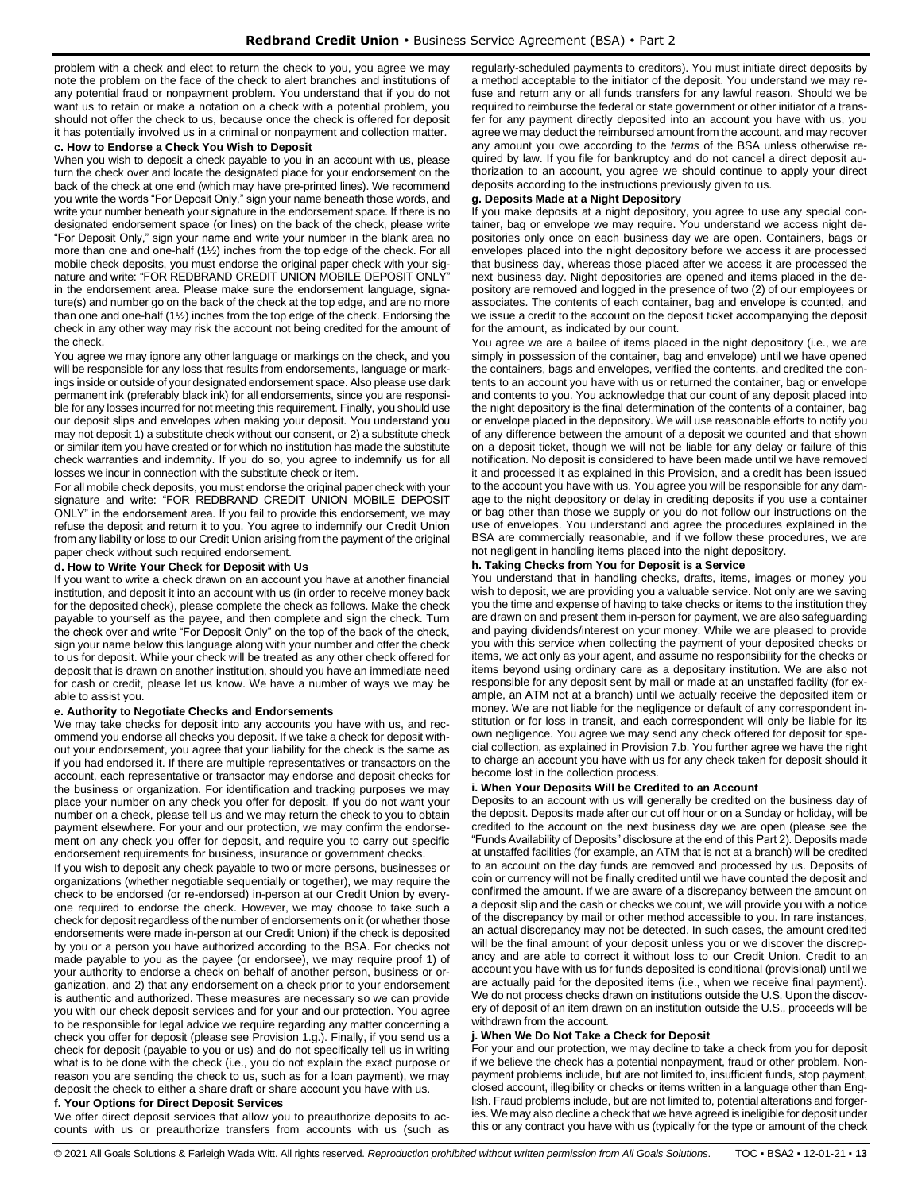problem with a check and elect to return the check to you, you agree we may note the problem on the face of the check to alert branches and institutions of any potential fraud or nonpayment problem. You understand that if you do not want us to retain or make a notation on a check with a potential problem, you should not offer the check to us, because once the check is offered for deposit it has potentially involved us in a criminal or nonpayment and collection matter.

**c. How to Endorse a Check You Wish to Deposit**

When you wish to deposit a check payable to you in an account with us, please turn the check over and locate the designated place for your endorsement on the back of the check at one end (which may have pre-printed lines). We recommend you write the words "For Deposit Only," sign your name beneath those words, and write your number beneath your signature in the endorsement space. If there is no designated endorsement space (or lines) on the back of the check, please write "For Deposit Only," sign your name and write your number in the blank area no more than one and one-half (1½) inches from the top edge of the check. For all mobile check deposits, you must endorse the original paper check with your signature and write: "FOR REDBRAND CREDIT UNION MOBILE DEPOSIT ONLY" in the endorsement area. Please make sure the endorsement language, signature(s) and number go on the back of the check at the top edge, and are no more than one and one-half (1½) inches from the top edge of the check. Endorsing the check in any other way may risk the account not being credited for the amount of the check.

You agree we may ignore any other language or markings on the check, and you will be responsible for any loss that results from endorsements, language or markings inside or outside of your designated endorsement space. Also please use dark permanent ink (preferably black ink) for all endorsements, since you are responsible for any losses incurred for not meeting this requirement. Finally, you should use our deposit slips and envelopes when making your deposit. You understand you may not deposit 1) a substitute check without our consent, or 2) a substitute check or similar item you have created or for which no institution has made the substitute check warranties and indemnity. If you do so, you agree to indemnify us for all losses we incur in connection with the substitute check or item.

For all mobile check deposits, you must endorse the original paper check with your signature and write: "FOR REDBRAND CREDIT UNION MOBILE DEPOSIT ONLY" in the endorsement area. If you fail to provide this endorsement, we may refuse the deposit and return it to you. You agree to indemnify our Credit Union from any liability or loss to our Credit Union arising from the payment of the original paper check without such required endorsement.

**d. How to Write Your Check for Deposit with Us**

If you want to write a check drawn on an account you have at another financial institution, and deposit it into an account with us (in order to receive money back for the deposited check), please complete the check as follows. Make the check payable to yourself as the payee, and then complete and sign the check. Turn the check over and write "For Deposit Only" on the top of the back of the check, sign your name below this language along with your number and offer the check to us for deposit. While your check will be treated as any other check offered for deposit that is drawn on another institution, should you have an immediate need for cash or credit, please let us know. We have a number of ways we may be able to assist you.

**e. Authority to Negotiate Checks and Endorsements**

We may take checks for deposit into any accounts you have with us, and recommend you endorse all checks you deposit. If we take a check for deposit without your endorsement, you agree that your liability for the check is the same as if you had endorsed it. If there are multiple representatives or transactors on the account, each representative or transactor may endorse and deposit checks for the business or organization. For identification and tracking purposes we may place your number on any check you offer for deposit. If you do not want your number on a check, please tell us and we may return the check to you to obtain payment elsewhere. For your and our protection, we may confirm the endorsement on any check you offer for deposit, and require you to carry out specific endorsement requirements for business, insurance or government checks.

If you wish to deposit any check payable to two or more persons, businesses or organizations (whether negotiable sequentially or together), we may require the check to be endorsed (or re-endorsed) in-person at our Credit Union by everyone required to endorse the check. However, we may choose to take such a check for deposit regardless of the number of endorsements on it (or whether those endorsements were made in-person at our Credit Union) if the check is deposited by you or a person you have authorized according to the BSA. For checks not made payable to you as the payee (or endorsee), we may require proof 1) of your authority to endorse a check on behalf of another person, business or organization, and 2) that any endorsement on a check prior to your endorsement is authentic and authorized. These measures are necessary so we can provide you with our check deposit services and for your and our protection. You agree to be responsible for legal advice we require regarding any matter concerning a check you offer for deposit (please see Provision 1.g.). Finally, if you send us a check for deposit (payable to you or us) and do not specifically tell us in writing what is to be done with the check (i.e., you do not explain the exact purpose or reason you are sending the check to us, such as for a loan payment), we may deposit the check to either a share draft or share account you have with us.

**f. Your Options for Direct Deposit Services**

We offer direct deposit services that allow you to preauthorize deposits to accounts with us or preauthorize transfers from accounts with us (such as regularly-scheduled payments to creditors). You must initiate direct deposits by a method acceptable to the initiator of the deposit. You understand we may refuse and return any or all funds transfers for any lawful reason. Should we be required to reimburse the federal or state government or other initiator of a transfer for any payment directly deposited into an account you have with us, you agree we may deduct the reimbursed amount from the account, and may recover any amount you owe according to the *terms* of the BSA unless otherwise required by law. If you file for bankruptcy and do not cancel a direct deposit authorization to an account, you agree we should continue to apply your direct deposits according to the instructions previously given to us.

**g. Deposits Made at a Night Depository**

If you make deposits at a night depository, you agree to use any special container, bag or envelope we may require. You understand we access night depositories only once on each business day we are open. Containers, bags or envelopes placed into the night depository before we access it are processed that business day, whereas those placed after we access it are processed the next business day. Night depositories are opened and items placed in the depository are removed and logged in the presence of two (2) of our employees or associates. The contents of each container, bag and envelope is counted, and we issue a credit to the account on the deposit ticket accompanying the deposit for the amount, as indicated by our count.

You agree we are a bailee of items placed in the night depository (i.e., we are simply in possession of the container, bag and envelope) until we have opened the containers, bags and envelopes, verified the contents, and credited the contents to an account you have with us or returned the container, bag or envelope and contents to you. You acknowledge that our count of any deposit placed into the night depository is the final determination of the contents of a container, bag or envelope placed in the depository. We will use reasonable efforts to notify you of any difference between the amount of a deposit we counted and that shown on a deposit ticket, though we will not be liable for any delay or failure of this notification. No deposit is considered to have been made until we have removed it and processed it as explained in this Provision, and a credit has been issued to the account you have with us. You agree you will be responsible for any damage to the night depository or delay in crediting deposits if you use a container or bag other than those we supply or you do not follow our instructions on the use of envelopes. You understand and agree the procedures explained in the BSA are commercially reasonable, and if we follow these procedures, we are not negligent in handling items placed into the night depository.

**h. Taking Checks from You for Deposit is a Service**

You understand that in handling checks, drafts, items, images or money you wish to deposit, we are providing you a valuable service. Not only are we saving you the time and expense of having to take checks or items to the institution they are drawn on and present them in-person for payment, we are also safeguarding and paying dividends/interest on your money. While we are pleased to provide you with this service when collecting the payment of your deposited checks or items, we act only as your agent, and assume no responsibility for the checks or items beyond using ordinary care as a depositary institution. We are also not responsible for any deposit sent by mail or made at an unstaffed facility (for example, an ATM not at a branch) until we actually receive the deposited item or money. We are not liable for the negligence or default of any correspondent institution or for loss in transit, and each correspondent will only be liable for its own negligence. You agree we may send any check offered for deposit for special collection, as explained in Provision 7.b. You further agree we have the right to charge an account you have with us for any check taken for deposit should it become lost in the collection process.

**i. When Your Deposits Will be Credited to an Account**

Deposits to an account with us will generally be credited on the business day of the deposit. Deposits made after our cut off hour or on a Sunday or holiday, will be credited to the account on the next business day we are open (please see the "Funds Availability of Deposits" disclosure at the end of this Part 2). Deposits made at unstaffed facilities (for example, an ATM that is not at a branch) will be credited to an account on the day funds are removed and processed by us. Deposits of coin or currency will not be finally credited until we have counted the deposit and confirmed the amount. If we are aware of a discrepancy between the amount on a deposit slip and the cash or checks we count, we will provide you with a notice of the discrepancy by mail or other method accessible to you. In rare instances, an actual discrepancy may not be detected. In such cases, the amount credited will be the final amount of your deposit unless you or we discover the discrepancy and are able to correct it without loss to our Credit Union. Credit to an account you have with us for funds deposited is conditional (provisional) until we are actually paid for the deposited items (i.e., when we receive final payment). We do not process checks drawn on institutions outside the U.S. Upon the discovery of deposit of an item drawn on an institution outside the U.S., proceeds will be withdrawn from the account.

**j. When We Do Not Take a Check for Deposit**

For your and our protection, we may decline to take a check from you for deposit if we believe the check has a potential nonpayment, fraud or other problem. Nonpayment problems include, but are not limited to, insufficient funds, stop payment, closed account, illegibility or checks or items written in a language other than English. Fraud problems include, but are not limited to, potential alterations and forgeries. We may also decline a check that we have agreed is ineligible for deposit under this or any contract you have with us (typically for the type or amount of the check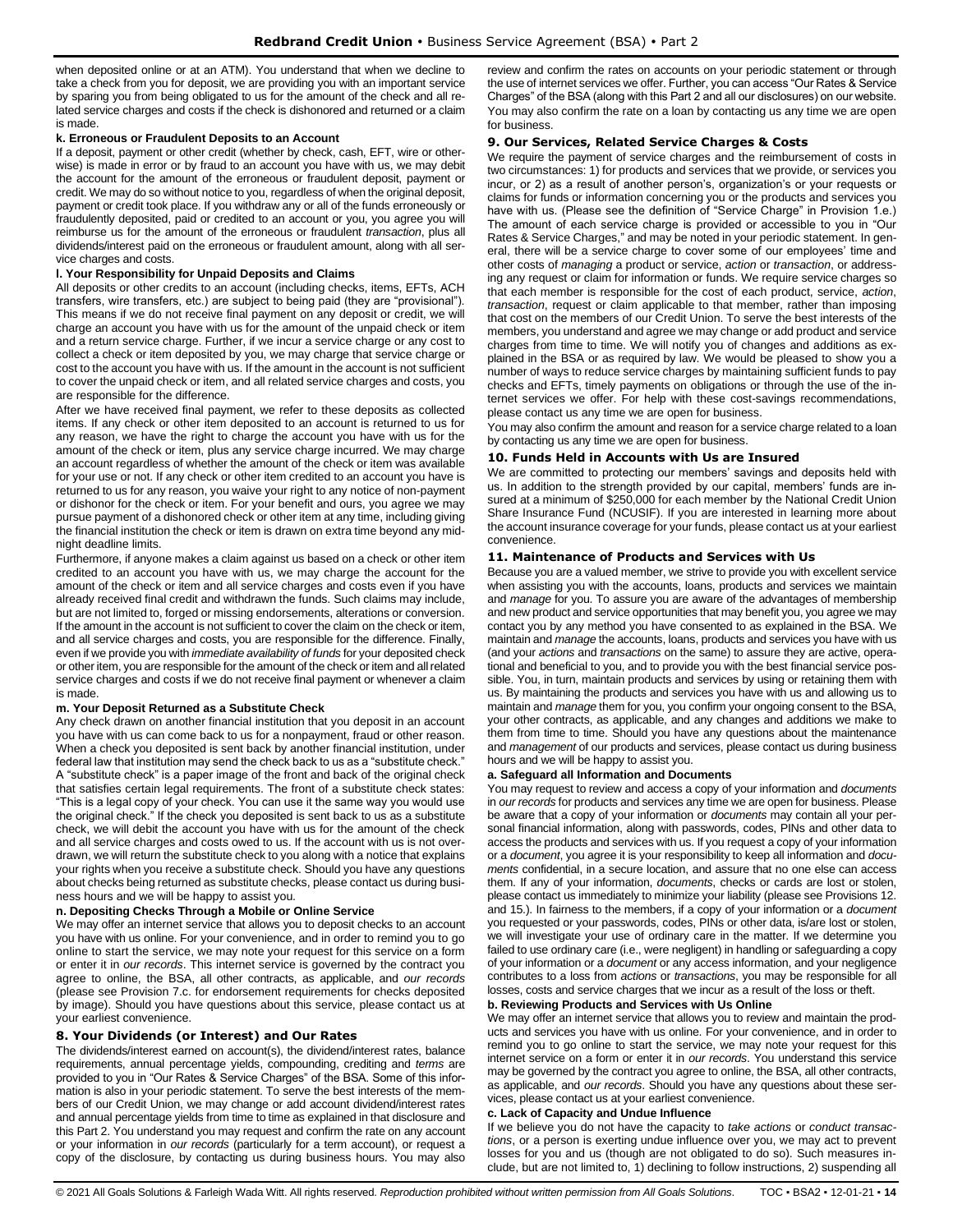when deposited online or at an ATM). You understand that when we decline to take a check from you for deposit, we are providing you with an important service by sparing you from being obligated to us for the amount of the check and all related service charges and costs if the check is dishonored and returned or a claim is made.

#### k. Erroneous or Fraudulent Deposits to an Account

If a deposit, payment or other credit (whether by check, cash, EFT, wire or otherwise) is made in error or by fraud to an account you have with us, we may debit the account for the amount of the erroneous or fraudulent deposit, payment or credit. We may do so without notice to you, regardless of when the original deposit, payment or credit took place. If you withdraw any or all of the funds erroneously or fraudulently deposited, paid or credited to an account or you, you agree you will reimburse us for the amount of the erroneous or fraudulent *transaction*, plus all dividends/interest paid on the erroneous or fraudulent amount, along with all service charges and costs.

#### l. Your Responsibility for Unpaid Deposits and Claims

All deposits or other credits to an account (including checks, items, EFTs, ACH transfers, wire transfers, etc.) are subject to being paid (they are "provisional"). This means if we do not receive final payment on any deposit or credit, we will charge an account you have with us for the amount of the unpaid check or item and a return service charge. Further, if we incur a service charge or any cost to collect a check or item deposited by you, we may charge that service charge or cost to the account you have with us. If the amount in the account is not sufficient to cover the unpaid check or item, and all related service charges and costs, you are responsible for the difference.

After we have received final payment, we refer to these deposits as collected items. If any check or other item deposited to an account is returned to us for any reason, we have the right to charge the account you have with us for the amount of the check or item, plus any service charge incurred. We may charge an account regardless of whether the amount of the check or item was available for your use or not. If any check or other item credited to an account you have is returned to us for any reason, you waive your right to any notice of non-payment or dishonor for the check or item. For your benefit and ours, you agree we may pursue payment of a dishonored check or other item at any time, including giving the financial institution the check or item is drawn on extra time beyond any midnight deadline limits.

Furthermore, if anyone makes a claim against us based on a check or other item credited to an account you have with us, we may charge the account for the amount of the check or item and all service charges and costs even if you have already received final credit and withdrawn the funds. Such claims may include, but are not limited to, forged or missing endorsements, alterations or conversion. If the amount in the account is not sufficient to cover the claim on the check or item, and all service charges and costs, you are responsible for the difference. Finally, even if we provide you with *immediate availability of funds* for your deposited check or other item, you are responsible for the amount of the check or item and all related service charges and costs if we do not receive final payment or whenever a claim is made.

#### m. Your Deposit Returned as a Substitute Check

Any check drawn on another financial institution that you deposit in an account you have with us can come back to us for a nonpayment, fraud or other reason. When a check you deposited is sent back by another financial institution, under federal law that institution may send the check back to us as a "substitute check." A "substitute check" is a paper image of the front and back of the original check that satisfies certain legal requirements. The front of a substitute check states: "This is a legal copy of your check. You can use it the same way you would use the original check." If the check you deposited is sent back to us as a substitute check, we will debit the account you have with us for the amount of the check and all service charges and costs owed to us. If the account with us is not overdrawn, we will return the substitute check to you along with a notice that explains your rights when you receive a substitute check. Should you have any questions about checks being returned as substitute checks, please contact us during business hours and we will be happy to assist you.

#### n. Depositing Checks Through a Mobile or Online Service

We may offer an internet service that allows you to deposit checks to an account you have with us online. For your convenience, and in order to remind you to go online to start the service, we may note your request for this service on a form or enter it in *our records*. This internet service is governed by the contract you agree to online, the BSA, all other contracts, as applicable, and *our records* (please see Provision 7.c. for endorsement requirements for checks deposited by image). Should you have questions about this service, please contact us at your earliest convenience.

### 8. Your Dividends (or Interest) and Our Rates

The dividends/interest earned on account(s), the dividend/interest rates, balance requirements, annual percentage yields, compounding, crediting and *terms* are provided to you in "Our Rates & Service Charges" of the BSA. Some of this information is also in your periodic statement. To serve the best interests of the members of our Credit Union, we may change or add account dividend/interest rates and annual percentage yields from time to time as explained in that disclosure and this Part 2. You understand you may request and confirm the rate on any account or your information in *our records* (particularly for a term account), or request a copy of the disclosure, by contacting us during business hours. You may also review and confirm the rates on accounts on your periodic statement or through the use of internet services we offer. Further, you can access "Our Rates & Service Charges" of the BSA (along with this Part 2 and all our disclosures) on our website. You may also confirm the rate on a loan by contacting us any time we are open for business.

### 9. Our Services, Related Service Charges & Costs

We require the payment of service charges and the reimbursement of costs in two circumstances: 1) for products and services that we provide, or services you incur, or 2) as a result of another person's, organization's or your requests or claims for funds or information concerning you or the products and services you have with us. (Please see the definition of "Service Charge" in Provision 1.e.) The amount of each service charge is provided or accessible to you in "Our Rates & Service Charges," and may be noted in your periodic statement. In general, there will be a service charge to cover some of our employees' time and other costs of *managing* a product or service, *action* or *transaction*, or addressing any request or claim for information or funds. We require service charges so that each member is responsible for the cost of each product, service, *action*, *transaction*, request or claim applicable to that member, rather than imposing that cost on the members of our Credit Union. To serve the best interests of the members, you understand and agree we may change or add product and service charges from time to time. We will notify you of changes and additions as explained in the BSA or as required by law. We would be pleased to show you a number of ways to reduce service charges by maintaining sufficient funds to pay checks and EFTs, timely payments on obligations or through the use of the internet services we offer. For help with these cost-savings recommendations, please contact us any time we are open for business.

You may also confirm the amount and reason for a service charge related to a loan by contacting us any time we are open for business.

### 10. Funds Held in Accounts with Us are Insured

We are committed to protecting our members' savings and deposits held with us. In addition to the strength provided by our capital, members' funds are insured at a minimum of $250,000 for each member by the National Credit Union Share Insurance Fund (NCUSIF). If you are interested in learning more about the account insurance coverage for your funds, please contact us at your earliest convenience.

### 11. Maintenance of Products and Services with Us

Because you are a valued member, we strive to provide you with excellent service when assisting you with the accounts, loans, products and services we maintain and *manage* for you. To assure you are aware of the advantages of membership and new product and service opportunities that may benefit you, you agree we may contact you by any method you have consented to as explained in the BSA. We maintain and *manage* the accounts, loans, products and services you have with us (and your *actions* and *transactions* on the same) to assure they are active, operational and beneficial to you, and to provide you with the best financial service possible. You, in turn, maintain products and services by using or retaining them with us. By maintaining the products and services you have with us and allowing us to maintain and *manage* them for you, you confirm your ongoing consent to the BSA, your other contracts, as applicable, and any changes and additions we make to them from time to time. Should you have any questions about the maintenance and *management* of our products and services, please contact us during business hours and we will be happy to assist you.

#### a. Safeguard all Information and Documents

You may request to review and access a copy of your information and *documents* in *our records* for products and services any time we are open for business. Please be aware that a copy of your information or *documents* may contain all your personal financial information, along with passwords, codes, PINs and other data to access the products and services with us. If you request a copy of your information or a *document*, you agree it is your responsibility to keep all information and *documents* confidential, in a secure location, and assure that no one else can access them. If any of your information, *documents*, checks or cards are lost or stolen, please contact us immediately to minimize your liability (please see Provisions 12. and 15.). In fairness to the members, if a copy of your information or a *document* you requested or your passwords, codes, PINs or other data, is/are lost or stolen, we will investigate your use of ordinary care in the matter. If we determine you failed to use ordinary care (i.e., were negligent) in handling or safeguarding a copy of your information or a *document* or any access information, and your negligence contributes to a loss from *actions* or *transactions*, you may be responsible for all losses, costs and service charges that we incur as a result of the loss or theft.

#### b. Reviewing Products and Services with Us Online

We may offer an internet service that allows you to review and maintain the products and services you have with us online. For your convenience, and in order to remind you to go online to start the service, we may note your request for this internet service on a form or enter it in *our records*. You understand this service may be governed by the contract you agree to online, the BSA, all other contracts, as applicable, and *our records*. Should you have any questions about these services, please contact us at your earliest convenience.

#### c. Lack of Capacity and Undue Influence

If we believe you do not have the capacity to *take actions* or *conduct transactions*, or a person is exerting undue influence over you, we may act to prevent losses for you and us (though are not obligated to do so). Such measures include, but are not limited to, 1) declining to follow instructions, 2) suspending all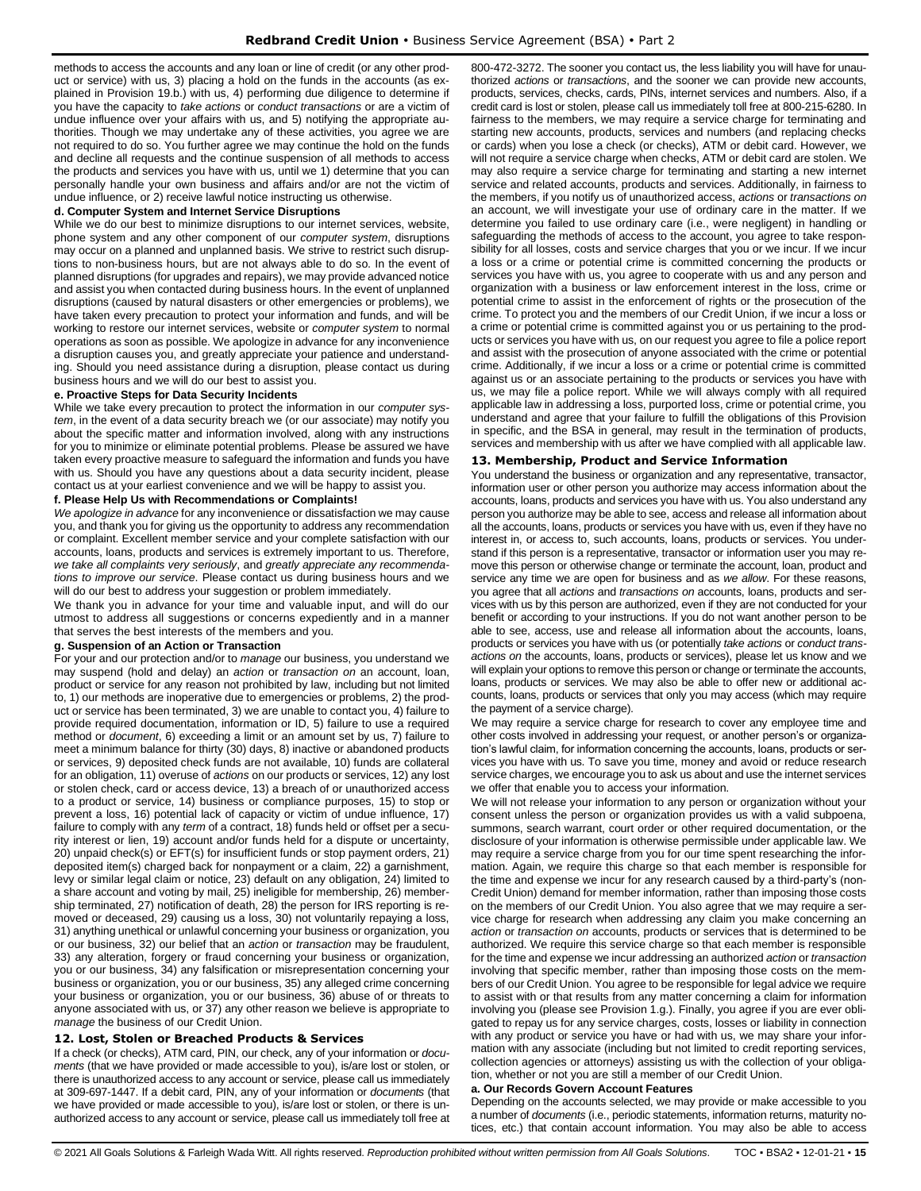methods to access the accounts and any loan or line of credit (or any other product or service) with us, 3) placing a hold on the funds in the accounts (as explained in Provision 19.b.) with us, 4) performing due diligence to determine if you have the capacity to *take actions* or *conduct transactions* or are a victim of undue influence over your affairs with us, and 5) notifying the appropriate authorities. Though we may undertake any of these activities, you agree we are not required to do so. You further agree we may continue the hold on the funds and decline all requests and the continue suspension of all methods to access the products and services you have with us, until we 1) determine that you can personally handle your own business and affairs and/or are not the victim of undue influence, or 2) receive lawful notice instructing us otherwise.

#### d. Computer System and Internet Service Disruptions

While we do our best to minimize disruptions to our internet services, website, phone system and any other component of our *computer system*, disruptions may occur on a planned and unplanned basis. We strive to restrict such disruptions to non-business hours, but are not always able to do so. In the event of planned disruptions (for upgrades and repairs), we may provide advanced notice and assist you when contacted during business hours. In the event of unplanned disruptions (caused by natural disasters or other emergencies or problems), we have taken every precaution to protect your information and funds, and will be working to restore our internet services, website or *computer system* to normal operations as soon as possible. We apologize in advance for any inconvenience a disruption causes you, and greatly appreciate your patience and understanding. Should you need assistance during a disruption, please contact us during business hours and we will do our best to assist you.

#### e. Proactive Steps for Data Security Incidents

While we take every precaution to protect the information in our *computer system*, in the event of a data security breach we (or our associate) may notify you about the specific matter and information involved, along with any instructions for you to minimize or eliminate potential problems. Please be assured we have taken every proactive measure to safeguard the information and funds you have with us. Should you have any questions about a data security incident, please contact us at your earliest convenience and we will be happy to assist you.

#### f. Please Help Us with Recommendations or Complaints!

*We apologize in advance* for any inconvenience or dissatisfaction we may cause you, and thank you for giving us the opportunity to address any recommendation or complaint. Excellent member service and your complete satisfaction with our accounts, loans, products and services is extremely important to us. Therefore, *we take all complaints very seriously*, and *greatly appreciate any recommendations to improve our service*. Please contact us during business hours and we will do our best to address your suggestion or problem immediately.

We thank you in advance for your time and valuable input, and will do our utmost to address all suggestions or concerns expediently and in a manner that serves the best interests of the members and you.

#### g. Suspension of an Action or Transaction

For your and our protection and/or to *manage* our business, you understand we may suspend (hold and delay) an *action* or *transaction on* an account, loan, product or service for any reason not prohibited by law, including but not limited to, 1) our methods are inoperative due to emergencies or problems, 2) the product or service has been terminated, 3) we are unable to contact you, 4) failure to provide required documentation, information or ID, 5) failure to use a required method or *document*, 6) exceeding a limit or an amount set by us, 7) failure to meet a minimum balance for thirty (30) days, 8) inactive or abandoned products or services, 9) deposited check funds are not available, 10) funds are collateral for an obligation, 11) overuse of *actions* on our products or services, 12) any lost or stolen check, card or access device, 13) a breach of or unauthorized access to a product or service, 14) business or compliance purposes, 15) to stop or prevent a loss, 16) potential lack of capacity or victim of undue influence, 17) failure to comply with any *term* of a contract, 18) funds held or offset per a security interest or lien, 19) account and/or funds held for a dispute or uncertainty, 20) unpaid check(s) or EFT(s) for insufficient funds or stop payment orders, 21) deposited item(s) charged back for nonpayment or a claim, 22) a garnishment, levy or similar legal claim or notice, 23) default on any obligation, 24) limited to a share account and voting by mail, 25) ineligible for membership, 26) membership terminated, 27) notification of death, 28) the person for IRS reporting is removed or deceased, 29) causing us a loss, 30) not voluntarily repaying a loss, 31) anything unethical or unlawful concerning your business or organization, you or our business, 32) our belief that an *action* or *transaction* may be fraudulent, 33) any alteration, forgery or fraud concerning your business or organization, you or our business, 34) any falsification or misrepresentation concerning your business or organization, you or our business, 35) any alleged crime concerning your business or organization, you or our business, 36) abuse of or threats to anyone associated with us, or 37) any other reason we believe is appropriate to *manage* the business of our Credit Union.

### 12. Lost, Stolen or Breached Products & Services

If a check (or checks), ATM card, PIN, our check, any of your information or *documents* (that we have provided or made accessible to you), is/are lost or stolen, or there is unauthorized access to any account or service, please call us immediately at 309-697-1447. If a debit card, PIN, any of your information or *documents* (that we have provided or made accessible to you), is/are lost or stolen, or there is unauthorized access to any account or service, please call us immediately toll free at 800-472-3272. The sooner you contact us, the less liability you will have for unauthorized *actions* or *transactions*, and the sooner we can provide new accounts, products, services, checks, cards, PINs, internet services and numbers. Also, if a credit card is lost or stolen, please call us immediately toll free at 800-215-6280. In fairness to the members, we may require a service charge for terminating and starting new accounts, products, services and numbers (and replacing checks or cards) when you lose a check (or checks), ATM or debit card. However, we will not require a service charge when checks, ATM or debit card are stolen. We may also require a service charge for terminating and starting a new internet service and related accounts, products and services. Additionally, in fairness to the members, if you notify us of unauthorized access, *actions* or *transactions on* an account, we will investigate your use of ordinary care in the matter. If we determine you failed to use ordinary care (i.e., were negligent) in handling or safeguarding the methods of access to the account, you agree to take responsibility for all losses, costs and service charges that you or we incur. If we incur a loss or a crime or potential crime is committed concerning the products or services you have with us, you agree to cooperate with us and any person and organization with a business or law enforcement interest in the loss, crime or potential crime to assist in the enforcement of rights or the prosecution of the crime. To protect you and the members of our Credit Union, if we incur a loss or a crime or potential crime is committed against you or us pertaining to the products or services you have with us, on our request you agree to file a police report and assist with the prosecution of anyone associated with the crime or potential crime. Additionally, if we incur a loss or a crime or potential crime is committed against us or an associate pertaining to the products or services you have with us, we may file a police report. While we will always comply with all required applicable law in addressing a loss, purported loss, crime or potential crime, you understand and agree that your failure to fulfill the obligations of this Provision in specific, and the BSA in general, may result in the termination of products, services and membership with us after we have complied with all applicable law.

### 13. Membership, Product and Service Information

You understand the business or organization and any representative, transactor, information user or other person you authorize may access information about the accounts, loans, products and services you have with us. You also understand any person you authorize may be able to see, access and release all information about all the accounts, loans, products or services you have with us, even if they have no interest in, or access to, such accounts, loans, products or services. You understand if this person is a representative, transactor or information user you may remove this person or otherwise change or terminate the account, loan, product and service any time we are open for business and as *we allow*. For these reasons, you agree that all *actions* and *transactions on* accounts, loans, products and services with us by this person are authorized, even if they are not conducted for your benefit or according to your instructions. If you do not want another person to be able to see, access, use and release all information about the accounts, loans, products or services you have with us (or potentially *take actions* or *conduct transactions on* the accounts, loans, products or services), please let us know and we will explain your options to remove this person or change or terminate the accounts, loans, products or services. We may also be able to offer new or additional accounts, loans, products or services that only you may access (which may require the payment of a service charge).

We may require a service charge for research to cover any employee time and other costs involved in addressing your request, or another person's or organization's lawful claim, for information concerning the accounts, loans, products or services you have with us. To save you time, money and avoid or reduce research service charges, we encourage you to ask us about and use the internet services we offer that enable you to access your information.

We will not release your information to any person or organization without your consent unless the person or organization provides us with a valid subpoena, summons, search warrant, court order or other required documentation, or the disclosure of your information is otherwise permissible under applicable law. We may require a service charge from you for our time spent researching the information. Again, we require this charge so that each member is responsible for the time and expense we incur for any research caused by a third-party's (non-Credit Union) demand for member information, rather than imposing those costs on the members of our Credit Union. You also agree that we may require a service charge for research when addressing any claim you make concerning an *action* or *transaction on* accounts, products or services that is determined to be authorized. We require this service charge so that each member is responsible for the time and expense we incur addressing an authorized *action* or *transaction* involving that specific member, rather than imposing those costs on the members of our Credit Union. You agree to be responsible for legal advice we require to assist with or that results from any matter concerning a claim for information involving you (please see Provision 1.g.). Finally, you agree if you are ever obligated to repay us for any service charges, costs, losses or liability in connection with any product or service you have or had with us, we may share your information with any associate (including but not limited to credit reporting services, collection agencies or attorneys) assisting us with the collection of your obligation, whether or not you are still a member of our Credit Union.

#### a. Our Records Govern Account Features

Depending on the accounts selected, we may provide or make accessible to you a number of *documents* (i.e., periodic statements, information returns, maturity notices, etc.) that contain account information. You may also be able to access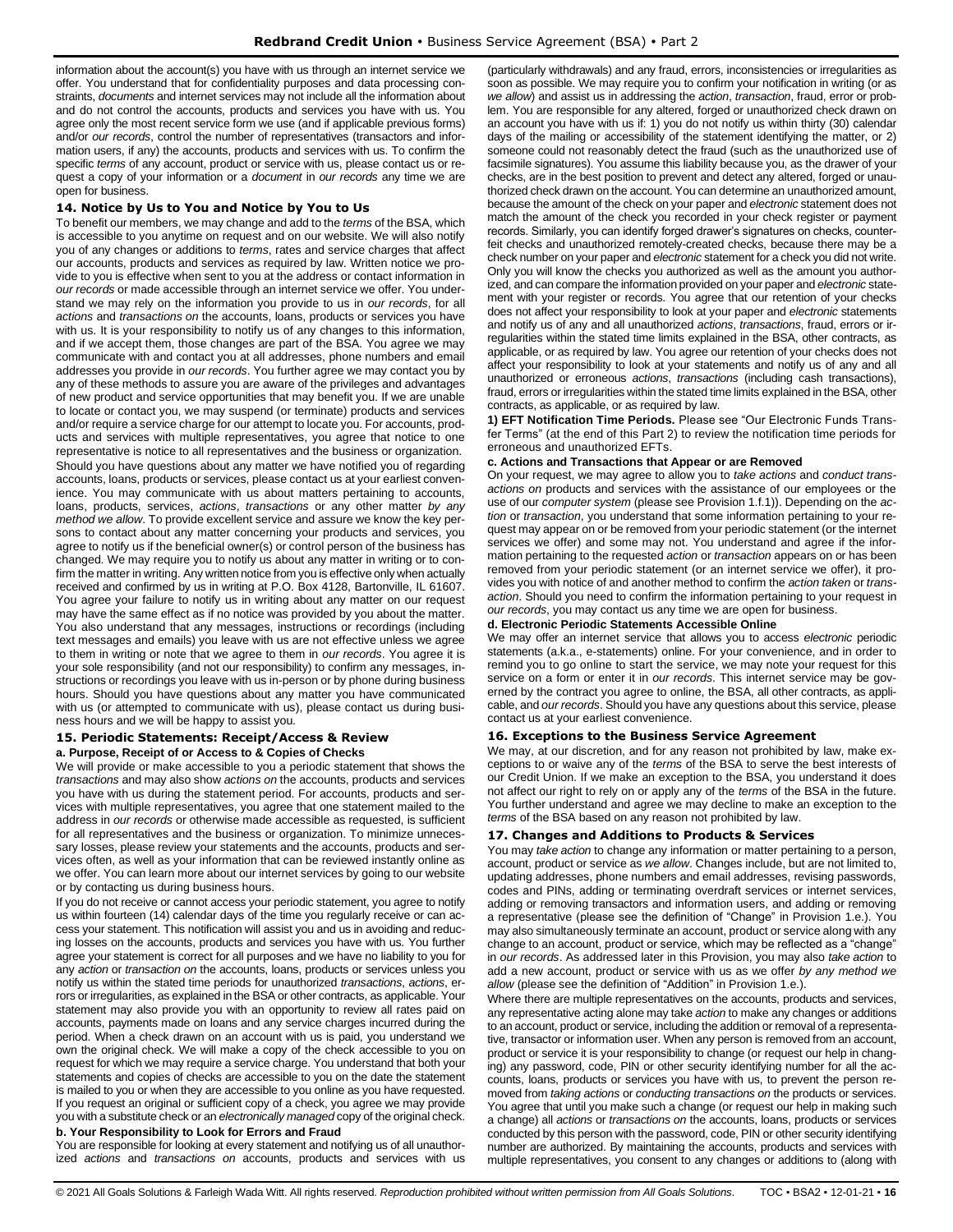information about the account(s) you have with us through an internet service we offer. You understand that for confidentiality purposes and data processing constraints, *documents* and internet services may not include all the information about and do not control the accounts, products and services you have with us. You agree only the most recent service form we use (and if applicable previous forms) and/or *our records*, control the number of representatives (transactors and information users, if any) the accounts, products and services with us. To confirm the specific *terms* of any account, product or service with us, please contact us or request a copy of your information or a *document* in *our records* any time we are open for business.

### 14. Notice by Us to You and Notice by You to Us

To benefit our members, we may change and add to the *terms* of the BSA, which is accessible to you anytime on request and on our website. We will also notify you of any changes or additions to *terms*, rates and service charges that affect our accounts, products and services as required by law. Written notice we provide to you is effective when sent to you at the address or contact information in *our records* or made accessible through an internet service we offer. You understand we may rely on the information you provide to us in *our records*, for all *actions* and *transactions on* the accounts, loans, products or services you have with us. It is your responsibility to notify us of any changes to this information, and if we accept them, those changes are part of the BSA. You agree we may communicate with and contact you at all addresses, phone numbers and email addresses you provide in *our records*. You further agree we may contact you by any of these methods to assure you are aware of the privileges and advantages of new product and service opportunities that may benefit you. If we are unable to locate or contact you, we may suspend (or terminate) products and services and/or require a service charge for our attempt to locate you. For accounts, products and services with multiple representatives, you agree that notice to one representative is notice to all representatives and the business or organization.

Should you have questions about any matter we have notified you of regarding accounts, loans, products or services, please contact us at your earliest convenience. You may communicate with us about matters pertaining to accounts, loans, products, services, *actions*, *transactions* or any other matter *by any method we allow*. To provide excellent service and assure we know the key persons to contact about any matter concerning your products and services, you agree to notify us if the beneficial owner(s) or control person of the business has changed. We may require you to notify us about any matter in writing or to confirm the matter in writing. Any written notice from you is effective only when actually received and confirmed by us in writing at P.O. Box 4128, Bartonville, IL 61607. You agree your failure to notify us in writing about any matter on our request may have the same effect as if no notice was provided by you about the matter. You also understand that any messages, instructions or recordings (including text messages and emails) you leave with us are not effective unless we agree to them in writing or note that we agree to them in *our records*. You agree it is your sole responsibility (and not our responsibility) to confirm any messages, instructions or recordings you leave with us in-person or by phone during business hours. Should you have questions about any matter you have communicated with us (or attempted to communicate with us), please contact us during business hours and we will be happy to assist you.

### 15. Periodic Statements: Receipt/Access & Review

**a. Purpose, Receipt of or Access to & Copies of Checks**

We will provide or make accessible to you a periodic statement that shows the *transactions* and may also show *actions on* the accounts, products and services you have with us during the statement period. For accounts, products and services with multiple representatives, you agree that one statement mailed to the address in *our records* or otherwise made accessible as requested, is sufficient for all representatives and the business or organization. To minimize unnecessary losses, please review your statements and the accounts, products and services often, as well as your information that can be reviewed instantly online as we offer. You can learn more about our internet services by going to our website or by contacting us during business hours.

If you do not receive or cannot access your periodic statement, you agree to notify us within fourteen (14) calendar days of the time you regularly receive or can access your statement. This notification will assist you and us in avoiding and reducing losses on the accounts, products and services you have with us. You further agree your statement is correct for all purposes and we have no liability to you for any *action* or *transaction on* the accounts, loans, products or services unless you notify us within the stated time periods for unauthorized *transactions*, *actions*, errors or irregularities, as explained in the BSA or other contracts, as applicable. Your statement may also provide you with an opportunity to review all rates paid on accounts, payments made on loans and any service charges incurred during the period. When a check drawn on an account with us is paid, you understand we own the original check. We will make a copy of the check accessible to you on request for which we may require a service charge. You understand that both your statements and copies of checks are accessible to you on the date the statement is mailed to you or when they are accessible to you online as you have requested. If you request an original or sufficient copy of a check, you agree we may provide you with a substitute check or an *electronically managed* copy of the original check.

**b. Your Responsibility to Look for Errors and Fraud**

You are responsible for looking at every statement and notifying us of all unauthorized *actions* and *transactions on* accounts, products and services with us (particularly withdrawals) and any fraud, errors, inconsistencies or irregularities as soon as possible. We may require you to confirm your notification in writing (or as *we allow*) and assist us in addressing the *action*, *transaction*, fraud, error or problem. You are responsible for any altered, forged or unauthorized check drawn on an account you have with us if: 1) you do not notify us within thirty (30) calendar days of the mailing or accessibility of the statement identifying the matter, or 2) someone could not reasonably detect the fraud (such as the unauthorized use of facsimile signatures). You assume this liability because you, as the drawer of your checks, are in the best position to prevent and detect any altered, forged or unauthorized check drawn on the account. You can determine an unauthorized amount, because the amount of the check on your paper and *electronic* statement does not match the amount of the check you recorded in your check register or payment records. Similarly, you can identify forged drawer's signatures on checks, counterfeit checks and unauthorized remotely-created checks, because there may be a check number on your paper and *electronic* statement for a check you did not write. Only you will know the checks you authorized as well as the amount you authorized, and can compare the information provided on your paper and *electronic* statement with your register or records. You agree that our retention of your checks does not affect your responsibility to look at your paper and *electronic* statements and notify us of any and all unauthorized *actions*, *transactions*, fraud, errors or irregularities within the stated time limits explained in the BSA, other contracts, as applicable, or as required by law. You agree our retention of your checks does not affect your responsibility to look at your statements and notify us of any and all unauthorized or erroneous *actions*, *transactions* (including cash transactions), fraud, errors or irregularities within the stated time limits explained in the BSA, other contracts, as applicable, or as required by law.

**1) EFT Notification Time Periods.** Please see "Our Electronic Funds Transfer Terms" (at the end of this Part 2) to review the notification time periods for erroneous and unauthorized EFTs.

**c. Actions and Transactions that Appear or are Removed**

On your request, we may agree to allow you to *take actions* and *conduct transactions on* products and services with the assistance of our employees or the use of our *computer system* (please see Provision 1.f.1)). Depending on the *action* or *transaction*, you understand that some information pertaining to your request may appear on or be removed from your periodic statement (or the internet services we offer) and some may not. You understand and agree if the information pertaining to the requested *action* or *transaction* appears on or has been removed from your periodic statement (or an internet service we offer), it provides you with notice of and another method to confirm the *action taken* or *transaction*. Should you need to confirm the information pertaining to your request in *our records*, you may contact us any time we are open for business.

**d. Electronic Periodic Statements Accessible Online**

We may offer an internet service that allows you to access *electronic* periodic statements (a.k.a., e-statements) online. For your convenience, and in order to remind you to go online to start the service, we may note your request for this service on a form or enter it in *our records*. This internet service may be governed by the contract you agree to online, the BSA, all other contracts, as applicable, and *our records*. Should you have questions about this service, please contact us at your earliest convenience.

### 16. Exceptions to the Business Service Agreement

We may, at our discretion, and for any reason not prohibited by law, make exceptions to or waive any of the *terms* of the BSA to serve the best interests of our Credit Union. If we make an exception to the BSA, you understand it does not affect our right to rely on or apply any of the *terms* of the BSA in the future. You further understand and agree we may decline to make an exception to the *terms* of the BSA based on any reason not prohibited by law.

### 17. Changes and Additions to Products & Services

You may *take action* to change any information or matter pertaining to a person, account, product or service as *we allow*. Changes include, but are not limited to, updating addresses, phone numbers and email addresses, revising passwords, codes and PINs, adding or terminating overdraft services or internet services, adding or removing transactors and information users, and adding or removing a representative (please see the definition of "Change" in Provision 1.e.). You may also simultaneously terminate an account, product or service along with any change to an account, product or service, which may be reflected as a "change" in *our records*. As addressed later in this Provision, you may also *take action* to add a new account, product or service with us as we offer *by any method we allow* (please see the definition of "Addition" in Provision 1.e.).

Where there are multiple representatives on the accounts, products and services, any representative acting alone may take *action* to make any changes or additions to an account, product or service, including the addition or removal of a representative, transactor or information user. When any person is removed from an account, product or service it is your responsibility to change (or request our help in changing) any password, code, PIN or other security identifying number for all the accounts, loans, products or services you have with us, to prevent the person removed from *taking actions* or *conducting transactions on* the products or services. You agree that until you make such a change (or request our help in making such a change) all *actions* or *transactions on* the accounts, loans, products or services conducted by this person with the password, code, PIN or other security identifying number are authorized. By maintaining the accounts, products and services with multiple representatives, you consent to any changes or additions to (along with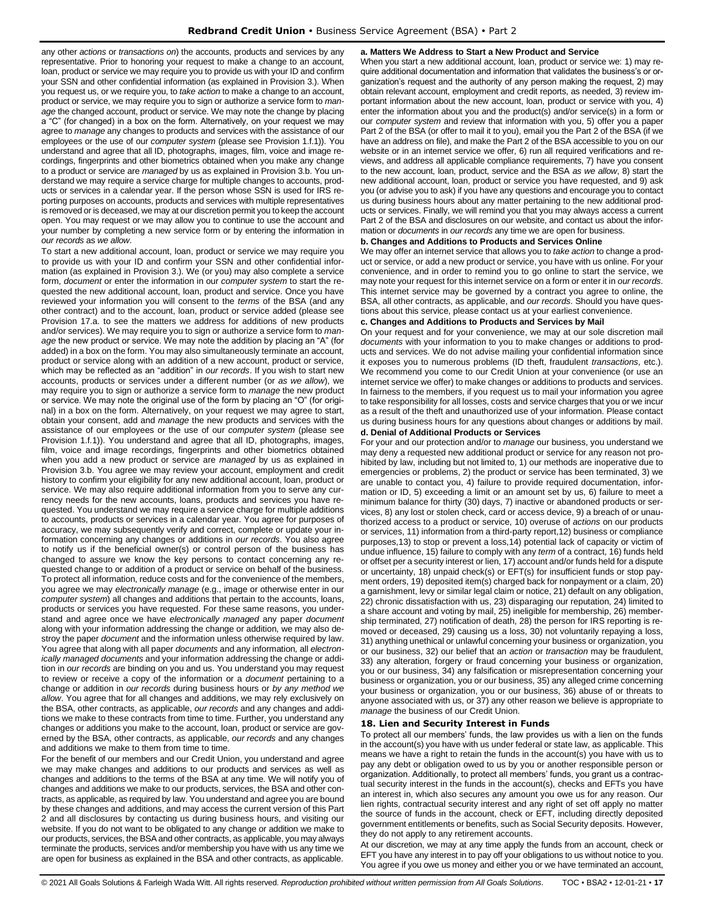any other *actions* or *transactions on*) the accounts, products and services by any representative. Prior to honoring your request to make a change to an account, loan, product or service we may require you to provide us with your ID and confirm your SSN and other confidential information (as explained in Provision 3.). When you request us, or we require you, to *take action* to make a change to an account, product or service, we may require you to sign or authorize a service form to *manage* the changed account, product or service. We may note the change by placing a "C" (for changed) in a box on the form. Alternatively, on your request we may agree to *manage* any changes to products and services with the assistance of our employees or the use of our *computer system* (please see Provision 1.f.1)). You understand and agree that all ID, photographs, images, film, voice and image recordings, fingerprints and other biometrics obtained when you make any change to a product or service are *managed* by us as explained in Provision 3.b. You understand we may require a service charge for multiple changes to accounts, products or services in a calendar year. If the person whose SSN is used for IRS reporting purposes on accounts, products and services with multiple representatives is removed or is deceased, we may at our discretion permit you to keep the account open. You may request or we may allow you to continue to use the account and your number by completing a new service form or by entering the information in *our records* as *we allow*.

To start a new additional account, loan, product or service we may require you to provide us with your ID and confirm your SSN and other confidential information (as explained in Provision 3.). We (or you) may also complete a service form, *document* or enter the information in our *computer system* to start the requested the new additional account, loan, product and service. Once you have reviewed your information you will consent to the *terms* of the BSA (and any other contract) and to the account, loan, product or service added (please see Provision 17.a. to see the matters we address for additions of new products and/or services). We may require you to sign or authorize a service form to *manage* the new product or service. We may note the addition by placing an "A" (for added) in a box on the form. You may also simultaneously terminate an account, product or service along with an addition of a new account, product or service, which may be reflected as an "addition" in *our records*. If you wish to start new accounts, products or services under a different number (or *as we allow*), we may require you to sign or authorize a service form to *manage* the new product or service. We may note the original use of the form by placing an "O" (for original) in a box on the form. Alternatively, on your request we may agree to, start, obtain your consent, add and *manage* the new products and services with the assistance of our employees or the use of our *computer system* (please see Provision 1.f.1)). You understand and agree that all ID, photographs, images, film, voice and image recordings, fingerprints and other biometrics obtained when you add a new product or service are *managed* by us as explained in Provision 3.b. You agree we may review your account, employment and credit history to confirm your eligibility for any new additional account, loan, product or service. We may also require additional information from you to serve any currency needs for the new accounts, loans, products and services you have requested. You understand we may require a service charge for multiple additions to accounts, products or services in a calendar year. You agree for purposes of accuracy, we may subsequently verify and correct, complete or update your information concerning any changes or additions in *our records*. You also agree to notify us if the beneficial owner(s) or control person of the business has changed to assure we know the key persons to contact concerning any requested change to or addition of a product or service on behalf of the business. To protect all information, reduce costs and for the convenience of the members, you agree we may *electronically manage* (e.g., image or otherwise enter in our *computer system*) all changes and additions that pertain to the accounts, loans, products or services you have requested. For these same reasons, you understand and agree once we have *electronically managed* any paper *document* along with your information addressing the change or addition, we may also destroy the paper *document* and the information unless otherwise required by law. You agree that along with all paper *documents* and any information, all *electronically managed documents* and your information addressing the change or addition in *our records* are binding on you and us. You understand you may request to review or receive a copy of the information or a *document* pertaining to a change or addition in *our records* during business hours or *by any method we allow*. You agree that for all changes and additions, we may rely exclusively on the BSA, other contracts, as applicable, *our records* and any changes and additions we make to these contracts from time to time. Further, you understand any changes or additions you make to the account, loan, product or service are governed by the BSA, other contracts, as applicable, *our records* and any changes and additions we make to them from time to time.

For the benefit of our members and our Credit Union, you understand and agree we may make changes and additions to our products and services as well as changes and additions to the terms of the BSA at any time. We will notify you of changes and additions we make to our products, services, the BSA and other contracts, as applicable, as required by law. You understand and agree you are bound by these changes and additions, and may access the current version of this Part 2 and all disclosures by contacting us during business hours, and visiting our website. If you do not want to be obligated to any change or addition we make to our products, services, the BSA and other contracts, as applicable, you may always terminate the products, services and/or membership you have with us any time we are open for business as explained in the BSA and other contracts, as applicable.

**a. Matters We Address to Start a New Product and Service**

When you start a new additional account, loan, product or service we: 1) may require additional documentation and information that validates the business's or organization's request and the authority of any person making the request, 2) may obtain relevant account, employment and credit reports, as needed, 3) review important information about the new account, loan, product or service with you, 4) enter the information about you and the product(s) and/or service(s) in a form or our *computer system* and review that information with you, 5) offer you a paper Part 2 of the BSA (or offer to mail it to you), email you the Part 2 of the BSA (if we have an address on file), and make the Part 2 of the BSA accessible to you on our website or in an internet service we offer, 6) run all required verifications and reviews, and address all applicable compliance requirements, 7) have you consent to the new account, loan, product, service and the BSA *as we allow*, 8) start the new additional account, loan, product or service you have requested, and 9) ask you (or advise you to ask) if you have any questions and encourage you to contact us during business hours about any matter pertaining to the new additional products or services. Finally, we will remind you that you may always access a current Part 2 of the BSA and disclosures on our website, and contact us about the information or *documents* in *our records* any time we are open for business.

**b. Changes and Additions to Products and Services Online**

We may offer an internet service that allows you to *take action* to change a product or service, or add a new product or service, you have with us online. For your convenience, and in order to remind you to go online to start the service, we may note your request for this internet service on a form or enter it in *our records*. This internet service may be governed by a contract you agree to online, the BSA, all other contracts, as applicable, and *our records*. Should you have questions about this service, please contact us at your earliest convenience.

**c. Changes and Additions to Products and Services by Mail**

On your request and for your convenience, we may at our sole discretion mail *documents* with your information to you to make changes or additions to products and services. We do not advise mailing your confidential information since it exposes you to numerous problems (ID theft, fraudulent *transactions*, etc.). We recommend you come to our Credit Union at your convenience (or use an internet service we offer) to make changes or additions to products and services. In fairness to the members, if you request us to mail your information you agree to take responsibility for all losses, costs and service charges that you or we incur as a result of the theft and unauthorized use of your information. Please contact us during business hours for any questions about changes or additions by mail.

**d. Denial of Additional Products or Services**

For your and our protection and/or to *manage* our business, you understand we may deny a requested new additional product or service for any reason not prohibited by law, including but not limited to, 1) our methods are inoperative due to emergencies or problems, 2) the product or service has been terminated, 3) we are unable to contact you, 4) failure to provide required documentation, information or ID, 5) exceeding a limit or an amount set by us, 6) failure to meet a minimum balance for thirty (30) days, 7) inactive or abandoned products or services, 8) any lost or stolen check, card or access device, 9) a breach of or unauthorized access to a product or service, 10) overuse of *actions* on our products or services, 11) information from a third-party report,12) business or compliance purposes,13) to stop or prevent a loss,14) potential lack of capacity or victim of undue influence, 15) failure to comply with any *term* of a contract, 16) funds held or offset per a security interest or lien, 17) account and/or funds held for a dispute or uncertainty, 18) unpaid check(s) or EFT(s) for insufficient funds or stop payment orders, 19) deposited item(s) charged back for nonpayment or a claim, 20) a garnishment, levy or similar legal claim or notice, 21) default on any obligation, 22) chronic dissatisfaction with us, 23) disparaging our reputation, 24) limited to a share account and voting by mail, 25) ineligible for membership, 26) membership terminated, 27) notification of death, 28) the person for IRS reporting is removed or deceased, 29) causing us a loss, 30) not voluntarily repaying a loss, 31) anything unethical or unlawful concerning your business or organization, you or our business, 32) our belief that an *action* or *transaction* may be fraudulent, 33) any alteration, forgery or fraud concerning your business or organization, you or our business, 34) any falsification or misrepresentation concerning your business or organization, you or our business, 35) any alleged crime concerning your business or organization, you or our business, 36) abuse of or threats to anyone associated with us, or 37) any other reason we believe is appropriate to *manage* the business of our Credit Union.

## 18. Lien and Security Interest in Funds

To protect all our members' funds, the law provides us with a lien on the funds in the account(s) you have with us under federal or state law, as applicable. This means we have a right to retain the funds in the account(s) you have with us to pay any debt or obligation owed to us by you or another responsible person or organization. Additionally, to protect all members' funds, you grant us a contractual security interest in the funds in the account(s), checks and EFTs you have an interest in, which also secures any amount you owe us for any reason. Our lien rights, contractual security interest and any right of set off apply no matter the source of funds in the account, check or EFT, including directly deposited government entitlements or benefits, such as Social Security deposits. However, they do not apply to any retirement accounts.

At our discretion, we may at any time apply the funds from an account, check or EFT you have any interest in to pay off your obligations to us without notice to you. You agree if you owe us money and either you or we have terminated an account,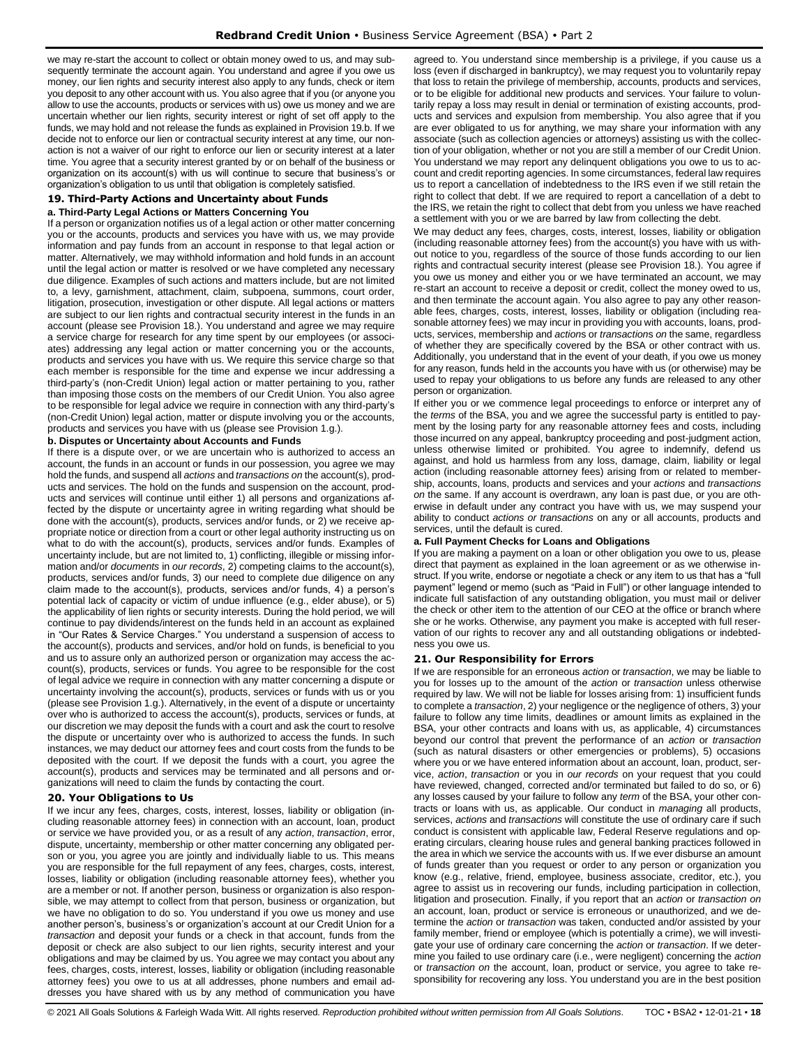we may re-start the account to collect or obtain money owed to us, and may subsequently terminate the account again. You understand and agree if you owe us money, our lien rights and security interest also apply to any funds, check or item you deposit to any other account with us. You also agree that if you (or anyone you allow to use the accounts, products or services with us) owe us money and we are uncertain whether our lien rights, security interest or right of set off apply to the funds, we may hold and not release the funds as explained in Provision 19.b. If we decide not to enforce our lien or contractual security interest at any time, our nonaction is not a waiver of our right to enforce our lien or security interest at a later time. You agree that a security interest granted by or on behalf of the business or organization on its account(s) with us will continue to secure that business's or organization's obligation to us until that obligation is completely satisfied.

### 19. Third-Party Actions and Uncertainty about Funds

**a. Third-Party Legal Actions or Matters Concerning You**

If a person or organization notifies us of a legal action or other matter concerning you or the accounts, products and services you have with us, we may provide information and pay funds from an account in response to that legal action or matter. Alternatively, we may withhold information and hold funds in an account until the legal action or matter is resolved or we have completed any necessary due diligence. Examples of such actions and matters include, but are not limited to, a levy, garnishment, attachment, claim, subpoena, summons, court order, litigation, prosecution, investigation or other dispute. All legal actions or matters are subject to our lien rights and contractual security interest in the funds in an account (please see Provision 18.). You understand and agree we may require a service charge for research for any time spent by our employees (or associates) addressing any legal action or matter concerning you or the accounts, products and services you have with us. We require this service charge so that each member is responsible for the time and expense we incur addressing a third-party's (non-Credit Union) legal action or matter pertaining to you, rather than imposing those costs on the members of our Credit Union. You also agree to be responsible for legal advice we require in connection with any third-party's (non-Credit Union) legal action, matter or dispute involving you or the accounts, products and services you have with us (please see Provision 1.g.).

**b. Disputes or Uncertainty about Accounts and Funds**

If there is a dispute over, or we are uncertain who is authorized to access an account, the funds in an account or funds in our possession, you agree we may hold the funds, and suspend all *actions* and *transactions on* the account(s), products and services. The hold on the funds and suspension on the account, products and services will continue until either 1) all persons and organizations affected by the dispute or uncertainty agree in writing regarding what should be done with the account(s), products, services and/or funds, or 2) we receive appropriate notice or direction from a court or other legal authority instructing us on what to do with the account(s), products, services and/or funds. Examples of uncertainty include, but are not limited to, 1) conflicting, illegible or missing information and/or *documents* in *our records*, 2) competing claims to the account(s), products, services and/or funds, 3) our need to complete due diligence on any claim made to the account(s), products, services and/or funds, 4) a person's potential lack of capacity or victim of undue influence (e.g., elder abuse), or 5) the applicability of lien rights or security interests. During the hold period, we will continue to pay dividends/interest on the funds held in an account as explained in "Our Rates & Service Charges." You understand a suspension of access to the account(s), products and services, and/or hold on funds, is beneficial to you and us to assure only an authorized person or organization may access the account(s), products, services or funds. You agree to be responsible for the cost of legal advice we require in connection with any matter concerning a dispute or uncertainty involving the account(s), products, services or funds with us or you (please see Provision 1.g.). Alternatively, in the event of a dispute or uncertainty over who is authorized to access the account(s), products, services or funds, at our discretion we may deposit the funds with a court and ask the court to resolve the dispute or uncertainty over who is authorized to access the funds. In such instances, we may deduct our attorney fees and court costs from the funds to be deposited with the court. If we deposit the funds with a court, you agree the account(s), products and services may be terminated and all persons and organizations will need to claim the funds by contacting the court.

### 20. Your Obligations to Us

If we incur any fees, charges, costs, interest, losses, liability or obligation (including reasonable attorney fees) in connection with an account, loan, product or service we have provided you, or as a result of any *action*, *transaction*, error, dispute, uncertainty, membership or other matter concerning any obligated person or you, you agree you are jointly and individually liable to us. This means you are responsible for the full repayment of any fees, charges, costs, interest, losses, liability or obligation (including reasonable attorney fees), whether you are a member or not. If another person, business or organization is also responsible, we may attempt to collect from that person, business or organization, but we have no obligation to do so. You understand if you owe us money and use another person's, business's or organization's account at our Credit Union for a *transaction* and deposit your funds or a check in that account, funds from the deposit or check are also subject to our lien rights, security interest and your obligations and may be claimed by us. You agree we may contact you about any fees, charges, costs, interest, losses, liability or obligation (including reasonable attorney fees) you owe to us at all addresses, phone numbers and email addresses you have shared with us by any method of communication you have agreed to. You understand since membership is a privilege, if you cause us a loss (even if discharged in bankruptcy), we may request you to voluntarily repay that loss to retain the privilege of membership, accounts, products and services, or to be eligible for additional new products and services. Your failure to voluntarily repay a loss may result in denial or termination of existing accounts, products and services and expulsion from membership. You also agree that if you are ever obligated to us for anything, we may share your information with any associate (such as collection agencies or attorneys) assisting us with the collection of your obligation, whether or not you are still a member of our Credit Union. You understand we may report any delinquent obligations you owe to us to account and credit reporting agencies. In some circumstances, federal law requires us to report a cancellation of indebtedness to the IRS even if we still retain the right to collect that debt. If we are required to report a cancellation of a debt to the IRS, we retain the right to collect that debt from you unless we have reached a settlement with you or we are barred by law from collecting the debt.

We may deduct any fees, charges, costs, interest, losses, liability or obligation (including reasonable attorney fees) from the account(s) you have with us without notice to you, regardless of the source of those funds according to our lien rights and contractual security interest (please see Provision 18.). You agree if you owe us money and either you or we have terminated an account, we may re-start an account to receive a deposit or credit, collect the money owed to us, and then terminate the account again. You also agree to pay any other reasonable fees, charges, costs, interest, losses, liability or obligation (including reasonable attorney fees) we may incur in providing you with accounts, loans, products, services, membership and *actions* or *transactions on* the same, regardless of whether they are specifically covered by the BSA or other contract with us. Additionally, you understand that in the event of your death, if you owe us money for any reason, funds held in the accounts you have with us (or otherwise) may be used to repay your obligations to us before any funds are released to any other person or organization.

If either you or we commence legal proceedings to enforce or interpret any of the *terms* of the BSA, you and we agree the successful party is entitled to payment by the losing party for any reasonable attorney fees and costs, including those incurred on any appeal, bankruptcy proceeding and post-judgment action, unless otherwise limited or prohibited. You agree to indemnify, defend us against, and hold us harmless from any loss, damage, claim, liability or legal action (including reasonable attorney fees) arising from or related to membership, accounts, loans, products and services and your *actions* and *transactions on* the same. If any account is overdrawn, any loan is past due, or you are otherwise in default under any contract you have with us, we may suspend your ability to conduct *actions or transactions* on any or all accounts, products and services, until the default is cured.

**a. Full Payment Checks for Loans and Obligations**

If you are making a payment on a loan or other obligation you owe to us, please direct that payment as explained in the loan agreement or as we otherwise instruct. If you write, endorse or negotiate a check or any item to us that has a "full payment" legend or memo (such as "Paid in Full") or other language intended to indicate full satisfaction of any outstanding obligation, you must mail or deliver the check or other item to the attention of our CEO at the office or branch where she or he works. Otherwise, any payment you make is accepted with full reservation of our rights to recover any and all outstanding obligations or indebtedness you owe us.

### 21. Our Responsibility for Errors

If we are responsible for an erroneous *action* or *transaction*, we may be liable to you for losses up to the amount of the *action* or *transaction* unless otherwise required by law. We will not be liable for losses arising from: 1) insufficient funds to complete a *transaction*, 2) your negligence or the negligence of others, 3) your failure to follow any time limits, deadlines or amount limits as explained in the BSA, your other contracts and loans with us, as applicable, 4) circumstances beyond our control that prevent the performance of an *action* or *transaction* (such as natural disasters or other emergencies or problems), 5) occasions where you or we have entered information about an account, loan, product, service, *action*, *transaction* or you in *our records* on your request that you could have reviewed, changed, corrected and/or terminated but failed to do so, or 6) any losses caused by your failure to follow any *term* of the BSA, your other contracts or loans with us, as applicable. Our conduct in *managing* all products, services, *actions* and *transactions* will constitute the use of ordinary care if such conduct is consistent with applicable law, Federal Reserve regulations and operating circulars, clearing house rules and general banking practices followed in the area in which we service the accounts with us. If we ever disburse an amount of funds greater than you request or order to any person or organization you know (e.g., relative, friend, employee, business associate, creditor, etc.), you agree to assist us in recovering our funds, including participation in collection, litigation and prosecution. Finally, if you report that an *action* or *transaction on* an account, loan, product or service is erroneous or unauthorized, and we determine the *action* or *transaction* was taken, conducted and/or assisted by your family member, friend or employee (which is potentially a crime), we will investigate your use of ordinary care concerning the *action* or *transaction*. If we determine you failed to use ordinary care (i.e., were negligent) concerning the *action* or *transaction on* the account, loan, product or service, you agree to take responsibility for recovering any loss. You understand you are in the best position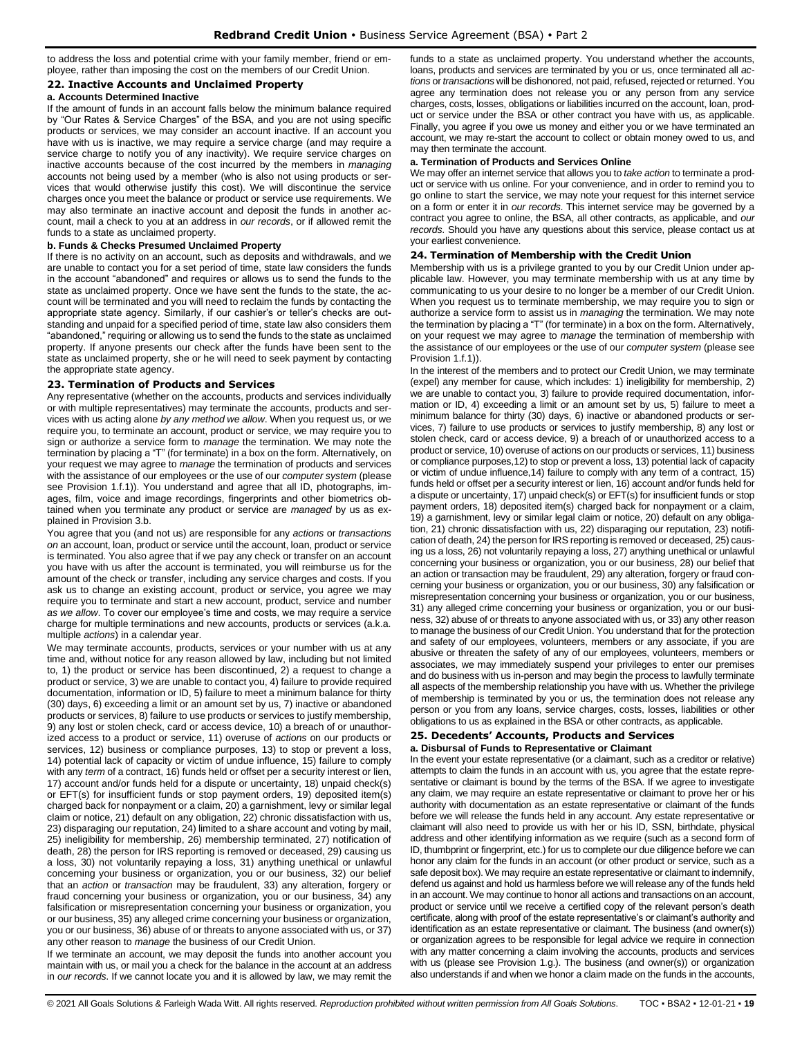to address the loss and potential crime with your family member, friend or employee, rather than imposing the cost on the members of our Credit Union.

## 22. Inactive Accounts and Unclaimed Property

### a. Accounts Determined Inactive

If the amount of funds in an account falls below the minimum balance required by "Our Rates & Service Charges" of the BSA, and you are not using specific products or services, we may consider an account inactive. If an account you have with us is inactive, we may require a service charge (and may require a service charge to notify you of any inactivity). We require service charges on inactive accounts because of the cost incurred by the members in *managing* accounts not being used by a member (who is also not using products or services that would otherwise justify this cost). We will discontinue the service charges once you meet the balance or product or service use requirements. We may also terminate an inactive account and deposit the funds in another account, mail a check to you at an address in *our records*, or if allowed remit the funds to a state as unclaimed property.

### b. Funds & Checks Presumed Unclaimed Property

If there is no activity on an account, such as deposits and withdrawals, and we are unable to contact you for a set period of time, state law considers the funds in the account "abandoned" and requires or allows us to send the funds to the state as unclaimed property. Once we have sent the funds to the state, the account will be terminated and you will need to reclaim the funds by contacting the appropriate state agency. Similarly, if our cashier's or teller's checks are outstanding and unpaid for a specified period of time, state law also considers them "abandoned," requiring or allowing us to send the funds to the state as unclaimed property. If anyone presents our check after the funds have been sent to the state as unclaimed property, she or he will need to seek payment by contacting the appropriate state agency.

## 23. Termination of Products and Services

Any representative (whether on the accounts, products and services individually or with multiple representatives) may terminate the accounts, products and services with us acting alone *by any method we allow*. When you request us, or we require you, to terminate an account, product or service, we may require you to sign or authorize a service form to *manage* the termination. We may note the termination by placing a "T" (for terminate) in a box on the form. Alternatively, on your request we may agree to *manage* the termination of products and services with the assistance of our employees or the use of our *computer system* (please see Provision 1.f.1)). You understand and agree that all ID, photographs, images, film, voice and image recordings, fingerprints and other biometrics obtained when you terminate any product or service are *managed* by us as explained in Provision 3.b.

You agree that you (and not us) are responsible for any *actions* or *transactions on* an account, loan, product or service until the account, loan, product or service is terminated. You also agree that if we pay any check or transfer on an account you have with us after the account is terminated, you will reimburse us for the amount of the check or transfer, including any service charges and costs. If you ask us to change an existing account, product or service, you agree we may require you to terminate and start a new account, product, service and number *as we allow*. To cover our employee's time and costs, we may require a service charge for multiple terminations and new accounts, products or services (a.k.a. multiple *actions*) in a calendar year.

We may terminate accounts, products, services or your number with us at any time and, without notice for any reason allowed by law, including but not limited to, 1) the product or service has been discontinued, 2) a request to change a product or service, 3) we are unable to contact you, 4) failure to provide required documentation, information or ID, 5) failure to meet a minimum balance for thirty (30) days, 6) exceeding a limit or an amount set by us, 7) inactive or abandoned products or services, 8) failure to use products or services to justify membership, 9) any lost or stolen check, card or access device, 10) a breach of or unauthorized access to a product or service, 11) overuse of *actions* on our products or services, 12) business or compliance purposes, 13) to stop or prevent a loss, 14) potential lack of capacity or victim of undue influence, 15) failure to comply with any *term* of a contract, 16) funds held or offset per a security interest or lien, 17) account and/or funds held for a dispute or uncertainty, 18) unpaid check(s) or EFT(s) for insufficient funds or stop payment orders, 19) deposited item(s) charged back for nonpayment or a claim, 20) a garnishment, levy or similar legal claim or notice, 21) default on any obligation, 22) chronic dissatisfaction with us, 23) disparaging our reputation, 24) limited to a share account and voting by mail, 25) ineligibility for membership, 26) membership terminated, 27) notification of death, 28) the person for IRS reporting is removed or deceased, 29) causing us a loss, 30) not voluntarily repaying a loss, 31) anything unethical or unlawful concerning your business or organization, you or our business, 32) our belief that an *action* or *transaction* may be fraudulent, 33) any alteration, forgery or fraud concerning your business or organization, you or our business, 34) any falsification or misrepresentation concerning your business or organization, you or our business, 35) any alleged crime concerning your business or organization, you or our business, 36) abuse of or threats to anyone associated with us, or 37) any other reason to *manage* the business of our Credit Union.

If we terminate an account, we may deposit the funds into another account you maintain with us, or mail you a check for the balance in the account at an address in *our records*. If we cannot locate you and it is allowed by law, we may remit the funds to a state as unclaimed property. You understand whether the accounts, loans, products and services are terminated by you or us, once terminated all *actions* or *transactions* will be dishonored, not paid, refused, rejected or returned. You agree any termination does not release you or any person from any service charges, costs, losses, obligations or liabilities incurred on the account, loan, product or service under the BSA or other contract you have with us, as applicable. Finally, you agree if you owe us money and either you or we have terminated an account, we may re-start the account to collect or obtain money owed to us, and may then terminate the account.

### a. Termination of Products and Services Online

We may offer an internet service that allows you to *take action* to terminate a product or service with us online. For your convenience, and in order to remind you to go online to start the service, we may note your request for this internet service on a form or enter it in *our records*. This internet service may be governed by a contract you agree to online, the BSA, all other contracts, as applicable, and *our records*. Should you have any questions about this service, please contact us at your earliest convenience.

## 24. Termination of Membership with the Credit Union

Membership with us is a privilege granted to you by our Credit Union under applicable law. However, you may terminate membership with us at any time by communicating to us your desire to no longer be a member of our Credit Union. When you request us to terminate membership, we may require you to sign or authorize a service form to assist us in *managing* the termination. We may note the termination by placing a "T" (for terminate) in a box on the form. Alternatively, on your request we may agree to *manage* the termination of membership with the assistance of our employees or the use of our *computer system* (please see Provision 1.f.1)).

In the interest of the members and to protect our Credit Union, we may terminate (expel) any member for cause, which includes: 1) ineligibility for membership, 2) we are unable to contact you, 3) failure to provide required documentation, information or ID, 4) exceeding a limit or an amount set by us, 5) failure to meet a minimum balance for thirty (30) days, 6) inactive or abandoned products or services, 7) failure to use products or services to justify membership, 8) any lost or stolen check, card or access device, 9) a breach of or unauthorized access to a product or service, 10) overuse of actions on our products or services, 11) business or compliance purposes,12) to stop or prevent a loss, 13) potential lack of capacity or victim of undue influence,14) failure to comply with any term of a contract, 15) funds held or offset per a security interest or lien, 16) account and/or funds held for a dispute or uncertainty, 17) unpaid check(s) or EFT(s) for insufficient funds or stop payment orders, 18) deposited item(s) charged back for nonpayment or a claim, 19) a garnishment, levy or similar legal claim or notice, 20) default on any obligation, 21) chronic dissatisfaction with us, 22) disparaging our reputation, 23) notification of death, 24) the person for IRS reporting is removed or deceased, 25) causing us a loss, 26) not voluntarily repaying a loss, 27) anything unethical or unlawful concerning your business or organization, you or our business, 28) our belief that an action or transaction may be fraudulent, 29) any alteration, forgery or fraud concerning your business or organization, you or our business, 30) any falsification or misrepresentation concerning your business or organization, you or our business, 31) any alleged crime concerning your business or organization, you or our business, 32) abuse of or threats to anyone associated with us, or 33) any other reason to manage the business of our Credit Union. You understand that for the protection and safety of our employees, volunteers, members or any associate, if you are abusive or threaten the safety of any of our employees, volunteers, members or associates, we may immediately suspend your privileges to enter our premises and do business with us in-person and may begin the process to lawfully terminate all aspects of the membership relationship you have with us. Whether the privilege of membership is terminated by you or us, the termination does not release any person or you from any loans, service charges, costs, losses, liabilities or other obligations to us as explained in the BSA or other contracts, as applicable.

## 25. Decedents' Accounts, Products and Services

### a. Disbursal of Funds to Representative or Claimant

In the event your estate representative (or a claimant, such as a creditor or relative) attempts to claim the funds in an account with us, you agree that the estate representative or claimant is bound by the terms of the BSA. If we agree to investigate any claim, we may require an estate representative or claimant to prove her or his authority with documentation as an estate representative or claimant of the funds before we will release the funds held in any account. Any estate representative or claimant will also need to provide us with her or his ID, SSN, birthdate, physical address and other identifying information as we require (such as a second form of ID, thumbprint or fingerprint, etc.) for us to complete our due diligence before we can honor any claim for the funds in an account (or other product or service, such as a safe deposit box). We may require an estate representative or claimant to indemnify, defend us against and hold us harmless before we will release any of the funds held in an account. We may continue to honor all actions and transactions on an account, product or service until we receive a certified copy of the relevant person's death certificate, along with proof of the estate representative's or claimant's authority and identification as an estate representative or claimant. The business (and owner(s)) or organization agrees to be responsible for legal advice we require in connection with any matter concerning a claim involving the accounts, products and services with us (please see Provision 1.g.). The business (and owner(s)) or organization also understands if and when we honor a claim made on the funds in the accounts,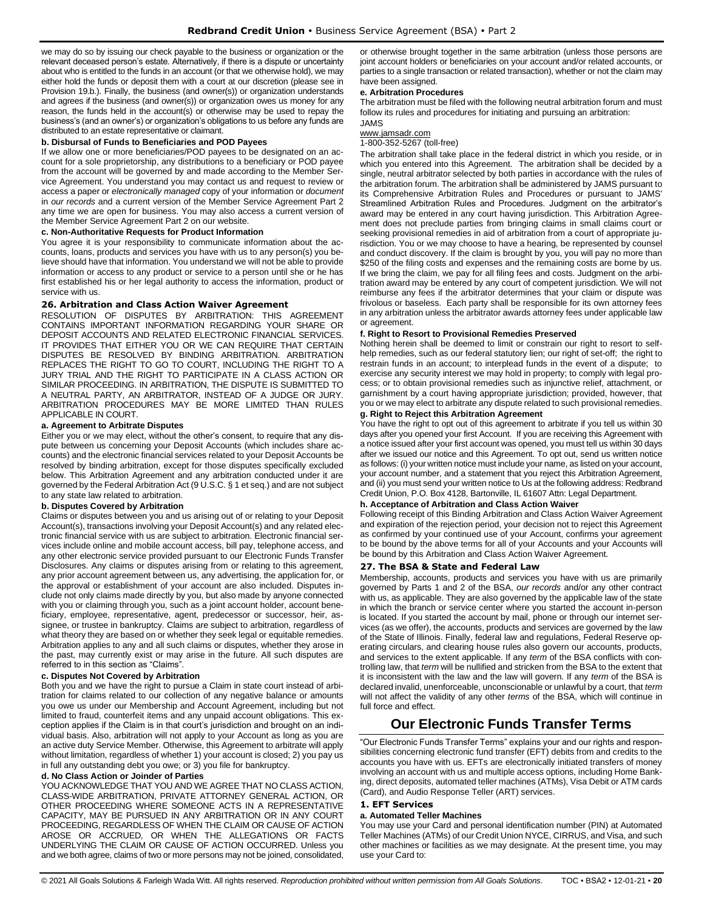we may do so by issuing our check payable to the business or organization or the relevant deceased person's estate. Alternatively, if there is a dispute or uncertainty about who is entitled to the funds in an account (or that we otherwise hold), we may either hold the funds or deposit them with a court at our discretion (please see in Provision 19.b.). Finally, the business (and owner(s)) or organization understands and agrees if the business (and owner(s)) or organization owes us money for any reason, the funds held in the account(s) or otherwise may be used to repay the business's (and an owner's) or organization's obligations to us before any funds are distributed to an estate representative or claimant.

**b. Disbursal of Funds to Beneficiaries and POD Payees**

If we allow one or more beneficiaries/POD payees to be designated on an account for a sole proprietorship, any distributions to a beneficiary or POD payee from the account will be governed by and made according to the Member Service Agreement. You understand you may contact us and request to review or access a paper or *electronically managed* copy of your information or *document* in *our records* and a current version of the Member Service Agreement Part 2 any time we are open for business. You may also access a current version of the Member Service Agreement Part 2 on our website.

**c. Non-Authoritative Requests for Product Information**

You agree it is your responsibility to communicate information about the accounts, loans, products and services you have with us to any person(s) you believe should have that information. You understand we will not be able to provide information or access to any product or service to a person until she or he has first established his or her legal authority to access the information, product or service with us.

### 26. Arbitration and Class Action Waiver Agreement

RESOLUTION OF DISPUTES BY ARBITRATION: THIS AGREEMENT CONTAINS IMPORTANT INFORMATION REGARDING YOUR SHARE OR DEPOSIT ACCOUNTS AND RELATED ELECTRONIC FINANCIAL SERVICES. IT PROVIDES THAT EITHER YOU OR WE CAN REQUIRE THAT CERTAIN DISPUTES BE RESOLVED BY BINDING ARBITRATION. ARBITRATION REPLACES THE RIGHT TO GO TO COURT, INCLUDING THE RIGHT TO A JURY TRIAL AND THE RIGHT TO PARTICIPATE IN A CLASS ACTION OR SIMILAR PROCEEDING. IN ARBITRATION, THE DISPUTE IS SUBMITTED TO A NEUTRAL PARTY, AN ARBITRATOR, INSTEAD OF A JUDGE OR JURY. ARBITRATION PROCEDURES MAY BE MORE LIMITED THAN RULES APPLICABLE IN COURT.

**a. Agreement to Arbitrate Disputes**

Either you or we may elect, without the other's consent, to require that any dispute between us concerning your Deposit Accounts (which includes share accounts) and the electronic financial services related to your Deposit Accounts be resolved by binding arbitration, except for those disputes specifically excluded below. This Arbitration Agreement and any arbitration conducted under it are governed by the Federal Arbitration Act (9 U.S.C. § 1 et seq.) and are not subject to any state law related to arbitration.

**b. Disputes Covered by Arbitration**

Claims or disputes between you and us arising out of or relating to your Deposit Account(s), transactions involving your Deposit Account(s) and any related electronic financial service with us are subject to arbitration. Electronic financial services include online and mobile account access, bill pay, telephone access, and any other electronic service provided pursuant to our Electronic Funds Transfer Disclosures. Any claims or disputes arising from or relating to this agreement, any prior account agreement between us, any advertising, the application for, or the approval or establishment of your account are also included. Disputes include not only claims made directly by you, but also made by anyone connected with you or claiming through you, such as a joint account holder, account beneficiary, employee, representative, agent, predecessor or successor, heir, assignee, or trustee in bankruptcy. Claims are subject to arbitration, regardless of what theory they are based on or whether they seek legal or equitable remedies. Arbitration applies to any and all such claims or disputes, whether they arose in the past, may currently exist or may arise in the future. All such disputes are referred to in this section as "Claims".

**c. Disputes Not Covered by Arbitration**

Both you and we have the right to pursue a Claim in state court instead of arbitration for claims related to our collection of any negative balance or amounts you owe us under our Membership and Account Agreement, including but not limited to fraud, counterfeit items and any unpaid account obligations. This exception applies if the Claim is in that court's jurisdiction and brought on an individual basis. Also, arbitration will not apply to your Account as long as you are an active duty Service Member. Otherwise, this Agreement to arbitrate will apply without limitation, regardless of whether 1) your account is closed; 2) you pay us in full any outstanding debt you owe; or 3) you file for bankruptcy.

**d. No Class Action or Joinder of Parties**

YOU ACKNOWLEDGE THAT YOU AND WE AGREE THAT NO CLASS ACTION, CLASS-WIDE ARBITRATION, PRIVATE ATTORNEY GENERAL ACTION, OR OTHER PROCEEDING WHERE SOMEONE ACTS IN A REPRESENTATIVE CAPACITY, MAY BE PURSUED IN ANY ARBITRATION OR IN ANY COURT PROCEEDING, REGARDLESS OF WHEN THE CLAIM OR CAUSE OF ACTION AROSE OR ACCRUED, OR WHEN THE ALLEGATIONS OR FACTS UNDERLYING THE CLAIM OR CAUSE OF ACTION OCCURRED. Unless you and we both agree, claims of two or more persons may not be joined, consolidated, or otherwise brought together in the same arbitration (unless those persons are joint account holders or beneficiaries on your account and/or related accounts, or parties to a single transaction or related transaction), whether or not the claim may have been assigned.

**e. Arbitration Procedures**

The arbitration must be filed with the following neutral arbitration forum and must follow its rules and procedures for initiating and pursuing an arbitration:

JAMS

www.jamsadr.com

1-800-352-5267 (toll-free)

The arbitration shall take place in the federal district in which you reside, or in which you entered into this Agreement. The arbitration shall be decided by a single, neutral arbitrator selected by both parties in accordance with the rules of the arbitration forum. The arbitration shall be administered by JAMS pursuant to its Comprehensive Arbitration Rules and Procedures or pursuant to JAMS' Streamlined Arbitration Rules and Procedures. Judgment on the arbitrator's award may be entered in any court having jurisdiction. This Arbitration Agreement does not preclude parties from bringing claims in small claims court or seeking provisional remedies in aid of arbitration from a court of appropriate jurisdiction. You or we may choose to have a hearing, be represented by counsel and conduct discovery. If the claim is brought by you, you will pay no more than $250 of the filing costs and expenses and the remaining costs are borne by us. If we bring the claim, we pay for all filing fees and costs. Judgment on the arbitration award may be entered by any court of competent jurisdiction. We will not reimburse any fees if the arbitrator determines that your claim or dispute was frivolous or baseless. Each party shall be responsible for its own attorney fees in any arbitration unless the arbitrator awards attorney fees under applicable law or agreement.

**f. Right to Resort to Provisional Remedies Preserved**

Nothing herein shall be deemed to limit or constrain our right to resort to self-help remedies, such as our federal statutory lien; our right of set-off; the right to restrain funds in an account; to interplead funds in the event of a dispute; to exercise any security interest we may hold in property; to comply with legal process; or to obtain provisional remedies such as injunctive relief, attachment, or garnishment by a court having appropriate jurisdiction; provided, however, that you or we may elect to arbitrate any dispute related to such provisional remedies.

**g. Right to Reject this Arbitration Agreement**

You have the right to opt out of this agreement to arbitrate if you tell us within 30 days after you opened your first Account. If you are receiving this Agreement with a notice issued after your first account was opened, you must tell us within 30 days after we issued our notice and this Agreement. To opt out, send us written notice as follows: (i) your written notice must include your name, as listed on your account, your account number, and a statement that you reject this Arbitration Agreement, and (ii) you must send your written notice to Us at the following address: Redbrand Credit Union, P.O. Box 4128, Bartonville, IL 61607 Attn: Legal Department.

**h. Acceptance of Arbitration and Class Action Waiver**

Following receipt of this Binding Arbitration and Class Action Waiver Agreement and expiration of the rejection period, your decision not to reject this Agreement as confirmed by your continued use of your Account, confirms your agreement to be bound by the above terms for all of your Accounts and your Accounts will be bound by this Arbitration and Class Action Waiver Agreement.

### 27. The BSA & State and Federal Law

Membership, accounts, products and services you have with us are primarily governed by Parts 1 and 2 of the BSA, *our records* and/or any other contract with us, as applicable. They are also governed by the applicable law of the state in which the branch or service center where you started the account in-person is located. If you started the account by mail, phone or through our internet services (as we offer), the accounts, products and services are governed by the law of the State of Illinois. Finally, federal law and regulations, Federal Reserve operating circulars, and clearing house rules also govern our accounts, products, and services to the extent applicable. If any *term* of the BSA conflicts with controlling law, that *term* will be nullified and stricken from the BSA to the extent that it is inconsistent with the law and the law will govern. If any *term* of the BSA is declared invalid, unenforceable, unconscionable or unlawful by a court, that *term* will not affect the validity of any other *terms* of the BSA, which will continue in full force and effect.

# Our Electronic Funds Transfer Terms

"Our Electronic Funds Transfer Terms" explains your and our rights and responsibilities concerning electronic fund transfer (EFT) debits from and credits to the accounts you have with us. EFTs are electronically initiated transfers of money involving an account with us and multiple access options, including Home Banking, direct deposits, automated teller machines (ATMs), Visa Debit or ATM cards (Card), and Audio Response Teller (ART) services.

### 1. EFT Services

**a. Automated Teller Machines**

You may use your Card and personal identification number (PIN) at Automated Teller Machines (ATMs) of our Credit Union NYCE, CIRRUS, and Visa, and such other machines or facilities as we may designate. At the present time, you may use your Card to: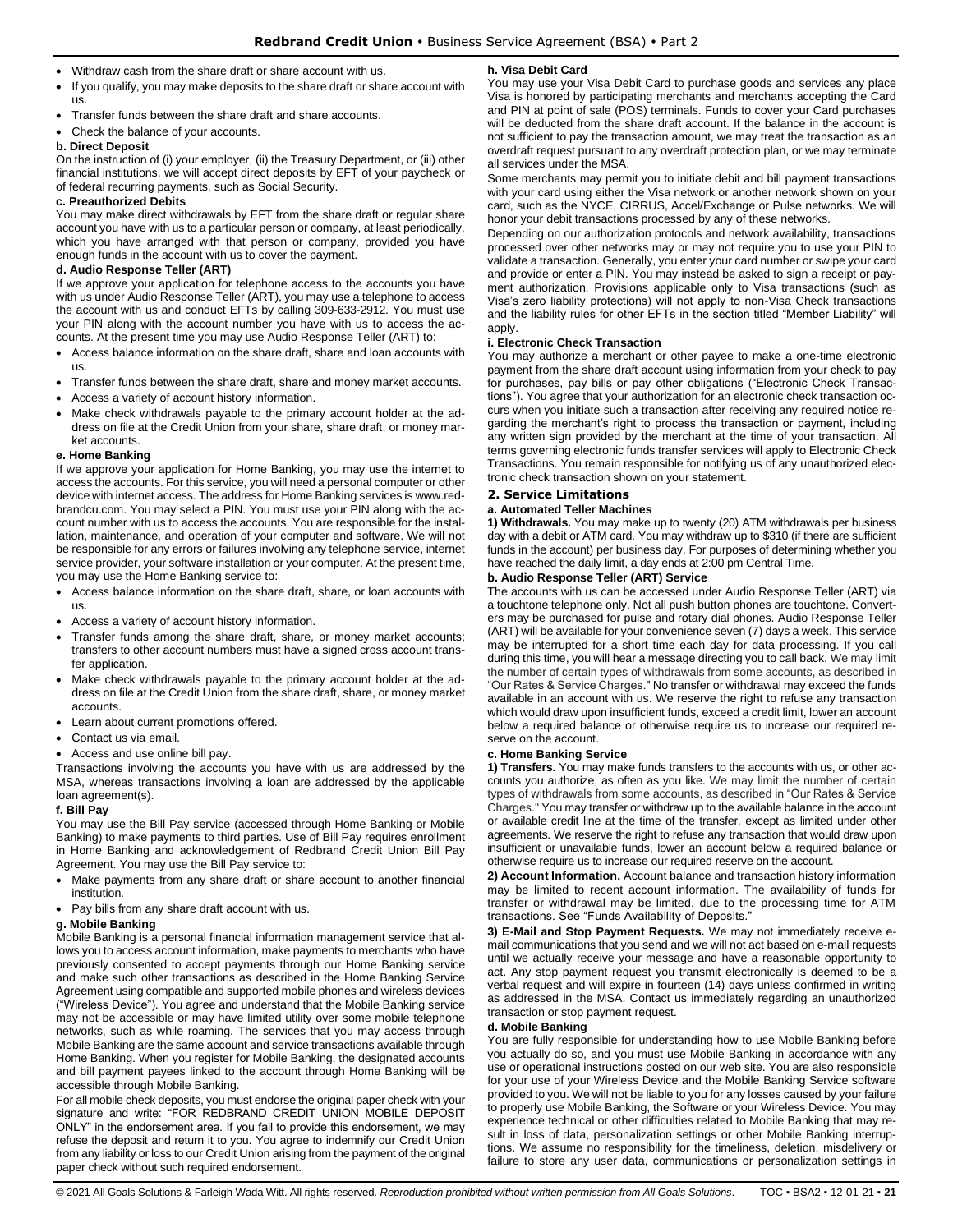- Withdraw cash from the share draft or share account with us.
- If you qualify, you may make deposits to the share draft or share account with us.
- Transfer funds between the share draft and share accounts.
- Check the balance of your accounts.

**b. Direct Deposit**

On the instruction of (i) your employer, (ii) the Treasury Department, or (iii) other financial institutions, we will accept direct deposits by EFT of your paycheck or of federal recurring payments, such as Social Security.

**c. Preauthorized Debits**

You may make direct withdrawals by EFT from the share draft or regular share account you have with us to a particular person or company, at least periodically, which you have arranged with that person or company, provided you have enough funds in the account with us to cover the payment.

**d. Audio Response Teller (ART)**

If we approve your application for telephone access to the accounts you have with us under Audio Response Teller (ART), you may use a telephone to access the account with us and conduct EFTs by calling 309-633-2912. You must use your PIN along with the account number you have with us to access the accounts. At the present time you may use Audio Response Teller (ART) to:

- Access balance information on the share draft, share and loan accounts with us.
- Transfer funds between the share draft, share and money market accounts.
- Access a variety of account history information.
- Make check withdrawals payable to the primary account holder at the address on file at the Credit Union from your share, share draft, or money market accounts.

**e. Home Banking**

If we approve your application for Home Banking, you may use the internet to access the accounts. For this service, you will need a personal computer or other device with internet access. The address for Home Banking services is www.redbrandcu.com. You may select a PIN. You must use your PIN along with the account number with us to access the accounts. You are responsible for the installation, maintenance, and operation of your computer and software. We will not be responsible for any errors or failures involving any telephone service, internet service provider, your software installation or your computer. At the present time, you may use the Home Banking service to:

- Access balance information on the share draft, share, or loan accounts with us.
- Access a variety of account history information.
- Transfer funds among the share draft, share, or money market accounts; transfers to other account numbers must have a signed cross account transfer application.
- Make check withdrawals payable to the primary account holder at the address on file at the Credit Union from the share draft, share, or money market accounts.
- Learn about current promotions offered.
- Contact us via email.
- Access and use online bill pay.

Transactions involving the accounts you have with us are addressed by the MSA, whereas transactions involving a loan are addressed by the applicable loan agreement(s).

**f. Bill Pay**

You may use the Bill Pay service (accessed through Home Banking or Mobile Banking) to make payments to third parties. Use of Bill Pay requires enrollment in Home Banking and acknowledgement of Redbrand Credit Union Bill Pay Agreement. You may use the Bill Pay service to:

- Make payments from any share draft or share account to another financial institution.
- Pay bills from any share draft account with us.

**g. Mobile Banking**

Mobile Banking is a personal financial information management service that allows you to access account information, make payments to merchants who have previously consented to accept payments through our Home Banking service and make such other transactions as described in the Home Banking Service Agreement using compatible and supported mobile phones and wireless devices ("Wireless Device"). You agree and understand that the Mobile Banking service may not be accessible or may have limited utility over some mobile telephone networks, such as while roaming. The services that you may access through Mobile Banking are the same account and service transactions available through Home Banking. When you register for Mobile Banking, the designated accounts and bill payment payees linked to the account through Home Banking will be accessible through Mobile Banking.

For all mobile check deposits, you must endorse the original paper check with your signature and write: "FOR REDBRAND CREDIT UNION MOBILE DEPOSIT ONLY" in the endorsement area. If you fail to provide this endorsement, we may refuse the deposit and return it to you. You agree to indemnify our Credit Union from any liability or loss to our Credit Union arising from the payment of the original paper check without such required endorsement.

**h. Visa Debit Card**

You may use your Visa Debit Card to purchase goods and services any place Visa is honored by participating merchants and merchants accepting the Card and PIN at point of sale (POS) terminals. Funds to cover your Card purchases will be deducted from the share draft account. If the balance in the account is not sufficient to pay the transaction amount, we may treat the transaction as an overdraft request pursuant to any overdraft protection plan, or we may terminate all services under the MSA.

Some merchants may permit you to initiate debit and bill payment transactions with your card using either the Visa network or another network shown on your card, such as the NYCE, CIRRUS, Accel/Exchange or Pulse networks. We will honor your debit transactions processed by any of these networks.

Depending on our authorization protocols and network availability, transactions processed over other networks may or may not require you to use your PIN to validate a transaction. Generally, you enter your card number or swipe your card and provide or enter a PIN. You may instead be asked to sign a receipt or payment authorization. Provisions applicable only to Visa transactions (such as Visa's zero liability protections) will not apply to non-Visa Check transactions and the liability rules for other EFTs in the section titled "Member Liability" will apply.

**i. Electronic Check Transaction**

You may authorize a merchant or other payee to make a one-time electronic payment from the share draft account using information from your check to pay for purchases, pay bills or pay other obligations ("Electronic Check Transactions"). You agree that your authorization for an electronic check transaction occurs when you initiate such a transaction after receiving any required notice regarding the merchant's right to process the transaction or payment, including any written sign provided by the merchant at the time of your transaction. All terms governing electronic funds transfer services will apply to Electronic Check Transactions. You remain responsible for notifying us of any unauthorized electronic check transaction shown on your statement.

### 2. Service Limitations

**a. Automated Teller Machines**

**1) Withdrawals.** You may make up to twenty (20) ATM withdrawals per business day with a debit or ATM card. You may withdraw up to $310 (if there are sufficient funds in the account) per business day. For purposes of determining whether you have reached the daily limit, a day ends at 2:00 pm Central Time.

**b. Audio Response Teller (ART) Service**

The accounts with us can be accessed under Audio Response Teller (ART) via a touchtone telephone only. Not all push button phones are touchtone. Converters may be purchased for pulse and rotary dial phones. Audio Response Teller (ART) will be available for your convenience seven (7) days a week. This service may be interrupted for a short time each day for data processing. If you call during this time, you will hear a message directing you to call back. We may limit the number of certain types of withdrawals from some accounts, as described in "Our Rates & Service Charges." No transfer or withdrawal may exceed the funds available in an account with us. We reserve the right to refuse any transaction which would draw upon insufficient funds, exceed a credit limit, lower an account below a required balance or otherwise require us to increase our required reserve on the account.

**c. Home Banking Service**

**1) Transfers.** You may make funds transfers to the accounts with us, or other accounts you authorize, as often as you like. We may limit the number of certain types of withdrawals from some accounts, as described in "Our Rates & Service Charges." You may transfer or withdraw up to the available balance in the account or available credit line at the time of the transfer, except as limited under other agreements. We reserve the right to refuse any transaction that would draw upon insufficient or unavailable funds, lower an account below a required balance or otherwise require us to increase our required reserve on the account.

**2) Account Information.** Account balance and transaction history information may be limited to recent account information. The availability of funds for transfer or withdrawal may be limited, due to the processing time for ATM transactions. See "Funds Availability of Deposits."

**3) E-Mail and Stop Payment Requests.** We may not immediately receive e-mail communications that you send and we will not act based on e-mail requests until we actually receive your message and have a reasonable opportunity to act. Any stop payment request you transmit electronically is deemed to be a verbal request and will expire in fourteen (14) days unless confirmed in writing as addressed in the MSA. Contact us immediately regarding an unauthorized transaction or stop payment request.

**d. Mobile Banking**

You are fully responsible for understanding how to use Mobile Banking before you actually do so, and you must use Mobile Banking in accordance with any use or operational instructions posted on our web site. You are also responsible for your use of your Wireless Device and the Mobile Banking Service software provided to you. We will not be liable to you for any losses caused by your failure to properly use Mobile Banking, the Software or your Wireless Device. You may experience technical or other difficulties related to Mobile Banking that may result in loss of data, personalization settings or other Mobile Banking interruptions. We assume no responsibility for the timeliness, deletion, misdelivery or failure to store any user data, communications or personalization settings in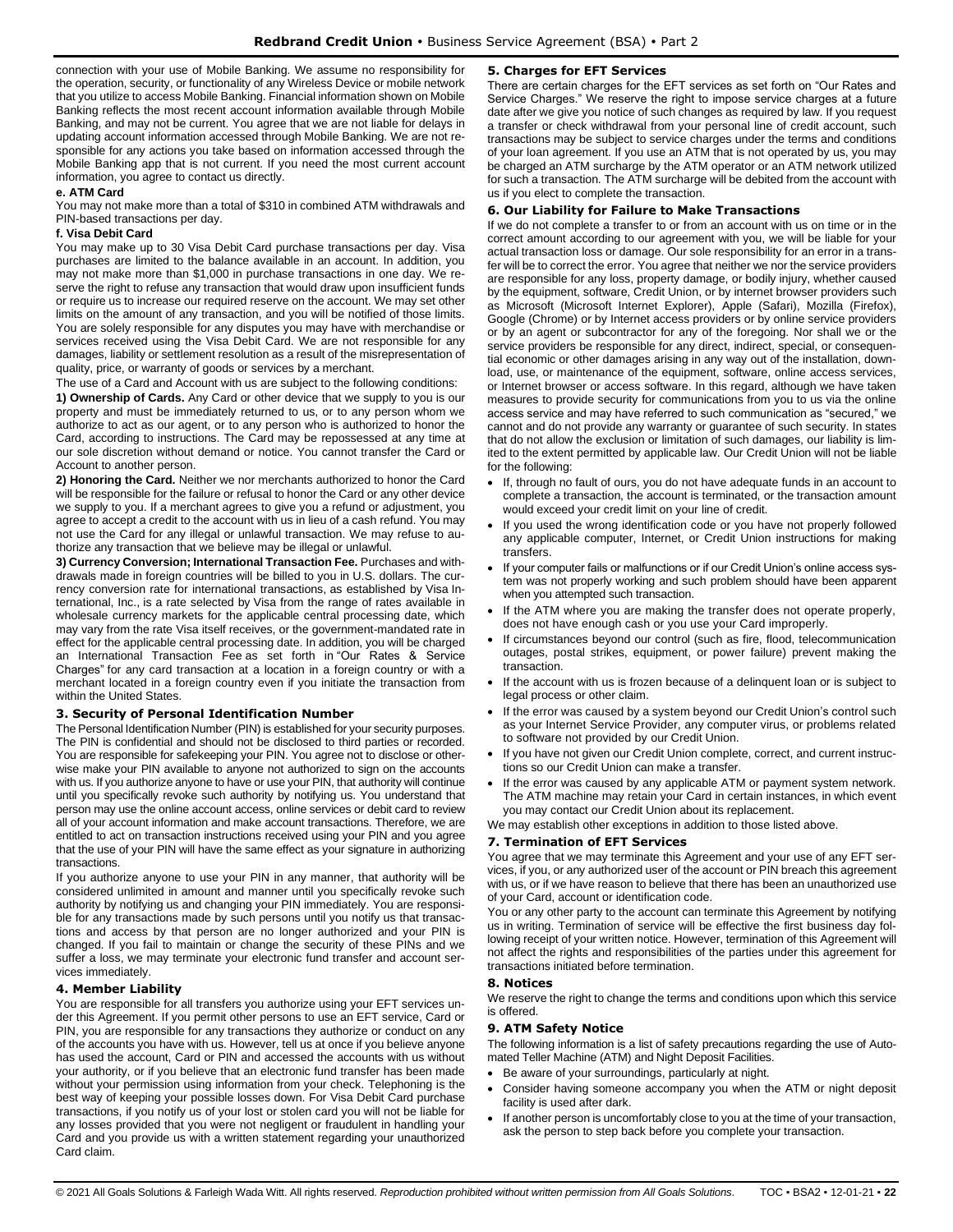connection with your use of Mobile Banking. We assume no responsibility for the operation, security, or functionality of any Wireless Device or mobile network that you utilize to access Mobile Banking. Financial information shown on Mobile Banking reflects the most recent account information available through Mobile Banking, and may not be current. You agree that we are not liable for delays in updating account information accessed through Mobile Banking. We are not responsible for any actions you take based on information accessed through the Mobile Banking app that is not current. If you need the most current account information, you agree to contact us directly.

**e. ATM Card**

You may not make more than a total of $310 in combined ATM withdrawals and PIN-based transactions per day.

**f. Visa Debit Card**

You may make up to 30 Visa Debit Card purchase transactions per day. Visa purchases are limited to the balance available in an account. In addition, you may not make more than $1,000 in purchase transactions in one day. We reserve the right to refuse any transaction that would draw upon insufficient funds or require us to increase our required reserve on the account. We may set other limits on the amount of any transaction, and you will be notified of those limits. You are solely responsible for any disputes you may have with merchandise or services received using the Visa Debit Card. We are not responsible for any damages, liability or settlement resolution as a result of the misrepresentation of quality, price, or warranty of goods or services by a merchant.

The use of a Card and Account with us are subject to the following conditions:

**1) Ownership of Cards.** Any Card or other device that we supply to you is our property and must be immediately returned to us, or to any person whom we authorize to act as our agent, or to any person who is authorized to honor the Card, according to instructions. The Card may be repossessed at any time at our sole discretion without demand or notice. You cannot transfer the Card or Account to another person.

**2) Honoring the Card.** Neither we nor merchants authorized to honor the Card will be responsible for the failure or refusal to honor the Card or any other device we supply to you. If a merchant agrees to give you a refund or adjustment, you agree to accept a credit to the account with us in lieu of a cash refund. You may not use the Card for any illegal or unlawful transaction. We may refuse to authorize any transaction that we believe may be illegal or unlawful.

**3) Currency Conversion; International Transaction Fee.** Purchases and withdrawals made in foreign countries will be billed to you in U.S. dollars. The currency conversion rate for international transactions, as established by Visa International, Inc., is a rate selected by Visa from the range of rates available in wholesale currency markets for the applicable central processing date, which may vary from the rate Visa itself receives, or the government-mandated rate in effect for the applicable central processing date. In addition, you will be charged an International Transaction Fee as set forth in "Our Rates & Service Charges" for any card transaction at a location in a foreign country or with a merchant located in a foreign country even if you initiate the transaction from within the United States.

### 3. Security of Personal Identification Number

The Personal Identification Number (PIN) is established for your security purposes. The PIN is confidential and should not be disclosed to third parties or recorded. You are responsible for safekeeping your PIN. You agree not to disclose or otherwise make your PIN available to anyone not authorized to sign on the accounts with us. If you authorize anyone to have or use your PIN, that authority will continue until you specifically revoke such authority by notifying us. You understand that person may use the online account access, online services or debit card to review all of your account information and make account transactions. Therefore, we are entitled to act on transaction instructions received using your PIN and you agree that the use of your PIN will have the same effect as your signature in authorizing transactions.

If you authorize anyone to use your PIN in any manner, that authority will be considered unlimited in amount and manner until you specifically revoke such authority by notifying us and changing your PIN immediately. You are responsible for any transactions made by such persons until you notify us that transactions and access by that person are no longer authorized and your PIN is changed. If you fail to maintain or change the security of these PINs and we suffer a loss, we may terminate your electronic fund transfer and account services immediately.

### 4. Member Liability

You are responsible for all transfers you authorize using your EFT services under this Agreement. If you permit other persons to use an EFT service, Card or PIN, you are responsible for any transactions they authorize or conduct on any of the accounts you have with us. However, tell us at once if you believe anyone has used the account, Card or PIN and accessed the accounts with us without your authority, or if you believe that an electronic fund transfer has been made without your permission using information from your check. Telephoning is the best way of keeping your possible losses down. For Visa Debit Card purchase transactions, if you notify us of your lost or stolen card you will not be liable for any losses provided that you were not negligent or fraudulent in handling your Card and you provide us with a written statement regarding your unauthorized Card claim.

### 5. Charges for EFT Services

There are certain charges for the EFT services as set forth on "Our Rates and Service Charges." We reserve the right to impose service charges at a future date after we give you notice of such changes as required by law. If you request a transfer or check withdrawal from your personal line of credit account, such transactions may be subject to service charges under the terms and conditions of your loan agreement. If you use an ATM that is not operated by us, you may be charged an ATM surcharge by the ATM operator or an ATM network utilized for such a transaction. The ATM surcharge will be debited from the account with us if you elect to complete the transaction.

### 6. Our Liability for Failure to Make Transactions

If we do not complete a transfer to or from an account with us on time or in the correct amount according to our agreement with you, we will be liable for your actual transaction loss or damage. Our sole responsibility for an error in a transfer will be to correct the error. You agree that neither we nor the service providers are responsible for any loss, property damage, or bodily injury, whether caused by the equipment, software, Credit Union, or by internet browser providers such as Microsoft (Microsoft Internet Explorer), Apple (Safari), Mozilla (Firefox), Google (Chrome) or by Internet access providers or by online service providers or by an agent or subcontractor for any of the foregoing. Nor shall we or the service providers be responsible for any direct, indirect, special, or consequential economic or other damages arising in any way out of the installation, download, use, or maintenance of the equipment, software, online access services, or Internet browser or access software. In this regard, although we have taken measures to provide security for communications from you to us via the online access service and may have referred to such communication as "secured," we cannot and do not provide any warranty or guarantee of such security. In states that do not allow the exclusion or limitation of such damages, our liability is limited to the extent permitted by applicable law. Our Credit Union will not be liable for the following:

- If, through no fault of ours, you do not have adequate funds in an account to complete a transaction, the account is terminated, or the transaction amount would exceed your credit limit on your line of credit.
- If you used the wrong identification code or you have not properly followed any applicable computer, Internet, or Credit Union instructions for making transfers.
- If your computer fails or malfunctions or if our Credit Union's online access system was not properly working and such problem should have been apparent when you attempted such transaction.
- If the ATM where you are making the transfer does not operate properly, does not have enough cash or you use your Card improperly.
- If circumstances beyond our control (such as fire, flood, telecommunication outages, postal strikes, equipment, or power failure) prevent making the transaction.
- If the account with us is frozen because of a delinquent loan or is subject to legal process or other claim.
- If the error was caused by a system beyond our Credit Union's control such as your Internet Service Provider, any computer virus, or problems related to software not provided by our Credit Union.
- If you have not given our Credit Union complete, correct, and current instructions so our Credit Union can make a transfer.
- If the error was caused by any applicable ATM or payment system network. The ATM machine may retain your Card in certain instances, in which event you may contact our Credit Union about its replacement.

We may establish other exceptions in addition to those listed above.

### 7. Termination of EFT Services

You agree that we may terminate this Agreement and your use of any EFT services, if you, or any authorized user of the account or PIN breach this agreement with us, or if we have reason to believe that there has been an unauthorized use of your Card, account or identification code.

You or any other party to the account can terminate this Agreement by notifying us in writing. Termination of service will be effective the first business day following receipt of your written notice. However, termination of this Agreement will not affect the rights and responsibilities of the parties under this agreement for transactions initiated before termination.

### 8. Notices

We reserve the right to change the terms and conditions upon which this service is offered.

### 9. ATM Safety Notice

The following information is a list of safety precautions regarding the use of Automated Teller Machine (ATM) and Night Deposit Facilities.

- Be aware of your surroundings, particularly at night.
- Consider having someone accompany you when the ATM or night deposit facility is used after dark.
- If another person is uncomfortably close to you at the time of your transaction, ask the person to step back before you complete your transaction.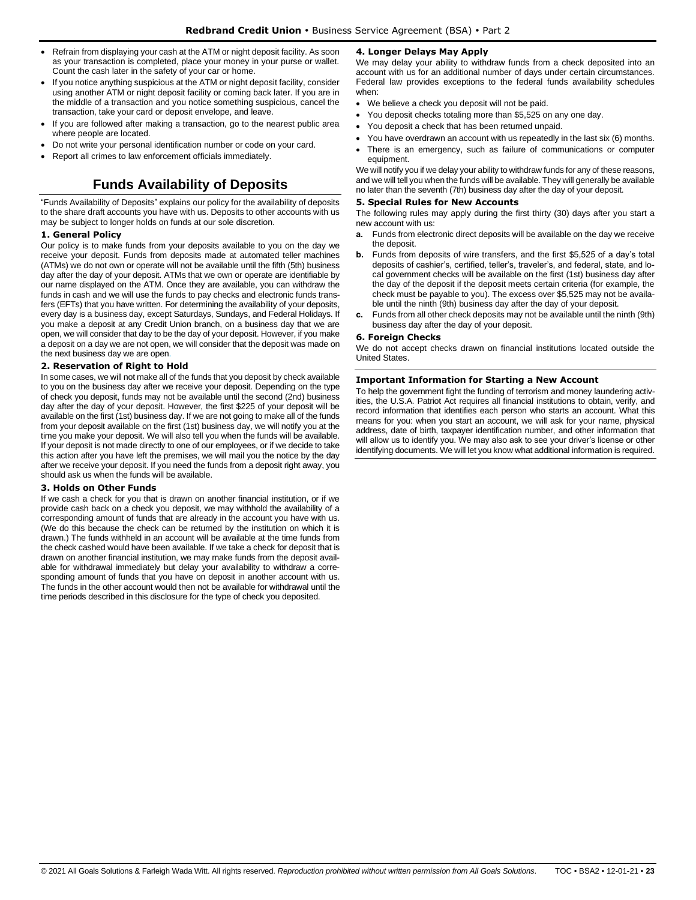- Refrain from displaying your cash at the ATM or night deposit facility. As soon as your transaction is completed, place your money in your purse or wallet. Count the cash later in the safety of your car or home.
- If you notice anything suspicious at the ATM or night deposit facility, consider using another ATM or night deposit facility or coming back later. If you are in the middle of a transaction and you notice something suspicious, cancel the transaction, take your card or deposit envelope, and leave.
- If you are followed after making a transaction, go to the nearest public area where people are located.
- Do not write your personal identification number or code on your card.
- Report all crimes to law enforcement officials immediately.

# Funds Availability of Deposits

"Funds Availability of Deposits" explains our policy for the availability of deposits to the share draft accounts you have with us. Deposits to other accounts with us may be subject to longer holds on funds at our sole discretion.

### 1. General Policy

Our policy is to make funds from your deposits available to you on the day we receive your deposit. Funds from deposits made at automated teller machines (ATMs) we do not own or operate will not be available until the fifth (5th) business day after the day of your deposit. ATMs that we own or operate are identifiable by our name displayed on the ATM. Once they are available, you can withdraw the funds in cash and we will use the funds to pay checks and electronic funds transfers (EFTs) that you have written. For determining the availability of your deposits, every day is a business day, except Saturdays, Sundays, and Federal Holidays. If you make a deposit at any Credit Union branch, on a business day that we are open, we will consider that day to be the day of your deposit. However, if you make a deposit on a day we are not open, we will consider that the deposit was made on the next business day we are open.

### 2. Reservation of Right to Hold

In some cases, we will not make all of the funds that you deposit by check available to you on the business day after we receive your deposit. Depending on the type of check you deposit, funds may not be available until the second (2nd) business day after the day of your deposit. However, the first $225 of your deposit will be available on the first (1st) business day. If we are not going to make all of the funds from your deposit available on the first (1st) business day, we will notify you at the time you make your deposit. We will also tell you when the funds will be available. If your deposit is not made directly to one of our employees, or if we decide to take this action after you have left the premises, we will mail you the notice by the day after we receive your deposit. If you need the funds from a deposit right away, you should ask us when the funds will be available.

### 3. Holds on Other Funds

If we cash a check for you that is drawn on another financial institution, or if we provide cash back on a check you deposit, we may withhold the availability of a corresponding amount of funds that are already in the account you have with us. (We do this because the check can be returned by the institution on which it is drawn.) The funds withheld in an account will be available at the time funds from the check cashed would have been available. If we take a check for deposit that is drawn on another financial institution, we may make funds from the deposit available for withdrawal immediately but delay your availability to withdraw a corresponding amount of funds that you have on deposit in another account with us. The funds in the other account would then not be available for withdrawal until the time periods described in this disclosure for the type of check you deposited.

### 4. Longer Delays May Apply

We may delay your ability to withdraw funds from a check deposited into an account with us for an additional number of days under certain circumstances. Federal law provides exceptions to the federal funds availability schedules when:

- We believe a check you deposit will not be paid.
- You deposit checks totaling more than $5,525 on any one day.
- You deposit a check that has been returned unpaid.
- You have overdrawn an account with us repeatedly in the last six (6) months.
- There is an emergency, such as failure of communications or computer equipment.

We will notify you if we delay your ability to withdraw funds for any of these reasons, and we will tell you when the funds will be available. They will generally be available no later than the seventh (7th) business day after the day of your deposit.

### 5. Special Rules for New Accounts

The following rules may apply during the first thirty (30) days after you start a new account with us:

**a.** Funds from electronic direct deposits will be available on the day we receive the deposit.

**b.** Funds from deposits of wire transfers, and the first $5,525 of a day's total deposits of cashier's, certified, teller's, traveler's, and federal, state, and local government checks will be available on the first (1st) business day after the day of the deposit if the deposit meets certain criteria (for example, the check must be payable to you). The excess over $5,525 may not be available until the ninth (9th) business day after the day of your deposit.

**c.** Funds from all other check deposits may not be available until the ninth (9th) business day after the day of your deposit.

### 6. Foreign Checks

We do not accept checks drawn on financial institutions located outside the United States.

### Important Information for Starting a New Account

To help the government fight the funding of terrorism and money laundering activities, the U.S.A. Patriot Act requires all financial institutions to obtain, verify, and record information that identifies each person who starts an account. What this means for you: when you start an account, we will ask for your name, physical address, date of birth, taxpayer identification number, and other information that will allow us to identify you. We may also ask to see your driver's license or other identifying documents. We will let you know what additional information is required.